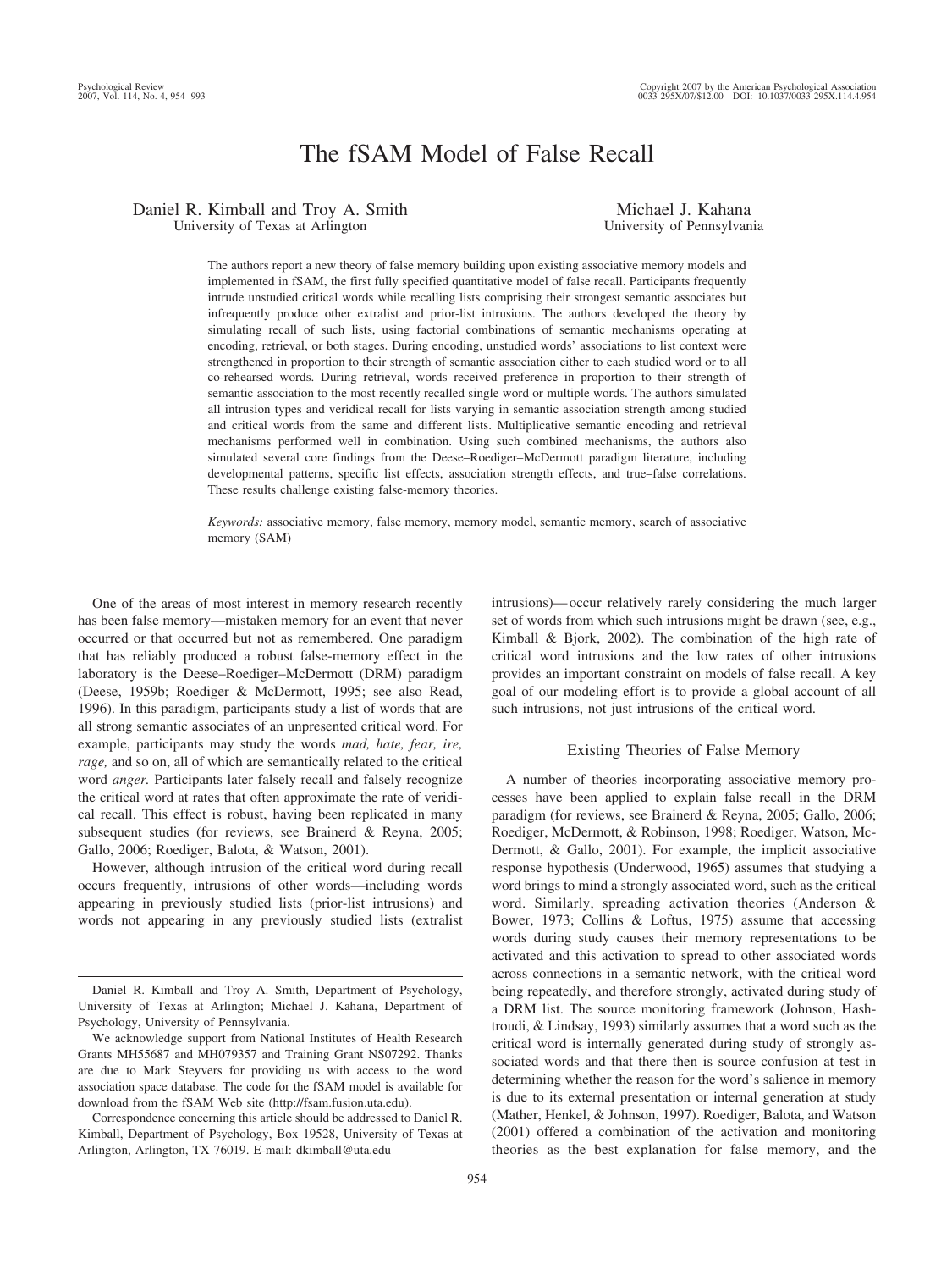# The fSAM Model of False Recall

Daniel R. Kimball and Troy A. Smith
University of Texas at Arlington

Michael J. Kahana
University of Pennsylvania

The authors report a new theory of false memory building upon existing associative memory models and implemented in fSAM, the first fully specified quantitative model of false recall. Participants frequently intrude unstudied critical words while recalling lists comprising their strongest semantic associates but infrequently produce other extralist and prior-list intrusions. The authors developed the theory by simulating recall of such lists, using factorial combinations of semantic mechanisms operating at encoding, retrieval, or both stages. During encoding, unstudied words' associations to list context were strengthened in proportion to their strength of semantic association either to each studied word or to all co-rehearsed words. During retrieval, words received preference in proportion to their strength of semantic association to the most recently recalled single word or multiple words. The authors simulated all intrusion types and veridical recall for lists varying in semantic association strength among studied and critical words from the same and different lists. Multiplicative semantic encoding and retrieval mechanisms performed well in combination. Using such combined mechanisms, the authors also simulated several core findings from the Deese–Roediger–McDermott paradigm literature, including developmental patterns, specific list effects, association strength effects, and true–false correlations. These results challenge existing false-memory theories.

*Keywords:* associative memory, false memory, memory model, semantic memory, search of associative memory (SAM)

One of the areas of most interest in memory research recently has been false memory—mistaken memory for an event that never occurred or that occurred but not as remembered. One paradigm that has reliably produced a robust false-memory effect in the laboratory is the Deese–Roediger–McDermott (DRM) paradigm (Deese, 1959b; Roediger & McDermott, 1995; see also Read, 1996). In this paradigm, participants study a list of words that are all strong semantic associates of an unpresented critical word. For example, participants may study the words *mad, hate, fear, ire, rage,* and so on, all of which are semantically related to the critical word *anger.* Participants later falsely recall and falsely recognize the critical word at rates that often approximate the rate of veridical recall. This effect is robust, having been replicated in many subsequent studies (for reviews, see Brainerd & Reyna, 2005; Gallo, 2006; Roediger, Balota, & Watson, 2001).

However, although intrusion of the critical word during recall occurs frequently, intrusions of other words—including words appearing in previously studied lists (prior-list intrusions) and words not appearing in any previously studied lists (extralist intrusions)—occur relatively rarely considering the much larger set of words from which such intrusions might be drawn (see, e.g., Kimball & Bjork, 2002). The combination of the high rate of critical word intrusions and the low rates of other intrusions provides an important constraint on models of false recall. A key goal of our modeling effort is to provide a global account of all such intrusions, not just intrusions of the critical word.

## Existing Theories of False Memory

A number of theories incorporating associative memory processes have been applied to explain false recall in the DRM paradigm (for reviews, see Brainerd & Reyna, 2005; Gallo, 2006; Roediger, McDermott, & Robinson, 1998; Roediger, Watson, McDermott, & Gallo, 2001). For example, the implicit associative response hypothesis (Underwood, 1965) assumes that studying a word brings to mind a strongly associated word, such as the critical word. Similarly, spreading activation theories (Anderson & Bower, 1973; Collins & Loftus, 1975) assume that accessing words during study causes their memory representations to be activated and this activation to spread to other associated words across connections in a semantic network, with the critical word being repeatedly, and therefore strongly, activated during study of a DRM list. The source monitoring framework (Johnson, Hashtroudi, & Lindsay, 1993) similarly assumes that a word such as the critical word is internally generated during study of strongly associated words and that there then is source confusion at test in determining whether the reason for the word's salience in memory is due to its external presentation or internal generation at study (Mather, Henkel, & Johnson, 1997). Roediger, Balota, and Watson (2001) offered a combination of the activation and monitoring theories as the best explanation for false memory, and the

---

Daniel R. Kimball and Troy A. Smith, Department of Psychology, University of Texas at Arlington; Michael J. Kahana, Department of Psychology, University of Pennsylvania.

We acknowledge support from National Institutes of Health Research Grants MH55687 and MH079357 and Training Grant NS07292. Thanks are due to Mark Steyvers for providing us with access to the word association space database. The code for the fSAM model is available for download from the fSAM Web site (http://fsam.fusion.uta.edu).

Correspondence concerning this article should be addressed to Daniel R. Kimball, Department of Psychology, Box 19528, University of Texas at Arlington, Arlington, TX 76019. E-mail: dkimball@uta.edu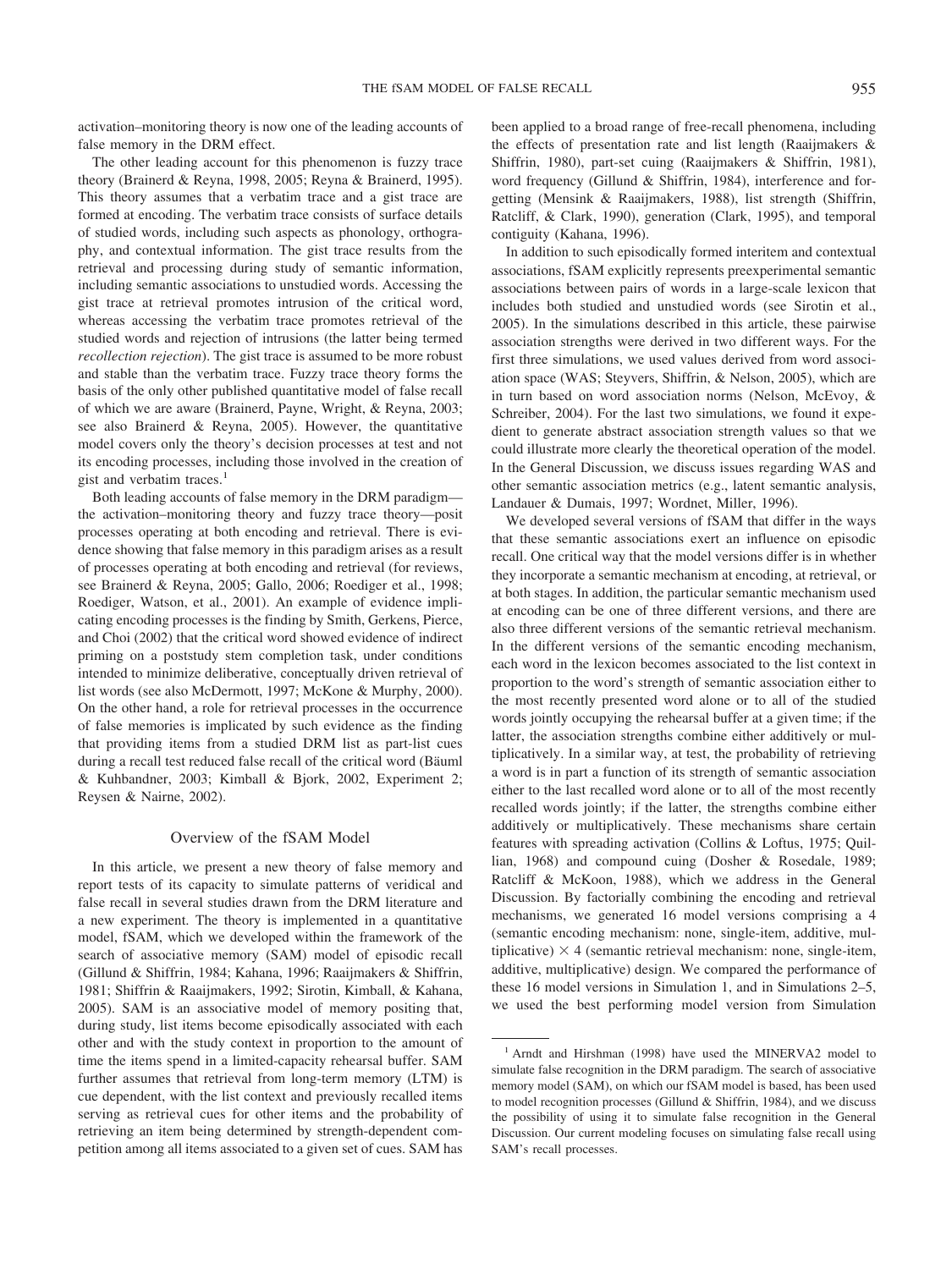activation–monitoring theory is now one of the leading accounts of false memory in the DRM effect.

The other leading account for this phenomenon is fuzzy trace theory (Brainerd & Reyna, 1998, 2005; Reyna & Brainerd, 1995). This theory assumes that a verbatim trace and a gist trace are formed at encoding. The verbatim trace consists of surface details of studied words, including such aspects as phonology, orthography, and contextual information. The gist trace results from the retrieval and processing during study of semantic information, including semantic associations to unstudied words. Accessing the gist trace at retrieval promotes intrusion of the critical word, whereas accessing the verbatim trace promotes retrieval of the studied words and rejection of intrusions (the latter being termed *recollection rejection*). The gist trace is assumed to be more robust and stable than the verbatim trace. Fuzzy trace theory forms the basis of the only other published quantitative model of false recall of which we are aware (Brainerd, Payne, Wright, & Reyna, 2003; see also Brainerd & Reyna, 2005). However, the quantitative model covers only the theory's decision processes at test and not its encoding processes, including those involved in the creation of gist and verbatim traces.[1]

Both leading accounts of false memory in the DRM paradigm—the activation–monitoring theory and fuzzy trace theory—posit processes operating at both encoding and retrieval. There is evidence showing that false memory in this paradigm arises as a result of processes operating at both encoding and retrieval (for reviews, see Brainerd & Reyna, 2005; Gallo, 2006; Roediger et al., 1998; Roediger, Watson, et al., 2001). An example of evidence implicating encoding processes is the finding by Smith, Gerkens, Pierce, and Choi (2002) that the critical word showed evidence of indirect priming on a poststudy stem completion task, under conditions intended to minimize deliberative, conceptually driven retrieval of list words (see also McDermott, 1997; McKone & Murphy, 2000). On the other hand, a role for retrieval processes in the occurrence of false memories is implicated by such evidence as the finding that providing items from a studied DRM list as part-list cues during a recall test reduced false recall of the critical word (Bäuml & Kuhbandner, 2003; Kimball & Bjork, 2002, Experiment 2; Reysen & Nairne, 2002).

## Overview of the fSAM Model

In this article, we present a new theory of false memory and report tests of its capacity to simulate patterns of veridical and false recall in several studies drawn from the DRM literature and a new experiment. The theory is implemented in a quantitative model, fSAM, which we developed within the framework of the search of associative memory (SAM) model of episodic recall (Gillund & Shiffrin, 1984; Kahana, 1996; Raaijmakers & Shiffrin, 1981; Shiffrin & Raaijmakers, 1992; Sirotin, Kimball, & Kahana, 2005). SAM is an associative model of memory positing that, during study, list items become episodically associated with each other and with the study context in proportion to the amount of time the items spend in a limited-capacity rehearsal buffer. SAM further assumes that retrieval from long-term memory (LTM) is cue dependent, with the list context and previously recalled items serving as retrieval cues for other items and the probability of retrieving an item being determined by strength-dependent competition among all items associated to a given set of cues. SAM has been applied to a broad range of free-recall phenomena, including the effects of presentation rate and list length (Raaijmakers & Shiffrin, 1980), part-set cuing (Raaijmakers & Shiffrin, 1981), word frequency (Gillund & Shiffrin, 1984), interference and forgetting (Mensink & Raaijmakers, 1988), list strength (Shiffrin, Ratcliff, & Clark, 1990), generation (Clark, 1995), and temporal contiguity (Kahana, 1996).

In addition to such episodically formed interitem and contextual associations, fSAM explicitly represents preexperimental semantic associations between pairs of words in a large-scale lexicon that includes both studied and unstudied words (see Sirotin et al., 2005). In the simulations described in this article, these pairwise association strengths were derived in two different ways. For the first three simulations, we used values derived from word association space (WAS; Steyvers, Shiffrin, & Nelson, 2005), which are in turn based on word association norms (Nelson, McEvoy, & Schreiber, 2004). For the last two simulations, we found it expedient to generate abstract association strength values so that we could illustrate more clearly the theoretical operation of the model. In the General Discussion, we discuss issues regarding WAS and other semantic association metrics (e.g., latent semantic analysis, Landauer & Dumais, 1997; Wordnet, Miller, 1996).

We developed several versions of fSAM that differ in the ways that these semantic associations exert an influence on episodic recall. One critical way that the model versions differ is in whether they incorporate a semantic mechanism at encoding, at retrieval, or at both stages. In addition, the particular semantic mechanism used at encoding can be one of three different versions, and there are also three different versions of the semantic retrieval mechanism. In the different versions of the semantic encoding mechanism, each word in the lexicon becomes associated to the list context in proportion to the word's strength of semantic association either to the most recently presented word alone or to all of the studied words jointly occupying the rehearsal buffer at a given time; if the latter, the association strengths combine either additively or multiplicatively. In a similar way, at test, the probability of retrieving a word is in part a function of its strength of semantic association either to the last recalled word alone or to all of the most recently recalled words jointly; if the latter, the strengths combine either additively or multiplicatively. These mechanisms share certain features with spreading activation (Collins & Loftus, 1975; Quillian, 1968) and compound cuing (Dosher & Rosedale, 1989; Ratcliff & McKoon, 1988), which we address in the General Discussion. By factorially combining the encoding and retrieval mechanisms, we generated 16 model versions comprising a 4 (semantic encoding mechanism: none, single-item, additive, multiplicative) × 4 (semantic retrieval mechanism: none, single-item, additive, multiplicative) design. We compared the performance of these 16 model versions in Simulation 1, and in Simulations 2–5, we used the best performing model version from Simulation

[1] Arndt and Hirshman (1998) have used the MINERVA2 model to simulate false recognition in the DRM paradigm. The search of associative memory model (SAM), on which our fSAM model is based, has been used to model recognition processes (Gillund & Shiffrin, 1984), and we discuss the possibility of using it to simulate false recognition in the General Discussion. Our current modeling focuses on simulating false recall using SAM's recall processes.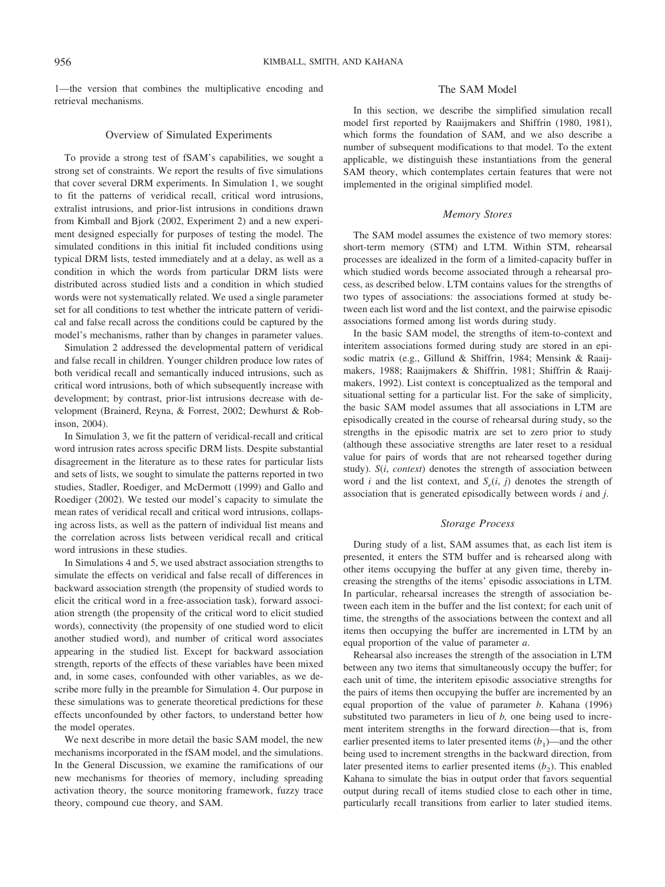1—the version that combines the multiplicative encoding and retrieval mechanisms.

## Overview of Simulated Experiments

To provide a strong test of fSAM's capabilities, we sought a strong set of constraints. We report the results of five simulations that cover several DRM experiments. In Simulation 1, we sought to fit the patterns of veridical recall, critical word intrusions, extralist intrusions, and prior-list intrusions in conditions drawn from Kimball and Bjork (2002, Experiment 2) and a new experiment designed especially for purposes of testing the model. The simulated conditions in this initial fit included conditions using typical DRM lists, tested immediately and at a delay, as well as a condition in which the words from particular DRM lists were distributed across studied lists and a condition in which studied words were not systematically related. We used a single parameter set for all conditions to test whether the intricate pattern of veridical and false recall across the conditions could be captured by the model's mechanisms, rather than by changes in parameter values.

Simulation 2 addressed the developmental pattern of veridical and false recall in children. Younger children produce low rates of both veridical recall and semantically induced intrusions, such as critical word intrusions, both of which subsequently increase with development; by contrast, prior-list intrusions decrease with development (Brainerd, Reyna, & Forrest, 2002; Dewhurst & Robinson, 2004).

In Simulation 3, we fit the pattern of veridical-recall and critical word intrusion rates across specific DRM lists. Despite substantial disagreement in the literature as to these rates for particular lists and sets of lists, we sought to simulate the patterns reported in two studies, Stadler, Roediger, and McDermott (1999) and Gallo and Roediger (2002). We tested our model's capacity to simulate the mean rates of veridical recall and critical word intrusions, collapsing across lists, as well as the pattern of individual list means and the correlation across lists between veridical recall and critical word intrusions in these studies.

In Simulations 4 and 5, we used abstract association strengths to simulate the effects on veridical and false recall of differences in backward association strength (the propensity of studied words to elicit the critical word in a free-association task), forward association strength (the propensity of the critical word to elicit studied words), connectivity (the propensity of one studied word to elicit another studied word), and number of critical word associates appearing in the studied list. Except for backward association strength, reports of the effects of these variables have been mixed and, in some cases, confounded with other variables, as we describe more fully in the preamble for Simulation 4. Our purpose in these simulations was to generate theoretical predictions for these effects unconfounded by other factors, to understand better how the model operates.

We next describe in more detail the basic SAM model, the new mechanisms incorporated in the fSAM model, and the simulations. In the General Discussion, we examine the ramifications of our new mechanisms for theories of memory, including spreading activation theory, the source monitoring framework, fuzzy trace theory, compound cue theory, and SAM.

## The SAM Model

In this section, we describe the simplified simulation recall model first reported by Raaijmakers and Shiffrin (1980, 1981), which forms the foundation of SAM, and we also describe a number of subsequent modifications to that model. To the extent applicable, we distinguish these instantiations from the general SAM theory, which contemplates certain features that were not implemented in the original simplified model.

### *Memory Stores*

The SAM model assumes the existence of two memory stores: short-term memory (STM) and LTM. Within STM, rehearsal processes are idealized in the form of a limited-capacity buffer in which studied words become associated through a rehearsal process, as described below. LTM contains values for the strengths of two types of associations: the associations formed at study between each list word and the list context, and the pairwise episodic associations formed among list words during study.

In the basic SAM model, the strengths of item-to-context and interitem associations formed during study are stored in an episodic matrix (e.g., Gillund & Shiffrin, 1984; Mensink & Raaijmakers, 1988; Raaijmakers & Shiffrin, 1981; Shiffrin & Raaijmakers, 1992). List context is conceptualized as the temporal and situational setting for a particular list. For the sake of simplicity, the basic SAM model assumes that all associations in LTM are episodically created in the course of rehearsal during study, so the strengths in the episodic matrix are set to zero prior to study (although these associative strengths are later reset to a residual value for pairs of words that are not rehearsed together during study). $S(i, context)$ denotes the strength of association between word $i$ and the list context, and $S_e(i, j)$ denotes the strength of association that is generated episodically between words $i$ and $j$.

### *Storage Process*

During study of a list, SAM assumes that, as each list item is presented, it enters the STM buffer and is rehearsed along with other items occupying the buffer at any given time, thereby increasing the strengths of the items' episodic associations in LTM. In particular, rehearsal increases the strength of association between each item in the buffer and the list context; for each unit of time, the strengths of the associations between the context and all items then occupying the buffer are incremented in LTM by an equal proportion of the value of parameter $a$.

Rehearsal also increases the strength of the association in LTM between any two items that simultaneously occupy the buffer; for each unit of time, the interitem episodic associative strengths for the pairs of items then occupying the buffer are incremented by an equal proportion of the value of parameter $b$. Kahana (1996) substituted two parameters in lieu of $b$, one being used to increment interitem strengths in the forward direction—that is, from earlier presented items to later presented items ($b_1$)—and the other being used to increment strengths in the backward direction, from later presented items to earlier presented items ($b_2$). This enabled Kahana to simulate the bias in output order that favors sequential output during recall of items studied close to each other in time, particularly recall transitions from earlier to later studied items.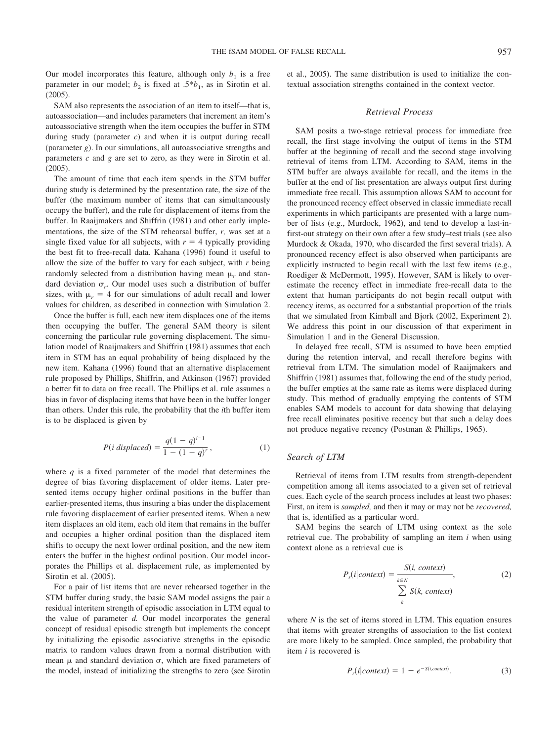Our model incorporates this feature, although only $b_1$ is a free parameter in our model; $b_2$ is fixed at $.5*b_1$, as in Sirotin et al. (2005).

SAM also represents the association of an item to itself—that is, autoassociation—and includes parameters that increment an item's autoassociative strength when the item occupies the buffer in STM during study (parameter $c$) and when it is output during recall (parameter $g$). In our simulations, all autoassociative strengths and parameters $c$ and $g$ are set to zero, as they were in Sirotin et al. (2005).

The amount of time that each item spends in the STM buffer during study is determined by the presentation rate, the size of the buffer (the maximum number of items that can simultaneously occupy the buffer), and the rule for displacement of items from the buffer. In Raaijmakers and Shiffrin (1981) and other early implementations, the size of the STM rehearsal buffer, $r$, was set at a single fixed value for all subjects, with $r = 4$ typically providing the best fit to free-recall data. Kahana (1996) found it useful to allow the size of the buffer to vary for each subject, with $r$ being randomly selected from a distribution having mean $\mu_r$ and standard deviation $\sigma_r$. Our model uses such a distribution of buffer sizes, with $\mu_r = 4$ for our simulations of adult recall and lower values for children, as described in connection with Simulation 2.

Once the buffer is full, each new item displaces one of the items then occupying the buffer. The general SAM theory is silent concerning the particular rule governing displacement. The simulation model of Raaijmakers and Shiffrin (1981) assumes that each item in STM has an equal probability of being displaced by the new item. Kahana (1996) found that an alternative displacement rule proposed by Phillips, Shiffrin, and Atkinson (1967) provided a better fit to data on free recall. The Phillips et al. rule assumes a bias in favor of displacing items that have been in the buffer longer than others. Under this rule, the probability that the $i$th buffer item is to be displaced is given by

$$P(i\ displaced) = \frac{q(1-q)^{i-1}}{1-(1-q)^{r}}, \tag{1}$$

where $q$ is a fixed parameter of the model that determines the degree of bias favoring displacement of older items. Later presented items occupy higher ordinal positions in the buffer than earlier-presented items, thus insuring a bias under the displacement rule favoring displacement of earlier presented items. When a new item displaces an old item, each old item that remains in the buffer and occupies a higher ordinal position than the displaced item shifts to occupy the next lower ordinal position, and the new item enters the buffer in the highest ordinal position. Our model incorporates the Phillips et al. displacement rule, as implemented by Sirotin et al. (2005).

For a pair of list items that are never rehearsed together in the STM buffer during study, the basic SAM model assigns the pair a residual interitem strength of episodic association in LTM equal to the value of parameter $d$. Our model incorporates the general concept of residual episodic strength but implements the concept by initializing the episodic associative strengths in the episodic matrix to random values drawn from a normal distribution with mean $\mu$ and standard deviation $\sigma$, which are fixed parameters of the model, instead of initializing the strengths to zero (see Sirotin et al., 2005). The same distribution is used to initialize the contextual association strengths contained in the context vector.

### *Retrieval Process*

SAM posits a two-stage retrieval process for immediate free recall, the first stage involving the output of items in the STM buffer at the beginning of recall and the second stage involving retrieval of items from LTM. According to SAM, items in the STM buffer are always available for recall, and the items in the buffer at the end of list presentation are always output first during immediate free recall. This assumption allows SAM to account for the pronounced recency effect observed in classic immediate recall experiments in which participants are presented with a large number of lists (e.g., Murdock, 1962), and tend to develop a last-in-first-out strategy on their own after a few study–test trials (see also Murdock & Okada, 1970, who discarded the first several trials). A pronounced recency effect is also observed when participants are explicitly instructed to begin recall with the last few items (e.g., Roediger & McDermott, 1995). However, SAM is likely to overestimate the recency effect in immediate free-recall data to the extent that human participants do not begin recall output with recency items, as occurred for a substantial proportion of the trials that we simulated from Kimball and Bjork (2002, Experiment 2). We address this point in our discussion of that experiment in Simulation 1 and in the General Discussion.

In delayed free recall, STM is assumed to have been emptied during the retention interval, and recall therefore begins with retrieval from LTM. The simulation model of Raaijmakers and Shiffrin (1981) assumes that, following the end of the study period, the buffer empties at the same rate as items were displaced during study. This method of gradually emptying the contents of STM enables SAM models to account for data showing that delaying free recall eliminates positive recency but that such a delay does not produce negative recency (Postman & Phillips, 1965).

### *Search of LTM*

Retrieval of items from LTM results from strength-dependent competition among all items associated to a given set of retrieval cues. Each cycle of the search process includes at least two phases: First, an item is *sampled,* and then it may or may not be *recovered,* that is, identified as a particular word.

SAM begins the search of LTM using context as the sole retrieval cue. The probability of sampling an item $i$ when using context alone as a retrieval cue is

$$P_s(i|context) = \frac{S(i,\ context)}{\sum_{k}^{k \in N} S(k,\ context)}, \tag{2}$$

where $N$ is the set of items stored in LTM. This equation ensures that items with greater strengths of association to the list context are more likely to be sampled. Once sampled, the probability that item $i$ is recovered is

$$P_r(i|context) = 1 - e^{-S(i,context)}. \tag{3}$$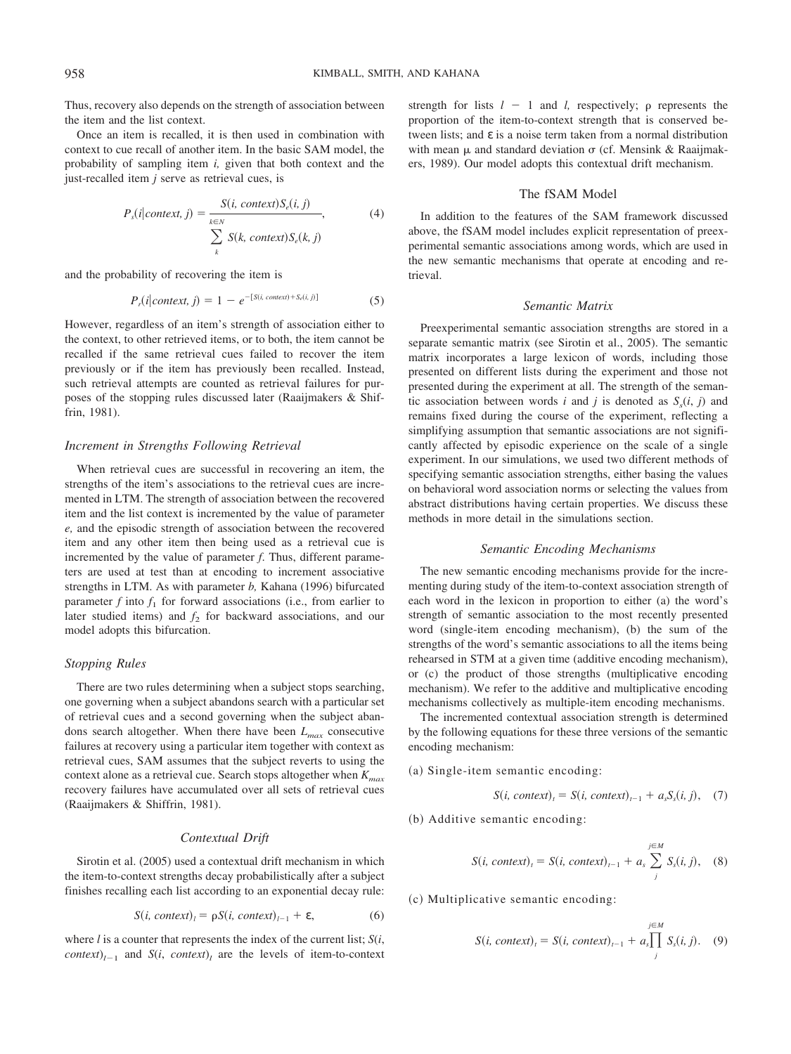Thus, recovery also depends on the strength of association between the item and the list context.

Once an item is recalled, it is then used in combination with context to cue recall of another item. In the basic SAM model, the probability of sampling item *i,* given that both context and the just-recalled item *j* serve as retrieval cues, is

$$P_s(i|context, j) = \frac{S(i, context)S_e(i, j)}{\sum_{k}^{k \in N} S(k, context)S_e(k, j)}, \quad (4)$$

and the probability of recovering the item is

$$P_r(i|context, j) = 1 - e^{-[S(i, context) + S_e(i, j)]} \quad (5)$$

However, regardless of an item's strength of association either to the context, to other retrieved items, or to both, the item cannot be recalled if the same retrieval cues failed to recover the item previously or if the item has previously been recalled. Instead, such retrieval attempts are counted as retrieval failures for purposes of the stopping rules discussed later (Raaijmakers & Shiffrin, 1981).

### *Increment in Strengths Following Retrieval*

When retrieval cues are successful in recovering an item, the strengths of the item's associations to the retrieval cues are incremented in LTM. The strength of association between the recovered item and the list context is incremented by the value of parameter *e,* and the episodic strength of association between the recovered item and any other item then being used as a retrieval cue is incremented by the value of parameter *f*. Thus, different parameters are used at test than at encoding to increment associative strengths in LTM. As with parameter *b,* Kahana (1996) bifurcated parameter *f* into $f_1$ for forward associations (i.e., from earlier to later studied items) and $f_2$ for backward associations, and our model adopts this bifurcation.

### *Stopping Rules*

There are two rules determining when a subject stops searching, one governing when a subject abandons search with a particular set of retrieval cues and a second governing when the subject abandons search altogether. When there have been $L_{max}$ consecutive failures at recovery using a particular item together with context as retrieval cues, SAM assumes that the subject reverts to using the context alone as a retrieval cue. Search stops altogether when $K_{max}$ recovery failures have accumulated over all sets of retrieval cues (Raaijmakers & Shiffrin, 1981).

### *Contextual Drift*

Sirotin et al. (2005) used a contextual drift mechanism in which the item-to-context strengths decay probabilistically after a subject finishes recalling each list according to an exponential decay rule:

$$S(i, context)_l = \rho S(i, context)_{l-1} + \varepsilon, \quad (6)$$

where *l* is a counter that represents the index of the current list; $S(i, context)_{l-1}$ and $S(i, context)_l$ are the levels of item-to-context strength for lists $l - 1$ and *l,* respectively; $\rho$ represents the proportion of the item-to-context strength that is conserved between lists; and $\varepsilon$ is a noise term taken from a normal distribution with mean $\mu$ and standard deviation $\sigma$ (cf. Mensink & Raaijmakers, 1989). Our model adopts this contextual drift mechanism.

## The fSAM Model

In addition to the features of the SAM framework discussed above, the fSAM model includes explicit representation of preexperimental semantic associations among words, which are used in the new semantic mechanisms that operate at encoding and retrieval.

### *Semantic Matrix*

Preexperimental semantic association strengths are stored in a separate semantic matrix (see Sirotin et al., 2005). The semantic matrix incorporates a large lexicon of words, including those presented on different lists during the experiment and those not presented during the experiment at all. The strength of the semantic association between words *i* and *j* is denoted as $S_s(i, j)$ and remains fixed during the course of the experiment, reflecting a simplifying assumption that semantic associations are not significantly affected by episodic experience on the scale of a single experiment. In our simulations, we used two different methods of specifying semantic association strengths, either basing the values on behavioral word association norms or selecting the values from abstract distributions having certain properties. We discuss these methods in more detail in the simulations section.

### *Semantic Encoding Mechanisms*

The new semantic encoding mechanisms provide for the incrementing during study of the item-to-context association strength of each word in the lexicon in proportion to either (a) the word's strength of semantic association to the most recently presented word (single-item encoding mechanism), (b) the sum of the strengths of the word's semantic associations to all the items being rehearsed in STM at a given time (additive encoding mechanism), or (c) the product of those strengths (multiplicative encoding mechanism). We refer to the additive and multiplicative encoding mechanisms collectively as multiple-item encoding mechanisms.

The incremented contextual association strength is determined by the following equations for these three versions of the semantic encoding mechanism:

(a) Single-item semantic encoding:

$$S(i, context)_t = S(i, context)_{t-1} + a_s S_s(i, j), \quad (7)$$

(b) Additive semantic encoding:

$$S(i, context)_t = S(i, context)_{t-1} + a_s \sum_{j}^{j \in M} S_s(i, j), \quad (8)$$

(c) Multiplicative semantic encoding:

$$S(i, context)_t = S(i, context)_{t-1} + a_s \prod_{j}^{j \in M} S_s(i, j). \quad (9)$$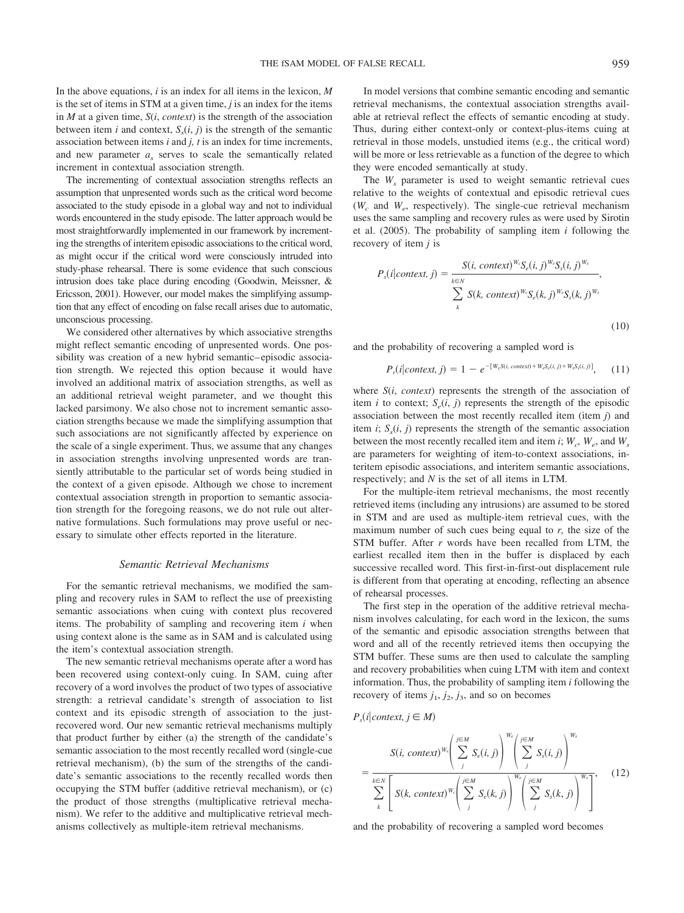In the above equations, $i$ is an index for all items in the lexicon, $M$ is the set of items in STM at a given time, $j$ is an index for the items in $M$ at a given time, $S(i, context)$ is the strength of the association between item $i$ and context, $S_s(i, j)$ is the strength of the semantic association between items $i$ and $j$, $t$ is an index for time increments, and new parameter $a_s$ serves to scale the semantically related increment in contextual association strength.

The incrementing of contextual association strengths reflects an assumption that unpresented words such as the critical word become associated to the study episode in a global way and not to individual words encountered in the study episode. The latter approach would be most straightforwardly implemented in our framework by incrementing the strengths of interitem episodic associations to the critical word, as might occur if the critical word were consciously intruded into study-phase rehearsal. There is some evidence that such conscious intrusion does take place during encoding (Goodwin, Meissner, & Ericsson, 2001). However, our model makes the simplifying assumption that any effect of encoding on false recall arises due to automatic, unconscious processing.

We considered other alternatives by which associative strengths might reflect semantic encoding of unpresented words. One possibility was creation of a new hybrid semantic–episodic association strength. We rejected this option because it would have involved an additional matrix of association strengths, as well as an additional retrieval weight parameter, and we thought this lacked parsimony. We also chose not to increment semantic association strengths because we made the simplifying assumption that such associations are not significantly affected by experience on the scale of a single experiment. Thus, we assume that any changes in association strengths involving unpresented words are transiently attributable to the particular set of words being studied in the context of a given episode. Although we chose to increment contextual association strength in proportion to semantic association strength for the foregoing reasons, we do not rule out alternative formulations. Such formulations may prove useful or necessary to simulate other effects reported in the literature.

### Semantic Retrieval Mechanisms

For the semantic retrieval mechanisms, we modified the sampling and recovery rules in SAM to reflect the use of preexisting semantic associations when cuing with context plus recovered items. The probability of sampling and recovering item $i$ when using context alone is the same as in SAM and is calculated using the item's contextual association strength.

The new semantic retrieval mechanisms operate after a word has been recovered using context-only cuing. In SAM, cuing after recovery of a word involves the product of two types of associative strength: a retrieval candidate's strength of association to list context and its episodic strength of association to the just-recovered word. Our new semantic retrieval mechanisms multiply that product further by either (a) the strength of the candidate's semantic association to the most recently recalled word (single-cue retrieval mechanism), (b) the sum of the strengths of the candidate's semantic associations to the recently recalled words then occupying the STM buffer (additive retrieval mechanism), or (c) the product of those strengths (multiplicative retrieval mechanism). We refer to the additive and multiplicative retrieval mechanisms collectively as multiple-item retrieval mechanisms.

In model versions that combine semantic encoding and semantic retrieval mechanisms, the contextual association strengths available at retrieval reflect the effects of semantic encoding at study. Thus, during either context-only or context-plus-items cuing at retrieval in those models, unstudied items (e.g., the critical word) will be more or less retrievable as a function of the degree to which they were encoded semantically at study.

The $W_s$ parameter is used to weight semantic retrieval cues relative to the weights of contextual and episodic retrieval cues ($W_c$ and $W_e$, respectively). The single-cue retrieval mechanism uses the same sampling and recovery rules as were used by Sirotin et al. (2005). The probability of sampling item $i$ following the recovery of item $j$ is

$$P_s(i|context, j) = \frac{S(i, context)^{W_c} S_e(i, j)^{W_e} S_s(i, j)^{W_s}}{\sum_{k}^{k \in N} S(k, context)^{W_c} S_e(k, j)^{W_e} S_s(k, j)^{W_s}}, \tag{10}$$

and the probability of recovering a sampled word is

$$P_r(i|context, j) = 1 - e^{-[W_c S(i, context) + W_e S_e(i, j) + W_s S_s(i, j)]}, \tag{11}$$

where $S(i, context)$ represents the strength of the association of item $i$ to context; $S_e(i, j)$ represents the strength of the episodic association between the most recently recalled item (item $j$) and item $i$; $S_s(i, j)$ represents the strength of the semantic association between the most recently recalled item and item $i$; $W_c$, $W_e$, and $W_s$ are parameters for weighting of item-to-context associations, interitem episodic associations, and interitem semantic associations, respectively; and $N$ is the set of all items in LTM.

For the multiple-item retrieval mechanisms, the most recently retrieved items (including any intrusions) are assumed to be stored in STM and are used as multiple-item retrieval cues, with the maximum number of such cues being equal to $r$, the size of the STM buffer. After $r$ words have been recalled from LTM, the earliest recalled item then in the buffer is displaced by each successive recalled word. This first-in-first-out displacement rule is different from that operating at encoding, reflecting an absence of rehearsal processes.

The first step in the operation of the additive retrieval mechanism involves calculating, for each word in the lexicon, the sums of the semantic and episodic association strengths between that word and all of the recently retrieved items then occupying the STM buffer. These sums are then used to calculate the sampling and recovery probabilities when cuing LTM with item and context information. Thus, the probability of sampling item $i$ following the recovery of items $j_1$, $j_2$, $j_3$, and so on becomes

$$P_s(i|context, j \in M) = \frac{S(i, context)^{W_c} \left( \sum_{j}^{j \in M} S_e(i, j) \right)^{W_e} \left( \sum_{j}^{j \in M} S_s(i, j) \right)^{W_s}}{\sum_{k}^{k \in N} \left[ S(k, context)^{W_c} \left( \sum_{j}^{j \in M} S_e(k, j) \right)^{W_e} \left( \sum_{j}^{j \in M} S_s(k, j) \right)^{W_s} \right]}, \tag{12}$$

and the probability of recovering a sampled word becomes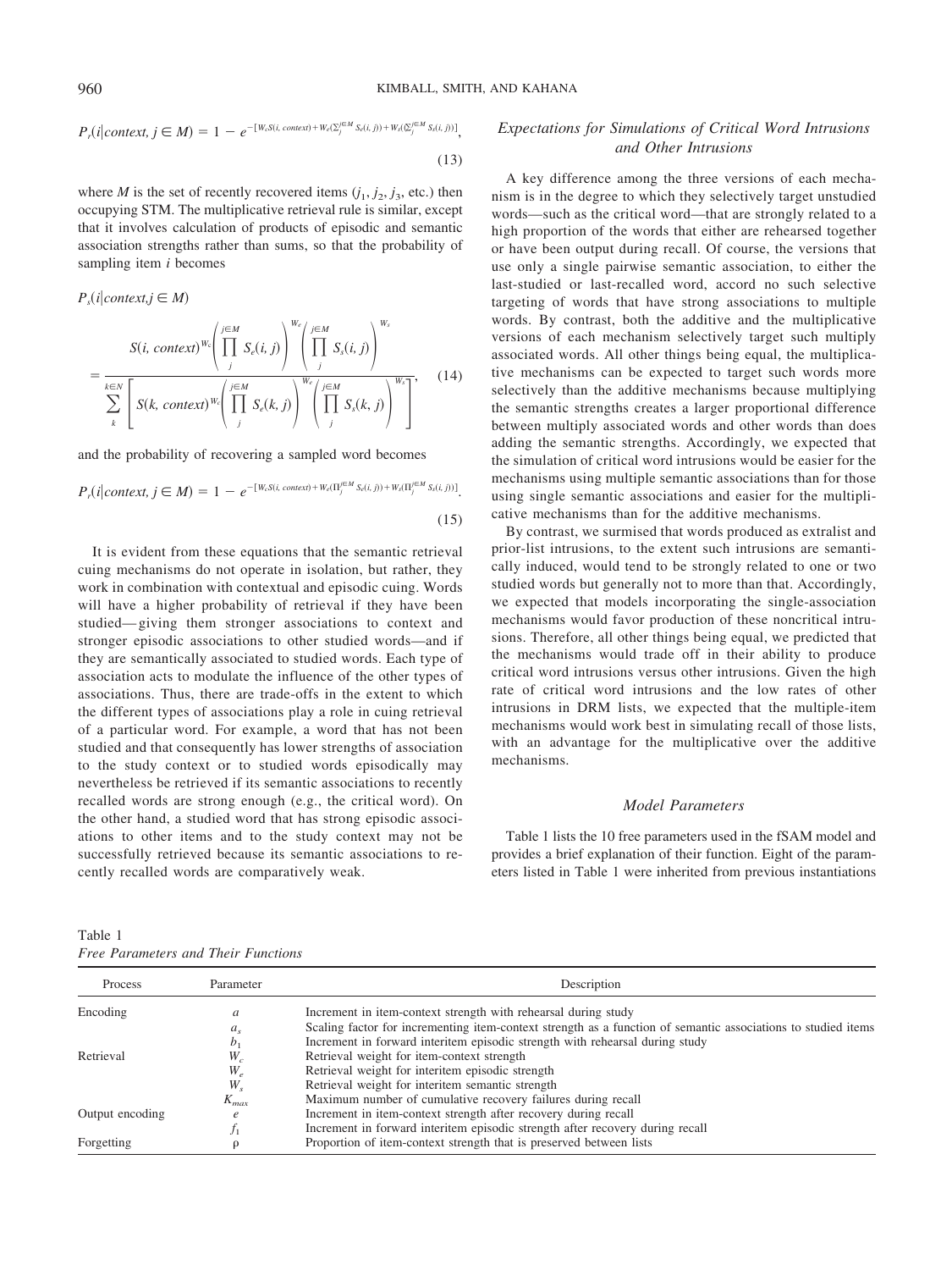$$P_r(i|context, j \in M) = 1 - e^{-[W_c S(i, context) + W_e(\sum_j^{j \in M} S_e(i, j)) + W_s(\sum_j^{j \in M} S_s(i, j))]}, \quad (13)$$

where $M$ is the set of recently recovered items ($j_1, j_2, j_3$, etc.) then occupying STM. The multiplicative retrieval rule is similar, except that it involves calculation of products of episodic and semantic association strengths rather than sums, so that the probability of sampling item $i$ becomes

$$P_s(i|context, j \in M) = \frac{S(i, context)^{W_c}\left(\prod_j^{j \in M} S_e(i, j)\right)^{W_e}\left(\prod_j^{j \in M} S_s(i, j)\right)^{W_s}}{\sum_k^{k \in N}\left[S(k, context)^{W_c}\left(\prod_j^{j \in M} S_e(k, j)\right)^{W_e}\left(\prod_j^{j \in M} S_s(k, j)\right)^{W_s}\right]}, \quad (14)$$

and the probability of recovering a sampled word becomes

$$P_r(i|context, j \in M) = 1 - e^{-[W_c S(i, context) + W_e(\prod_j^{j \in M} S_e(i, j)) + W_s(\prod_j^{j \in M} S_s(i, j))]}. \quad (15)$$

It is evident from these equations that the semantic retrieval cuing mechanisms do not operate in isolation, but rather, they work in combination with contextual and episodic cuing. Words will have a higher probability of retrieval if they have been studied—giving them stronger associations to context and stronger episodic associations to other studied words—and if they are semantically associated to studied words. Each type of association acts to modulate the influence of the other types of associations. Thus, there are trade-offs in the extent to which the different types of associations play a role in cuing retrieval of a particular word. For example, a word that has not been studied and that consequently has lower strengths of association to the study context or to studied words episodically may nevertheless be retrieved if its semantic associations to recently recalled words are strong enough (e.g., the critical word). On the other hand, a studied word that has strong episodic associations to other items and to the study context may not be successfully retrieved because its semantic associations to recently recalled words are comparatively weak.

### *Expectations for Simulations of Critical Word Intrusions and Other Intrusions*

A key difference among the three versions of each mechanism is in the degree to which they selectively target unstudied words—such as the critical word—that are strongly related to a high proportion of the words that either are rehearsed together or have been output during recall. Of course, the versions that use only a single pairwise semantic association, to either the last-studied or last-recalled word, accord no such selective targeting of words that have strong associations to multiple words. By contrast, both the additive and the multiplicative versions of each mechanism selectively target such multiply associated words. All other things being equal, the multiplicative mechanisms can be expected to target such words more selectively than the additive mechanisms because multiplying the semantic strengths creates a larger proportional difference between multiply associated words and other words than does adding the semantic strengths. Accordingly, we expected that the simulation of critical word intrusions would be easier for the mechanisms using multiple semantic associations than for those using single semantic associations and easier for the multiplicative mechanisms than for the additive mechanisms.

By contrast, we surmised that words produced as extralist and prior-list intrusions, to the extent such intrusions are semantically induced, would tend to be strongly related to one or two studied words but generally not to more than that. Accordingly, we expected that models incorporating the single-association mechanisms would favor production of these noncritical intrusions. Therefore, all other things being equal, we predicted that the mechanisms would trade off in their ability to produce critical word intrusions versus other intrusions. Given the high rate of critical word intrusions and the low rates of other intrusions in DRM lists, we expected that the multiple-item mechanisms would work best in simulating recall of those lists, with an advantage for the multiplicative over the additive mechanisms.

### *Model Parameters*

Table 1 lists the 10 free parameters used in the fSAM model and provides a brief explanation of their function. Eight of the parameters listed in Table 1 were inherited from previous instantiations

Table 1
*Free Parameters and Their Functions*

| Process | Parameter | Description |
|---|---|---|
| Encoding | $a$ | Increment in item-context strength with rehearsal during study |
| | $a_s$ | Scaling factor for incrementing item-context strength as a function of semantic associations to studied items |
| | $b_1$ | Increment in forward interitem episodic strength with rehearsal during study |
| Retrieval | $W_c$ | Retrieval weight for item-context strength |
| | $W_e$ | Retrieval weight for interitem episodic strength |
| | $W_s$ | Retrieval weight for interitem semantic strength |
| | $K_{max}$ | Maximum number of cumulative recovery failures during recall |
| Output encoding | $e$ | Increment in item-context strength after recovery during recall |
| | $f_1$ | Increment in forward interitem episodic strength after recovery during recall |
| Forgetting | $\rho$ | Proportion of item-context strength that is preserved between lists |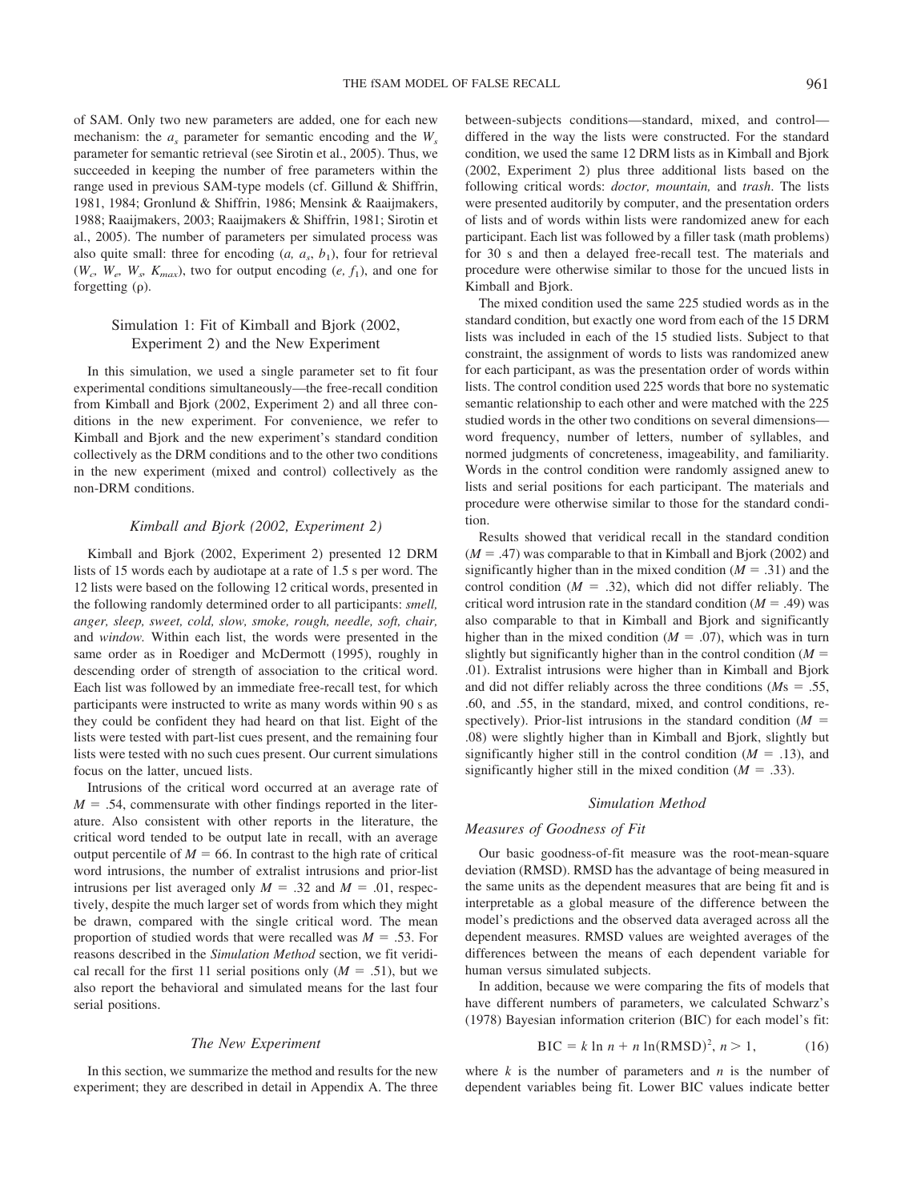of SAM. Only two new parameters are added, one for each new mechanism: the $a_s$ parameter for semantic encoding and the $W_s$ parameter for semantic retrieval (see Sirotin et al., 2005). Thus, we succeeded in keeping the number of free parameters within the range used in previous SAM-type models (cf. Gillund & Shiffrin, 1981, 1984; Gronlund & Shiffrin, 1986; Mensink & Raaijmakers, 1988; Raaijmakers, 2003; Raaijmakers & Shiffrin, 1981; Sirotin et al., 2005). The number of parameters per simulated process was also quite small: three for encoding ($a$, $a_s$, $b_1$), four for retrieval ($W_c$, $W_e$, $W_s$, $K_{max}$), two for output encoding ($e$, $f_1$), and one for forgetting ($\rho$).

## Simulation 1: Fit of Kimball and Bjork (2002, Experiment 2) and the New Experiment

In this simulation, we used a single parameter set to fit four experimental conditions simultaneously—the free-recall condition from Kimball and Bjork (2002, Experiment 2) and all three conditions in the new experiment. For convenience, we refer to Kimball and Bjork and the new experiment's standard condition collectively as the DRM conditions and to the other two conditions in the new experiment (mixed and control) collectively as the non-DRM conditions.

### *Kimball and Bjork (2002, Experiment 2)*

Kimball and Bjork (2002, Experiment 2) presented 12 DRM lists of 15 words each by audiotape at a rate of 1.5 s per word. The 12 lists were based on the following 12 critical words, presented in the following randomly determined order to all participants: *smell, anger, sleep, sweet, cold, slow, smoke, rough, needle, soft, chair,* and *window.* Within each list, the words were presented in the same order as in Roediger and McDermott (1995), roughly in descending order of strength of association to the critical word. Each list was followed by an immediate free-recall test, for which participants were instructed to write as many words within 90 s as they could be confident they had heard on that list. Eight of the lists were tested with part-list cues present, and the remaining four lists were tested with no such cues present. Our current simulations focus on the latter, uncued lists.

Intrusions of the critical word occurred at an average rate of $M = .54$, commensurate with other findings reported in the literature. Also consistent with other reports in the literature, the critical word tended to be output late in recall, with an average output percentile of $M = 66$. In contrast to the high rate of critical word intrusions, the number of extralist intrusions and prior-list intrusions per list averaged only $M = .32$ and $M = .01$, respectively, despite the much larger set of words from which they might be drawn, compared with the single critical word. The mean proportion of studied words that were recalled was $M = .53$. For reasons described in the *Simulation Method* section, we fit veridical recall for the first 11 serial positions only ($M = .51$), but we also report the behavioral and simulated means for the last four serial positions.

### *The New Experiment*

In this section, we summarize the method and results for the new experiment; they are described in detail in Appendix A. The three between-subjects conditions—standard, mixed, and control—differed in the way the lists were constructed. For the standard condition, we used the same 12 DRM lists as in Kimball and Bjork (2002, Experiment 2) plus three additional lists based on the following critical words: *doctor, mountain,* and *trash*. The lists were presented auditorily by computer, and the presentation orders of lists and of words within lists were randomized anew for each participant. Each list was followed by a filler task (math problems) for 30 s and then a delayed free-recall test. The materials and procedure were otherwise similar to those for the uncued lists in Kimball and Bjork.

The mixed condition used the same 225 studied words as in the standard condition, but exactly one word from each of the 15 DRM lists was included in each of the 15 studied lists. Subject to that constraint, the assignment of words to lists was randomized anew for each participant, as was the presentation order of words within lists. The control condition used 225 words that bore no systematic semantic relationship to each other and were matched with the 225 studied words in the other two conditions on several dimensions—word frequency, number of letters, number of syllables, and normed judgments of concreteness, imageability, and familiarity. Words in the control condition were randomly assigned anew to lists and serial positions for each participant. The materials and procedure were otherwise similar to those for the standard condition.

Results showed that veridical recall in the standard condition ($M = .47$) was comparable to that in Kimball and Bjork (2002) and significantly higher than in the mixed condition ($M = .31$) and the control condition ($M = .32$), which did not differ reliably. The critical word intrusion rate in the standard condition ($M = .49$) was also comparable to that in Kimball and Bjork and significantly higher than in the mixed condition ($M = .07$), which was in turn slightly but significantly higher than in the control condition ($M = .01$). Extralist intrusions were higher than in Kimball and Bjork and did not differ reliably across the three conditions ($M$s $= .55$, $.60$, and $.55$, in the standard, mixed, and control conditions, respectively). Prior-list intrusions in the standard condition ($M = .08$) were slightly higher than in Kimball and Bjork, slightly but significantly higher still in the control condition ($M = .13$), and significantly higher still in the mixed condition ($M = .33$).

### *Simulation Method*

#### *Measures of Goodness of Fit*

Our basic goodness-of-fit measure was the root-mean-square deviation (RMSD). RMSD has the advantage of being measured in the same units as the dependent measures that are being fit and is interpretable as a global measure of the difference between the model's predictions and the observed data averaged across all the dependent measures. RMSD values are weighted averages of the differences between the means of each dependent variable for human versus simulated subjects.

In addition, because we were comparing the fits of models that have different numbers of parameters, we calculated Schwarz's (1978) Bayesian information criterion (BIC) for each model's fit:

$$\text{BIC} = k \ln n + n \ln(\text{RMSD})^2,\ n > 1, \tag{16}$$

where $k$ is the number of parameters and $n$ is the number of dependent variables being fit. Lower BIC values indicate better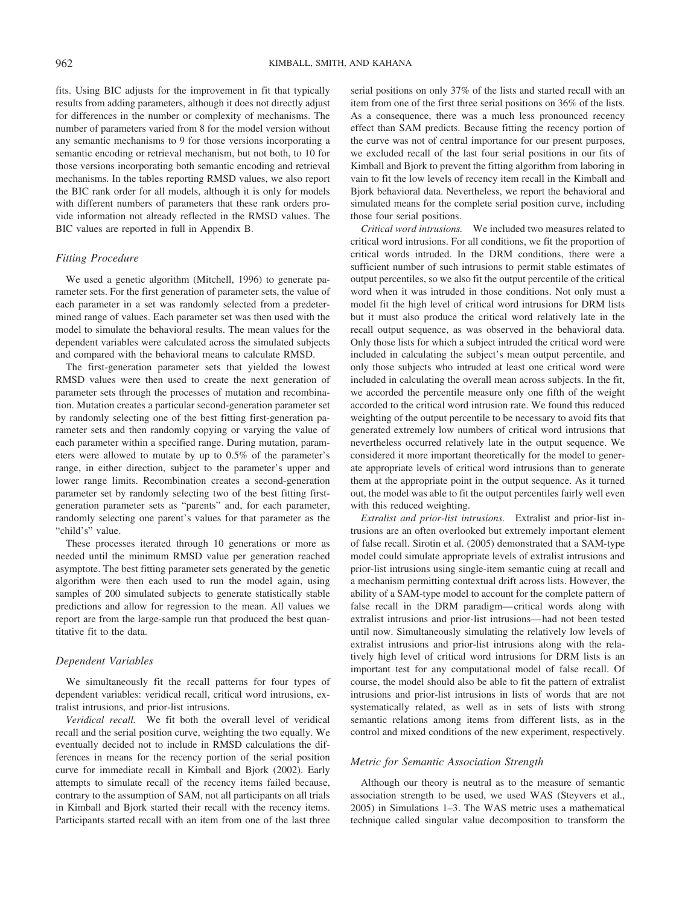fits. Using BIC adjusts for the improvement in fit that typically results from adding parameters, although it does not directly adjust for differences in the number or complexity of mechanisms. The number of parameters varied from 8 for the model version without any semantic mechanisms to 9 for those versions incorporating a semantic encoding or retrieval mechanism, but not both, to 10 for those versions incorporating both semantic encoding and retrieval mechanisms. In the tables reporting RMSD values, we also report the BIC rank order for all models, although it is only for models with different numbers of parameters that these rank orders provide information not already reflected in the RMSD values. The BIC values are reported in full in Appendix B.

### Fitting Procedure

We used a genetic algorithm (Mitchell, 1996) to generate parameter sets. For the first generation of parameter sets, the value of each parameter in a set was randomly selected from a predetermined range of values. Each parameter set was then used with the model to simulate the behavioral results. The mean values for the dependent variables were calculated across the simulated subjects and compared with the behavioral means to calculate RMSD.

The first-generation parameter sets that yielded the lowest RMSD values were then used to create the next generation of parameter sets through the processes of mutation and recombination. Mutation creates a particular second-generation parameter set by randomly selecting one of the best fitting first-generation parameter sets and then randomly copying or varying the value of each parameter within a specified range. During mutation, parameters were allowed to mutate by up to 0.5% of the parameter's range, in either direction, subject to the parameter's upper and lower range limits. Recombination creates a second-generation parameter set by randomly selecting two of the best fitting first-generation parameter sets as "parents" and, for each parameter, randomly selecting one parent's values for that parameter as the "child's" value.

These processes iterated through 10 generations or more as needed until the minimum RMSD value per generation reached asymptote. The best fitting parameter sets generated by the genetic algorithm were then each used to run the model again, using samples of 200 simulated subjects to generate statistically stable predictions and allow for regression to the mean. All values we report are from the large-sample run that produced the best quantitative fit to the data.

### Dependent Variables

We simultaneously fit the recall patterns for four types of dependent variables: veridical recall, critical word intrusions, extralist intrusions, and prior-list intrusions.

*Veridical recall.* We fit both the overall level of veridical recall and the serial position curve, weighting the two equally. We eventually decided not to include in RMSD calculations the differences in means for the recency portion of the serial position curve for immediate recall in Kimball and Bjork (2002). Early attempts to simulate recall of the recency items failed because, contrary to the assumption of SAM, not all participants on all trials in Kimball and Bjork started their recall with the recency items. Participants started recall with an item from one of the last three serial positions on only 37% of the lists and started recall with an item from one of the first three serial positions on 36% of the lists. As a consequence, there was a much less pronounced recency effect than SAM predicts. Because fitting the recency portion of the curve was not of central importance for our present purposes, we excluded recall of the last four serial positions in our fits of Kimball and Bjork to prevent the fitting algorithm from laboring in vain to fit the low levels of recency item recall in the Kimball and Bjork behavioral data. Nevertheless, we report the behavioral and simulated means for the complete serial position curve, including those four serial positions.

*Critical word intrusions.* We included two measures related to critical word intrusions. For all conditions, we fit the proportion of critical words intruded. In the DRM conditions, there were a sufficient number of such intrusions to permit stable estimates of output percentiles, so we also fit the output percentile of the critical word when it was intruded in those conditions. Not only must a model fit the high level of critical word intrusions for DRM lists but it must also produce the critical word relatively late in the recall output sequence, as was observed in the behavioral data. Only those lists for which a subject intruded the critical word were included in calculating the subject's mean output percentile, and only those subjects who intruded at least one critical word were included in calculating the overall mean across subjects. In the fit, we accorded the percentile measure only one fifth of the weight accorded to the critical word intrusion rate. We found this reduced weighting of the output percentile to be necessary to avoid fits that generated extremely low numbers of critical word intrusions that nevertheless occurred relatively late in the output sequence. We considered it more important theoretically for the model to generate appropriate levels of critical word intrusions than to generate them at the appropriate point in the output sequence. As it turned out, the model was able to fit the output percentiles fairly well even with this reduced weighting.

*Extralist and prior-list intrusions.* Extralist and prior-list intrusions are an often overlooked but extremely important element of false recall. Sirotin et al. (2005) demonstrated that a SAM-type model could simulate appropriate levels of extralist intrusions and prior-list intrusions using single-item semantic cuing at recall and a mechanism permitting contextual drift across lists. However, the ability of a SAM-type model to account for the complete pattern of false recall in the DRM paradigm—critical words along with extralist intrusions and prior-list intrusions—had not been tested until now. Simultaneously simulating the relatively low levels of extralist intrusions and prior-list intrusions along with the relatively high level of critical word intrusions for DRM lists is an important test for any computational model of false recall. Of course, the model should also be able to fit the pattern of extralist intrusions and prior-list intrusions in lists of words that are not systematically related, as well as in sets of lists with strong semantic relations among items from different lists, as in the control and mixed conditions of the new experiment, respectively.

### Metric for Semantic Association Strength

Although our theory is neutral as to the measure of semantic association strength to be used, we used WAS (Steyvers et al., 2005) in Simulations 1–3. The WAS metric uses a mathematical technique called singular value decomposition to transform the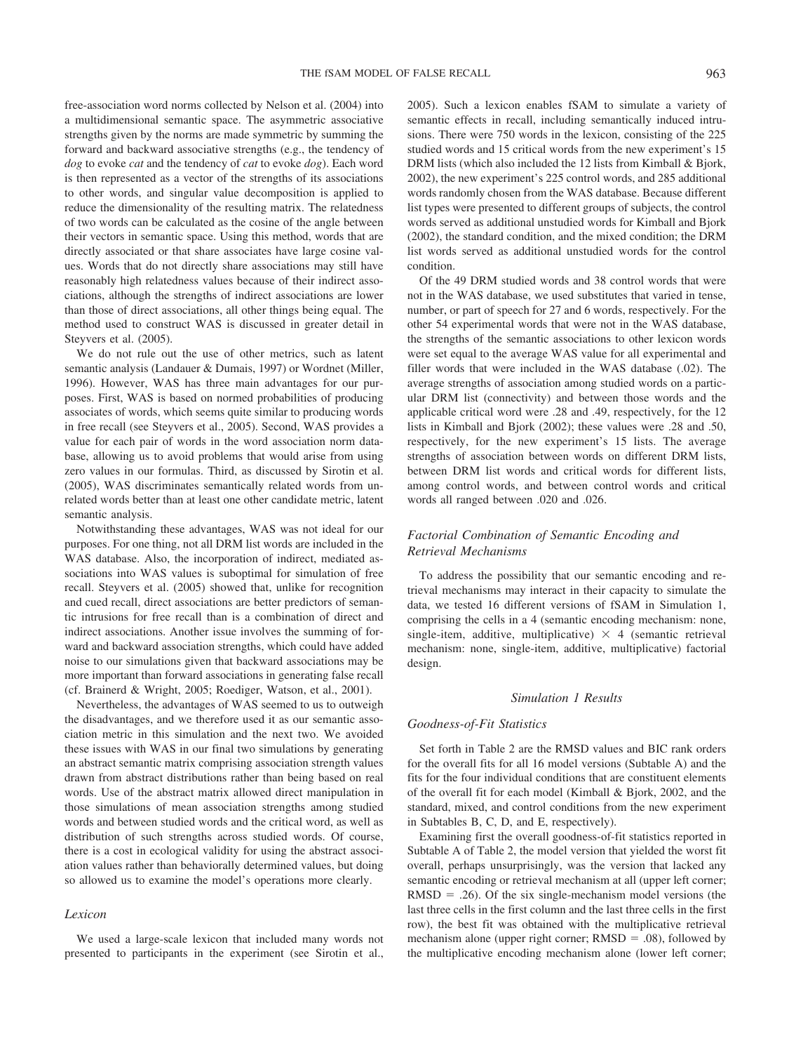free-association word norms collected by Nelson et al. (2004) into a multidimensional semantic space. The asymmetric associative strengths given by the norms are made symmetric by summing the forward and backward associative strengths (e.g., the tendency of *dog* to evoke *cat* and the tendency of *cat* to evoke *dog*). Each word is then represented as a vector of the strengths of its associations to other words, and singular value decomposition is applied to reduce the dimensionality of the resulting matrix. The relatedness of two words can be calculated as the cosine of the angle between their vectors in semantic space. Using this method, words that are directly associated or that share associates have large cosine values. Words that do not directly share associations may still have reasonably high relatedness values because of their indirect associations, although the strengths of indirect associations are lower than those of direct associations, all other things being equal. The method used to construct WAS is discussed in greater detail in Steyvers et al. (2005).

We do not rule out the use of other metrics, such as latent semantic analysis (Landauer & Dumais, 1997) or Wordnet (Miller, 1996). However, WAS has three main advantages for our purposes. First, WAS is based on normed probabilities of producing associates of words, which seems quite similar to producing words in free recall (see Steyvers et al., 2005). Second, WAS provides a value for each pair of words in the word association norm database, allowing us to avoid problems that would arise from using zero values in our formulas. Third, as discussed by Sirotin et al. (2005), WAS discriminates semantically related words from unrelated words better than at least one other candidate metric, latent semantic analysis.

Notwithstanding these advantages, WAS was not ideal for our purposes. For one thing, not all DRM list words are included in the WAS database. Also, the incorporation of indirect, mediated associations into WAS values is suboptimal for simulation of free recall. Steyvers et al. (2005) showed that, unlike for recognition and cued recall, direct associations are better predictors of semantic intrusions for free recall than is a combination of direct and indirect associations. Another issue involves the summing of forward and backward association strengths, which could have added noise to our simulations given that backward associations may be more important than forward associations in generating false recall (cf. Brainerd & Wright, 2005; Roediger, Watson, et al., 2001).

Nevertheless, the advantages of WAS seemed to us to outweigh the disadvantages, and we therefore used it as our semantic association metric in this simulation and the next two. We avoided these issues with WAS in our final two simulations by generating an abstract semantic matrix comprising association strength values drawn from abstract distributions rather than being based on real words. Use of the abstract matrix allowed direct manipulation in those simulations of mean association strengths among studied words and between studied words and the critical word, as well as distribution of such strengths across studied words. Of course, there is a cost in ecological validity for using the abstract association values rather than behaviorally determined values, but doing so allowed us to examine the model's operations more clearly.

### Lexicon

We used a large-scale lexicon that included many words not presented to participants in the experiment (see Sirotin et al., 2005). Such a lexicon enables fSAM to simulate a variety of semantic effects in recall, including semantically induced intrusions. There were 750 words in the lexicon, consisting of the 225 studied words and 15 critical words from the new experiment's 15 DRM lists (which also included the 12 lists from Kimball & Bjork, 2002), the new experiment's 225 control words, and 285 additional words randomly chosen from the WAS database. Because different list types were presented to different groups of subjects, the control words served as additional unstudied words for Kimball and Bjork (2002), the standard condition, and the mixed condition; the DRM list words served as additional unstudied words for the control condition.

Of the 49 DRM studied words and 38 control words that were not in the WAS database, we used substitutes that varied in tense, number, or part of speech for 27 and 6 words, respectively. For the other 54 experimental words that were not in the WAS database, the strengths of the semantic associations to other lexicon words were set equal to the average WAS value for all experimental and filler words that were included in the WAS database (.02). The average strengths of association among studied words on a particular DRM list (connectivity) and between those words and the applicable critical word were .28 and .49, respectively, for the 12 lists in Kimball and Bjork (2002); these values were .28 and .50, respectively, for the new experiment's 15 lists. The average strengths of association between words on different DRM lists, between DRM list words and critical words for different lists, among control words, and between control words and critical words all ranged between .020 and .026.

### Factorial Combination of Semantic Encoding and Retrieval Mechanisms

To address the possibility that our semantic encoding and retrieval mechanisms may interact in their capacity to simulate the data, we tested 16 different versions of fSAM in Simulation 1, comprising the cells in a 4 (semantic encoding mechanism: none, single-item, additive, multiplicative) × 4 (semantic retrieval mechanism: none, single-item, additive, multiplicative) factorial design.

## Simulation 1 Results

### Goodness-of-Fit Statistics

Set forth in Table 2 are the RMSD values and BIC rank orders for the overall fits for all 16 model versions (Subtable A) and the fits for the four individual conditions that are constituent elements of the overall fit for each model (Kimball & Bjork, 2002, and the standard, mixed, and control conditions from the new experiment in Subtables B, C, D, and E, respectively).

Examining first the overall goodness-of-fit statistics reported in Subtable A of Table 2, the model version that yielded the worst fit overall, perhaps unsurprisingly, was the version that lacked any semantic encoding or retrieval mechanism at all (upper left corner; RMSD = .26). Of the six single-mechanism model versions (the last three cells in the first column and the last three cells in the first row), the best fit was obtained with the multiplicative retrieval mechanism alone (upper right corner; RMSD = .08), followed by the multiplicative encoding mechanism alone (lower left corner;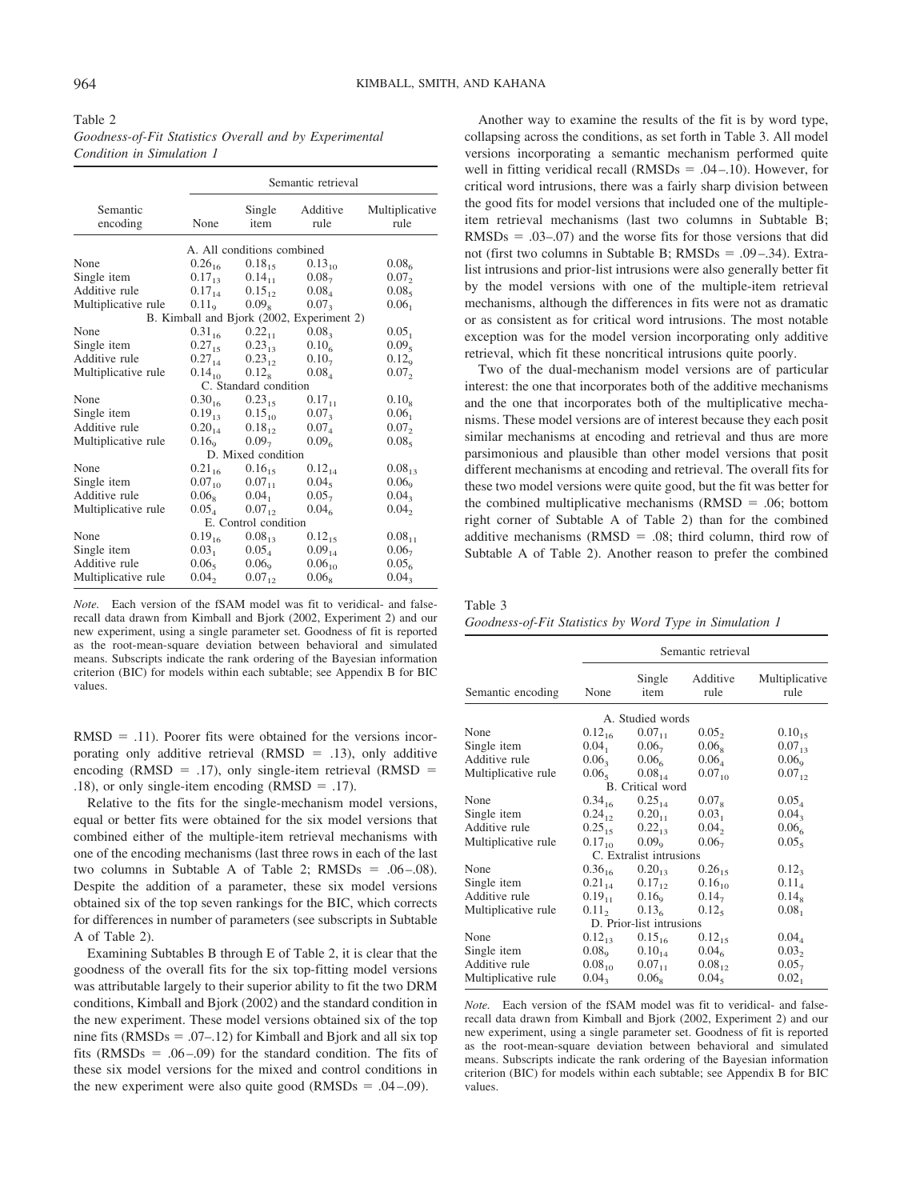Table 2
*Goodness-of-Fit Statistics Overall and by Experimental Condition in Simulation 1*

| Semantic encoding | Semantic retrieval: None | Single item | Additive rule | Multiplicative rule |
|---|---|---|---|---|
| **A. All conditions combined** | | | | |
| None | $0.26_{16}$ | $0.18_{15}$ | $0.13_{10}$ | $0.08_{6}$ |
| Single item | $0.17_{13}$ | $0.14_{11}$ | $0.08_{7}$ | $0.07_{2}$ |
| Additive rule | $0.17_{14}$ | $0.15_{12}$ | $0.08_{4}$ | $0.08_{5}$ |
| Multiplicative rule | $0.11_{9}$ | $0.09_{8}$ | $0.07_{3}$ | $0.06_{1}$ |
| **B. Kimball and Bjork (2002, Experiment 2)** | | | | |
| None | $0.31_{16}$ | $0.22_{11}$ | $0.08_{3}$ | $0.05_{1}$ |
| Single item | $0.27_{15}$ | $0.23_{13}$ | $0.10_{6}$ | $0.09_{5}$ |
| Additive rule | $0.27_{14}$ | $0.23_{12}$ | $0.10_{7}$ | $0.12_{9}$ |
| Multiplicative rule | $0.14_{10}$ | $0.12_{8}$ | $0.08_{4}$ | $0.07_{2}$ |
| **C. Standard condition** | | | | |
| None | $0.30_{16}$ | $0.23_{15}$ | $0.17_{11}$ | $0.10_{8}$ |
| Single item | $0.19_{13}$ | $0.15_{10}$ | $0.07_{3}$ | $0.06_{1}$ |
| Additive rule | $0.20_{14}$ | $0.18_{12}$ | $0.07_{4}$ | $0.07_{2}$ |
| Multiplicative rule | $0.16_{9}$ | $0.09_{7}$ | $0.09_{6}$ | $0.08_{5}$ |
| **D. Mixed condition** | | | | |
| None | $0.21_{16}$ | $0.16_{15}$ | $0.12_{14}$ | $0.08_{13}$ |
| Single item | $0.07_{10}$ | $0.07_{11}$ | $0.04_{5}$ | $0.06_{9}$ |
| Additive rule | $0.06_{8}$ | $0.04_{1}$ | $0.05_{7}$ | $0.04_{3}$ |
| Multiplicative rule | $0.05_{4}$ | $0.07_{12}$ | $0.04_{6}$ | $0.04_{2}$ |
| **E. Control condition** | | | | |
| None | $0.19_{16}$ | $0.08_{13}$ | $0.12_{15}$ | $0.08_{11}$ |
| Single item | $0.03_{1}$ | $0.05_{4}$ | $0.09_{14}$ | $0.06_{7}$ |
| Additive rule | $0.06_{5}$ | $0.06_{9}$ | $0.06_{10}$ | $0.05_{6}$ |
| Multiplicative rule | $0.04_{2}$ | $0.07_{12}$ | $0.06_{8}$ | $0.04_{3}$ |

*Note.* Each version of the fSAM model was fit to veridical- and false-recall data drawn from Kimball and Bjork (2002, Experiment 2) and our new experiment, using a single parameter set. Goodness of fit is reported as the root-mean-square deviation between behavioral and simulated means. Subscripts indicate the rank ordering of the Bayesian information criterion (BIC) for models within each subtable; see Appendix B for BIC values.

RMSD = .11). Poorer fits were obtained for the versions incorporating only additive retrieval (RMSD = .13), only additive encoding (RMSD = .17), only single-item retrieval (RMSD = .18), or only single-item encoding (RMSD = .17).

Relative to the fits for the single-mechanism model versions, equal or better fits were obtained for the six model versions that combined either of the multiple-item retrieval mechanisms with one of the encoding mechanisms (last three rows in each of the last two columns in Subtable A of Table 2; RMSDs = .06–.08). Despite the addition of a parameter, these six model versions obtained six of the top seven rankings for the BIC, which corrects for differences in number of parameters (see subscripts in Subtable A of Table 2).

Examining Subtables B through E of Table 2, it is clear that the goodness of the overall fits for the six top-fitting model versions was attributable largely to their superior ability to fit the two DRM conditions, Kimball and Bjork (2002) and the standard condition in the new experiment. These model versions obtained six of the top nine fits (RMSDs = .07–.12) for Kimball and Bjork and all six top fits (RMSDs = .06–.09) for the standard condition. The fits of these six model versions for the mixed and control conditions in the new experiment were also quite good (RMSDs = .04–.09).

Another way to examine the results of the fit is by word type, collapsing across the conditions, as set forth in Table 3. All model versions incorporating a semantic mechanism performed quite well in fitting veridical recall (RMSDs = .04–.10). However, for critical word intrusions, there was a fairly sharp division between the good fits for model versions that included one of the multiple-item retrieval mechanisms (last two columns in Subtable B; RMSDs = .03–.07) and the worse fits for those versions that did not (first two columns in Subtable B; RMSDs = .09–.34). Extralist intrusions and prior-list intrusions were also generally better fit by the model versions with one of the multiple-item retrieval mechanisms, although the differences in fits were not as dramatic or as consistent as for critical word intrusions. The most notable exception was for the model version incorporating only additive retrieval, which fit these noncritical intrusions quite poorly.

Two of the dual-mechanism model versions are of particular interest: the one that incorporates both of the additive mechanisms and the one that incorporates both of the multiplicative mechanisms. These model versions are of interest because they each posit similar mechanisms at encoding and retrieval and thus are more parsimonious and plausible than other model versions that posit different mechanisms at encoding and retrieval. The overall fits for these two model versions were quite good, but the fit was better for the combined multiplicative mechanisms (RMSD = .06; bottom right corner of Subtable A of Table 2) than for the combined additive mechanisms (RMSD = .08; third column, third row of Subtable A of Table 2). Another reason to prefer the combined

Table 3
*Goodness-of-Fit Statistics by Word Type in Simulation 1*

| Semantic encoding | Semantic retrieval: None | Single item | Additive rule | Multiplicative rule |
|---|---|---|---|---|
| **A. Studied words** | | | | |
| None | $0.12_{16}$ | $0.07_{11}$ | $0.05_{2}$ | $0.10_{15}$ |
| Single item | $0.04_{1}$ | $0.06_{7}$ | $0.06_{8}$ | $0.07_{13}$ |
| Additive rule | $0.06_{3}$ | $0.06_{6}$ | $0.06_{4}$ | $0.06_{9}$ |
| Multiplicative rule | $0.06_{5}$ | $0.08_{14}$ | $0.07_{10}$ | $0.07_{12}$ |
| **B. Critical word** | | | | |
| None | $0.34_{16}$ | $0.25_{14}$ | $0.07_{8}$ | $0.05_{4}$ |
| Single item | $0.24_{12}$ | $0.20_{11}$ | $0.03_{1}$ | $0.04_{3}$ |
| Additive rule | $0.25_{15}$ | $0.22_{13}$ | $0.04_{2}$ | $0.06_{6}$ |
| Multiplicative rule | $0.17_{10}$ | $0.09_{9}$ | $0.06_{7}$ | $0.05_{5}$ |
| **C. Extralist intrusions** | | | | |
| None | $0.36_{16}$ | $0.20_{13}$ | $0.26_{15}$ | $0.12_{3}$ |
| Single item | $0.21_{14}$ | $0.17_{12}$ | $0.16_{10}$ | $0.11_{4}$ |
| Additive rule | $0.19_{11}$ | $0.16_{9}$ | $0.14_{7}$ | $0.14_{8}$ |
| Multiplicative rule | $0.11_{2}$ | $0.13_{6}$ | $0.12_{5}$ | $0.08_{1}$ |
| **D. Prior-list intrusions** | | | | |
| None | $0.12_{13}$ | $0.15_{16}$ | $0.12_{15}$ | $0.04_{4}$ |
| Single item | $0.08_{9}$ | $0.10_{14}$ | $0.04_{6}$ | $0.03_{2}$ |
| Additive rule | $0.08_{10}$ | $0.07_{11}$ | $0.08_{12}$ | $0.05_{7}$ |
| Multiplicative rule | $0.04_{3}$ | $0.06_{8}$ | $0.04_{5}$ | $0.02_{1}$ |

*Note.* Each version of the fSAM model was fit to veridical- and false-recall data drawn from Kimball and Bjork (2002, Experiment 2) and our new experiment, using a single parameter set. Goodness of fit is reported as the root-mean-square deviation between behavioral and simulated means. Subscripts indicate the rank ordering of the Bayesian information criterion (BIC) for models within each subtable; see Appendix B for BIC values.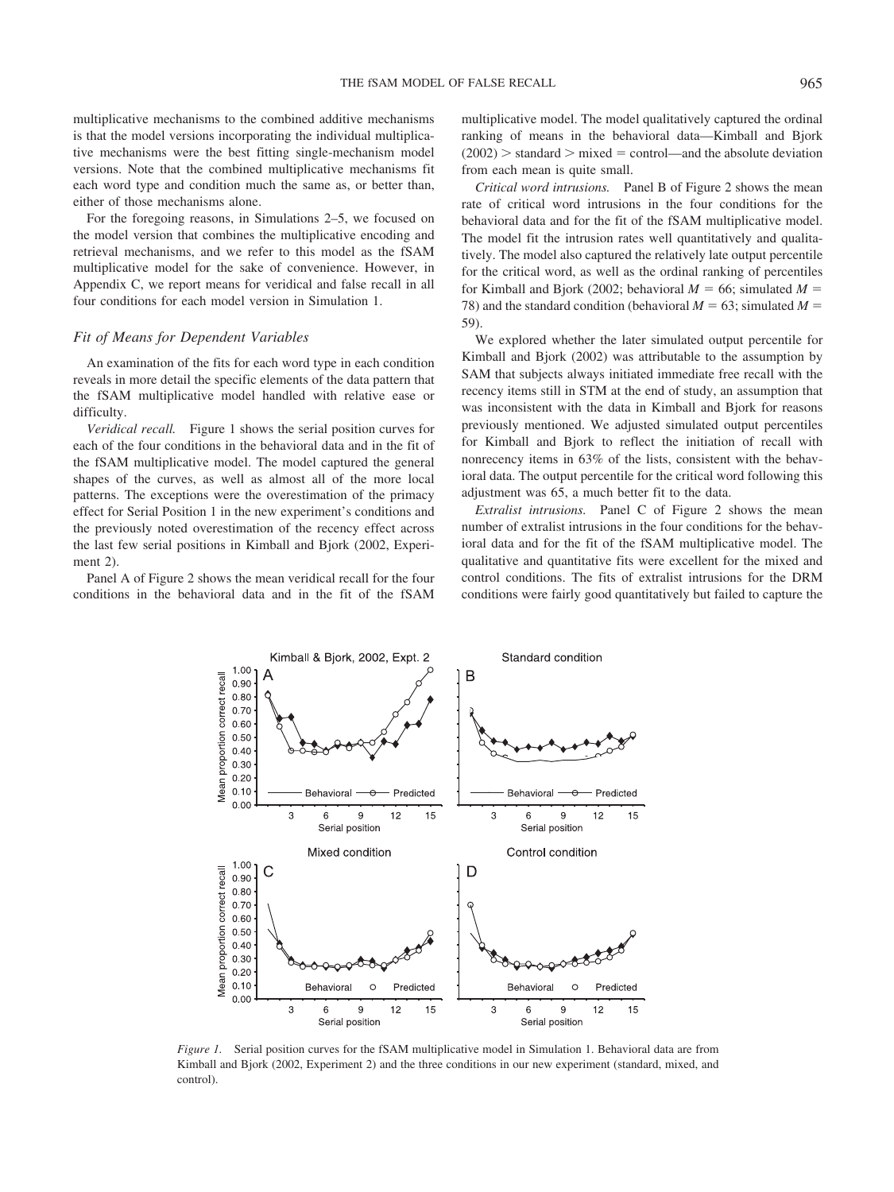multiplicative mechanisms to the combined additive mechanisms is that the model versions incorporating the individual multiplicative mechanisms were the best fitting single-mechanism model versions. Note that the combined multiplicative mechanisms fit each word type and condition much the same as, or better than, either of those mechanisms alone.

For the foregoing reasons, in Simulations 2–5, we focused on the model version that combines the multiplicative encoding and retrieval mechanisms, and we refer to this model as the fSAM multiplicative model for the sake of convenience. However, in Appendix C, we report means for veridical and false recall in all four conditions for each model version in Simulation 1.

### Fit of Means for Dependent Variables

An examination of the fits for each word type in each condition reveals in more detail the specific elements of the data pattern that the fSAM multiplicative model handled with relative ease or difficulty.

*Veridical recall.* Figure 1 shows the serial position curves for each of the four conditions in the behavioral data and in the fit of the fSAM multiplicative model. The model captured the general shapes of the curves, as well as almost all of the more local patterns. The exceptions were the overestimation of the primacy effect for Serial Position 1 in the new experiment's conditions and the previously noted overestimation of the recency effect across the last few serial positions in Kimball and Bjork (2002, Experiment 2).

Panel A of Figure 2 shows the mean veridical recall for the four conditions in the behavioral data and in the fit of the fSAM multiplicative model. The model qualitatively captured the ordinal ranking of means in the behavioral data—Kimball and Bjork (2002) > standard > mixed = control—and the absolute deviation from each mean is quite small.

*Critical word intrusions.* Panel B of Figure 2 shows the mean rate of critical word intrusions in the four conditions for the behavioral data and for the fit of the fSAM multiplicative model. The model fit the intrusion rates well quantitatively and qualitatively. The model also captured the relatively late output percentile for the critical word, as well as the ordinal ranking of percentiles for Kimball and Bjork (2002; behavioral $M = 66$; simulated $M = 78$) and the standard condition (behavioral $M = 63$; simulated $M = 59$).

We explored whether the later simulated output percentile for Kimball and Bjork (2002) was attributable to the assumption by SAM that subjects always initiated immediate free recall with the recency items still in STM at the end of study, an assumption that was inconsistent with the data in Kimball and Bjork for reasons previously mentioned. We adjusted simulated output percentiles for Kimball and Bjork to reflect the initiation of recall with nonrecency items in 63% of the lists, consistent with the behavioral data. The output percentile for the critical word following this adjustment was 65, a much better fit to the data.

*Extralist intrusions.* Panel C of Figure 2 shows the mean number of extralist intrusions in the four conditions for the behavioral data and for the fit of the fSAM multiplicative model. The qualitative and quantitative fits were excellent for the mixed and control conditions. The fits of extralist intrusions for the DRM conditions were fairly good quantitatively but failed to capture the

*Figure 1.* Serial position curves for the fSAM multiplicative model in Simulation 1. Behavioral data are from Kimball and Bjork (2002, Experiment 2) and the three conditions in our new experiment (standard, mixed, and control).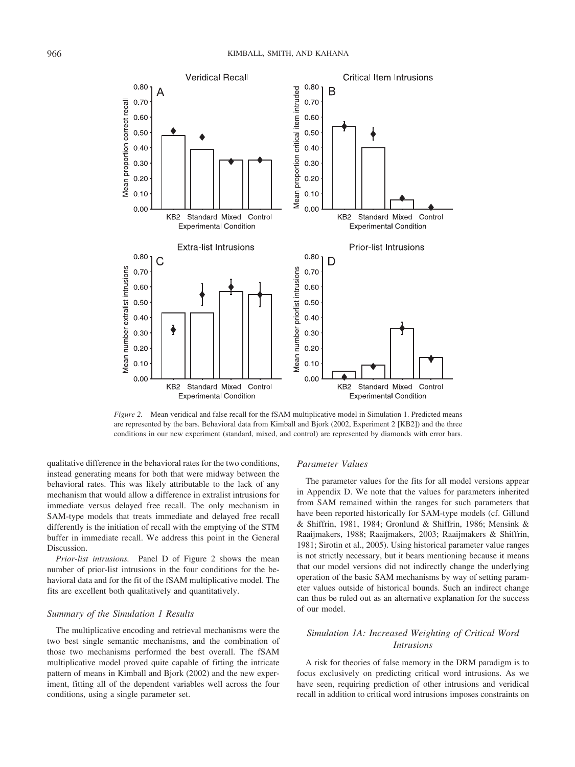*Figure 2.* Mean veridical and false recall for the fSAM multiplicative model in Simulation 1. Predicted means are represented by the bars. Behavioral data from Kimball and Bjork (2002, Experiment 2 [KB2]) and the three conditions in our new experiment (standard, mixed, and control) are represented by diamonds with error bars.

qualitative difference in the behavioral rates for the two conditions, instead generating means for both that were midway between the behavioral rates. This was likely attributable to the lack of any mechanism that would allow a difference in extralist intrusions for immediate versus delayed free recall. The only mechanism in SAM-type models that treats immediate and delayed free recall differently is the initiation of recall with the emptying of the STM buffer in immediate recall. We address this point in the General Discussion.

*Prior-list intrusions.* Panel D of Figure 2 shows the mean number of prior-list intrusions in the four conditions for the behavioral data and for the fit of the fSAM multiplicative model. The fits are excellent both qualitatively and quantitatively.

### *Summary of the Simulation 1 Results*

The multiplicative encoding and retrieval mechanisms were the two best single semantic mechanisms, and the combination of those two mechanisms performed the best overall. The fSAM multiplicative model proved quite capable of fitting the intricate pattern of means in Kimball and Bjork (2002) and the new experiment, fitting all of the dependent variables well across the four conditions, using a single parameter set.

### *Parameter Values*

The parameter values for the fits for all model versions appear in Appendix D. We note that the values for parameters inherited from SAM remained within the ranges for such parameters that have been reported historically for SAM-type models (cf. Gillund & Shiffrin, 1981, 1984; Gronlund & Shiffrin, 1986; Mensink & Raaijmakers, 1988; Raaijmakers, 2003; Raaijmakers & Shiffrin, 1981; Sirotin et al., 2005). Using historical parameter value ranges is not strictly necessary, but it bears mentioning because it means that our model versions did not indirectly change the underlying operation of the basic SAM mechanisms by way of setting parameter values outside of historical bounds. Such an indirect change can thus be ruled out as an alternative explanation for the success of our model.

## *Simulation 1A: Increased Weighting of Critical Word Intrusions*

A risk for theories of false memory in the DRM paradigm is to focus exclusively on predicting critical word intrusions. As we have seen, requiring prediction of other intrusions and veridical recall in addition to critical word intrusions imposes constraints on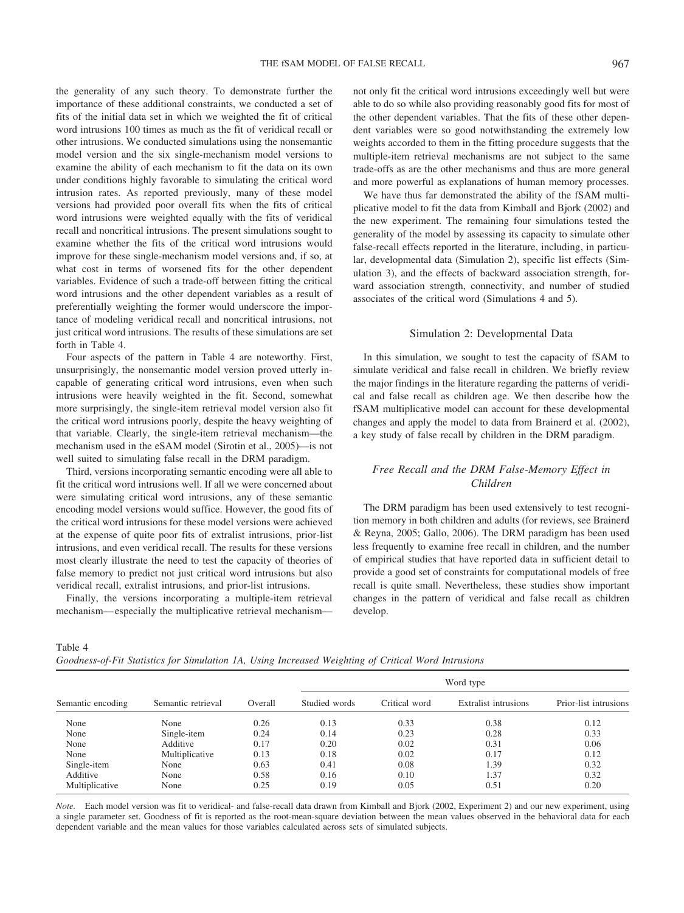the generality of any such theory. To demonstrate further the importance of these additional constraints, we conducted a set of fits of the initial data set in which we weighted the fit of critical word intrusions 100 times as much as the fit of veridical recall or other intrusions. We conducted simulations using the nonsemantic model version and the six single-mechanism model versions to examine the ability of each mechanism to fit the data on its own under conditions highly favorable to simulating the critical word intrusion rates. As reported previously, many of these model versions had provided poor overall fits when the fits of critical word intrusions were weighted equally with the fits of veridical recall and noncritical intrusions. The present simulations sought to examine whether the fits of the critical word intrusions would improve for these single-mechanism model versions and, if so, at what cost in terms of worsened fits for the other dependent variables. Evidence of such a trade-off between fitting the critical word intrusions and the other dependent variables as a result of preferentially weighting the former would underscore the importance of modeling veridical recall and noncritical intrusions, not just critical word intrusions. The results of these simulations are set forth in Table 4.

Four aspects of the pattern in Table 4 are noteworthy. First, unsurprisingly, the nonsemantic model version proved utterly incapable of generating critical word intrusions, even when such intrusions were heavily weighted in the fit. Second, somewhat more surprisingly, the single-item retrieval model version also fit the critical word intrusions poorly, despite the heavy weighting of that variable. Clearly, the single-item retrieval mechanism—the mechanism used in the eSAM model (Sirotin et al., 2005)—is not well suited to simulating false recall in the DRM paradigm.

Third, versions incorporating semantic encoding were all able to fit the critical word intrusions well. If all we were concerned about were simulating critical word intrusions, any of these semantic encoding model versions would suffice. However, the good fits of the critical word intrusions for these model versions were achieved at the expense of quite poor fits of extralist intrusions, prior-list intrusions, and even veridical recall. The results for these versions most clearly illustrate the need to test the capacity of theories of false memory to predict not just critical word intrusions but also veridical recall, extralist intrusions, and prior-list intrusions.

Finally, the versions incorporating a multiple-item retrieval mechanism—especially the multiplicative retrieval mechanism—not only fit the critical word intrusions exceedingly well but were able to do so while also providing reasonably good fits for most of the other dependent variables. That the fits of these other dependent variables were so good notwithstanding the extremely low weights accorded to them in the fitting procedure suggests that the multiple-item retrieval mechanisms are not subject to the same trade-offs as are the other mechanisms and thus are more general and more powerful as explanations of human memory processes.

We have thus far demonstrated the ability of the fSAM multiplicative model to fit the data from Kimball and Bjork (2002) and the new experiment. The remaining four simulations tested the generality of the model by assessing its capacity to simulate other false-recall effects reported in the literature, including, in particular, developmental data (Simulation 2), specific list effects (Simulation 3), and the effects of backward association strength, forward association strength, connectivity, and number of studied associates of the critical word (Simulations 4 and 5).

## Simulation 2: Developmental Data

In this simulation, we sought to test the capacity of fSAM to simulate veridical and false recall in children. We briefly review the major findings in the literature regarding the patterns of veridical and false recall as children age. We then describe how the fSAM multiplicative model can account for these developmental changes and apply the model to data from Brainerd et al. (2002), a key study of false recall by children in the DRM paradigm.

### *Free Recall and the DRM False-Memory Effect in Children*

The DRM paradigm has been used extensively to test recognition memory in both children and adults (for reviews, see Brainerd & Reyna, 2005; Gallo, 2006). The DRM paradigm has been used less frequently to examine free recall in children, and the number of empirical studies that have reported data in sufficient detail to provide a good set of constraints for computational models of free recall is quite small. Nevertheless, these studies show important changes in the pattern of veridical and false recall as children develop.

Table 4
*Goodness-of-Fit Statistics for Simulation 1A, Using Increased Weighting of Critical Word Intrusions*

| Semantic encoding | Semantic retrieval | Overall | Word type | | | |
|---|---|---|---|---|---|---|
| | | | Studied words | Critical word | Extralist intrusions | Prior-list intrusions |
| None | None | 0.26 | 0.13 | 0.33 | 0.38 | 0.12 |
| None | Single-item | 0.24 | 0.14 | 0.23 | 0.28 | 0.33 |
| None | Additive | 0.17 | 0.20 | 0.02 | 0.31 | 0.06 |
| None | Multiplicative | 0.13 | 0.18 | 0.02 | 0.17 | 0.12 |
| Single-item | None | 0.63 | 0.41 | 0.08 | 1.39 | 0.32 |
| Additive | None | 0.58 | 0.16 | 0.10 | 1.37 | 0.32 |
| Multiplicative | None | 0.25 | 0.19 | 0.05 | 0.51 | 0.20 |

*Note.* Each model version was fit to veridical- and false-recall data drawn from Kimball and Bjork (2002, Experiment 2) and our new experiment, using a single parameter set. Goodness of fit is reported as the root-mean-square deviation between the mean values observed in the behavioral data for each dependent variable and the mean values for those variables calculated across sets of simulated subjects.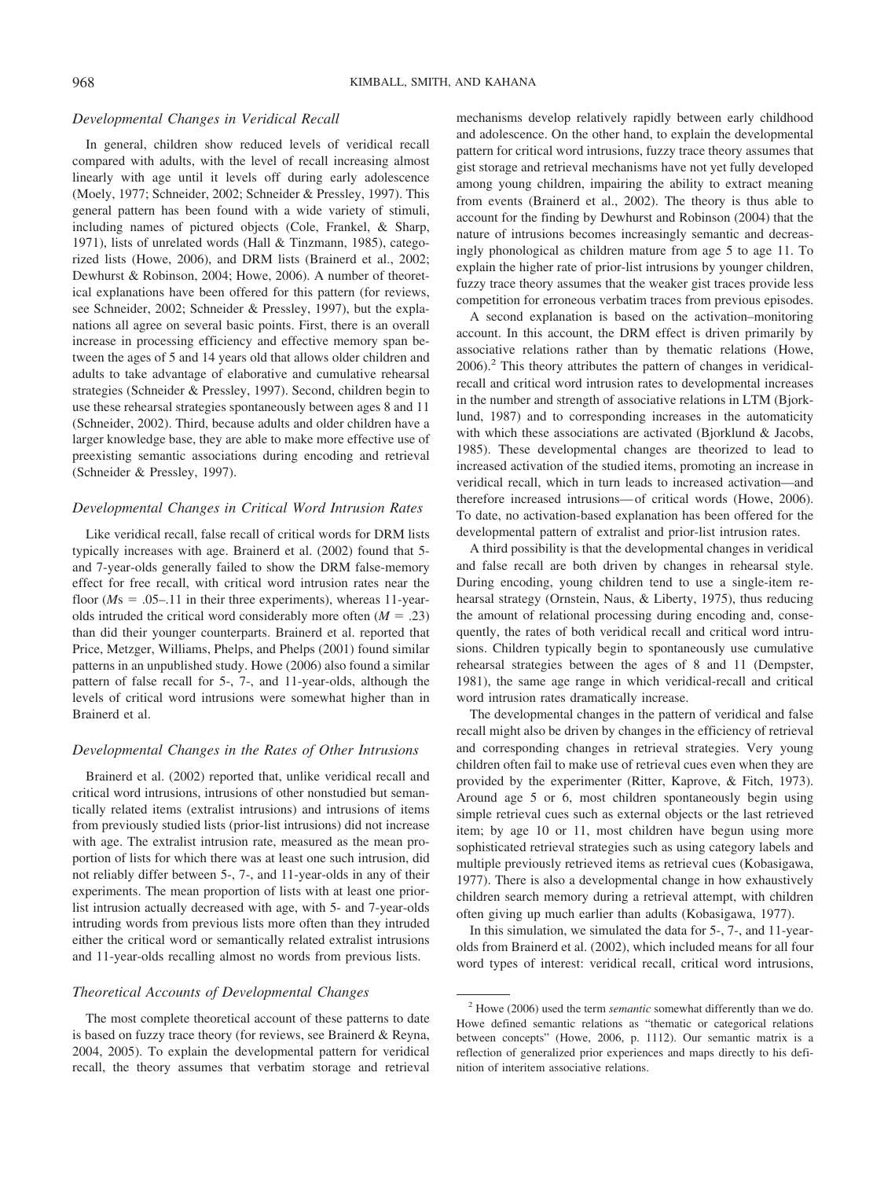### Developmental Changes in Veridical Recall

In general, children show reduced levels of veridical recall compared with adults, with the level of recall increasing almost linearly with age until it levels off during early adolescence (Moely, 1977; Schneider, 2002; Schneider & Pressley, 1997). This general pattern has been found with a wide variety of stimuli, including names of pictured objects (Cole, Frankel, & Sharp, 1971), lists of unrelated words (Hall & Tinzmann, 1985), categorized lists (Howe, 2006), and DRM lists (Brainerd et al., 2002; Dewhurst & Robinson, 2004; Howe, 2006). A number of theoretical explanations have been offered for this pattern (for reviews, see Schneider, 2002; Schneider & Pressley, 1997), but the explanations all agree on several basic points. First, there is an overall increase in processing efficiency and effective memory span between the ages of 5 and 14 years old that allows older children and adults to take advantage of elaborative and cumulative rehearsal strategies (Schneider & Pressley, 1997). Second, children begin to use these rehearsal strategies spontaneously between ages 8 and 11 (Schneider, 2002). Third, because adults and older children have a larger knowledge base, they are able to make more effective use of preexisting semantic associations during encoding and retrieval (Schneider & Pressley, 1997).

### Developmental Changes in Critical Word Intrusion Rates

Like veridical recall, false recall of critical words for DRM lists typically increases with age. Brainerd et al. (2002) found that 5- and 7-year-olds generally failed to show the DRM false-memory effect for free recall, with critical word intrusion rates near the floor ($M$s = .05–.11 in their three experiments), whereas 11-year-olds intruded the critical word considerably more often ($M$ = .23) than did their younger counterparts. Brainerd et al. reported that Price, Metzger, Williams, Phelps, and Phelps (2001) found similar patterns in an unpublished study. Howe (2006) also found a similar pattern of false recall for 5-, 7-, and 11-year-olds, although the levels of critical word intrusions were somewhat higher than in Brainerd et al.

### Developmental Changes in the Rates of Other Intrusions

Brainerd et al. (2002) reported that, unlike veridical recall and critical word intrusions, intrusions of other nonstudied but semantically related items (extralist intrusions) and intrusions of items from previously studied lists (prior-list intrusions) did not increase with age. The extralist intrusion rate, measured as the mean proportion of lists for which there was at least one such intrusion, did not reliably differ between 5-, 7-, and 11-year-olds in any of their experiments. The mean proportion of lists with at least one prior-list intrusion actually decreased with age, with 5- and 7-year-olds intruding words from previous lists more often than they intruded either the critical word or semantically related extralist intrusions and 11-year-olds recalling almost no words from previous lists.

### Theoretical Accounts of Developmental Changes

The most complete theoretical account of these patterns to date is based on fuzzy trace theory (for reviews, see Brainerd & Reyna, 2004, 2005). To explain the developmental pattern for veridical recall, the theory assumes that verbatim storage and retrieval mechanisms develop relatively rapidly between early childhood and adolescence. On the other hand, to explain the developmental pattern for critical word intrusions, fuzzy trace theory assumes that gist storage and retrieval mechanisms have not yet fully developed among young children, impairing the ability to extract meaning from events (Brainerd et al., 2002). The theory is thus able to account for the finding by Dewhurst and Robinson (2004) that the nature of intrusions becomes increasingly semantic and decreasingly phonological as children mature from age 5 to age 11. To explain the higher rate of prior-list intrusions by younger children, fuzzy trace theory assumes that the weaker gist traces provide less competition for erroneous verbatim traces from previous episodes.

A second explanation is based on the activation–monitoring account. In this account, the DRM effect is driven primarily by associative relations rather than by thematic relations (Howe, 2006).[2] This theory attributes the pattern of changes in veridical-recall and critical word intrusion rates to developmental increases in the number and strength of associative relations in LTM (Bjorklund, 1987) and to corresponding increases in the automaticity with which these associations are activated (Bjorklund & Jacobs, 1985). These developmental changes are theorized to lead to increased activation of the studied items, promoting an increase in veridical recall, which in turn leads to increased activation—and therefore increased intrusions—of critical words (Howe, 2006). To date, no activation-based explanation has been offered for the developmental pattern of extralist and prior-list intrusion rates.

A third possibility is that the developmental changes in veridical and false recall are both driven by changes in rehearsal style. During encoding, young children tend to use a single-item rehearsal strategy (Ornstein, Naus, & Liberty, 1975), thus reducing the amount of relational processing during encoding and, consequently, the rates of both veridical recall and critical word intrusions. Children typically begin to spontaneously use cumulative rehearsal strategies between the ages of 8 and 11 (Dempster, 1981), the same age range in which veridical-recall and critical word intrusion rates dramatically increase.

The developmental changes in the pattern of veridical and false recall might also be driven by changes in the efficiency of retrieval and corresponding changes in retrieval strategies. Very young children often fail to make use of retrieval cues even when they are provided by the experimenter (Ritter, Kaprove, & Fitch, 1973). Around age 5 or 6, most children spontaneously begin using simple retrieval cues such as external objects or the last retrieved item; by age 10 or 11, most children have begun using more sophisticated retrieval strategies such as using category labels and multiple previously retrieved items as retrieval cues (Kobasigawa, 1977). There is also a developmental change in how exhaustively children search memory during a retrieval attempt, with children often giving up much earlier than adults (Kobasigawa, 1977).

In this simulation, we simulated the data for 5-, 7-, and 11-year-olds from Brainerd et al. (2002), which included means for all four word types of interest: veridical recall, critical word intrusions,

[2] Howe (2006) used the term *semantic* somewhat differently than we do. Howe defined semantic relations as "thematic or categorical relations between concepts" (Howe, 2006, p. 1112). Our semantic matrix is a reflection of generalized prior experiences and maps directly to his definition of interitem associative relations.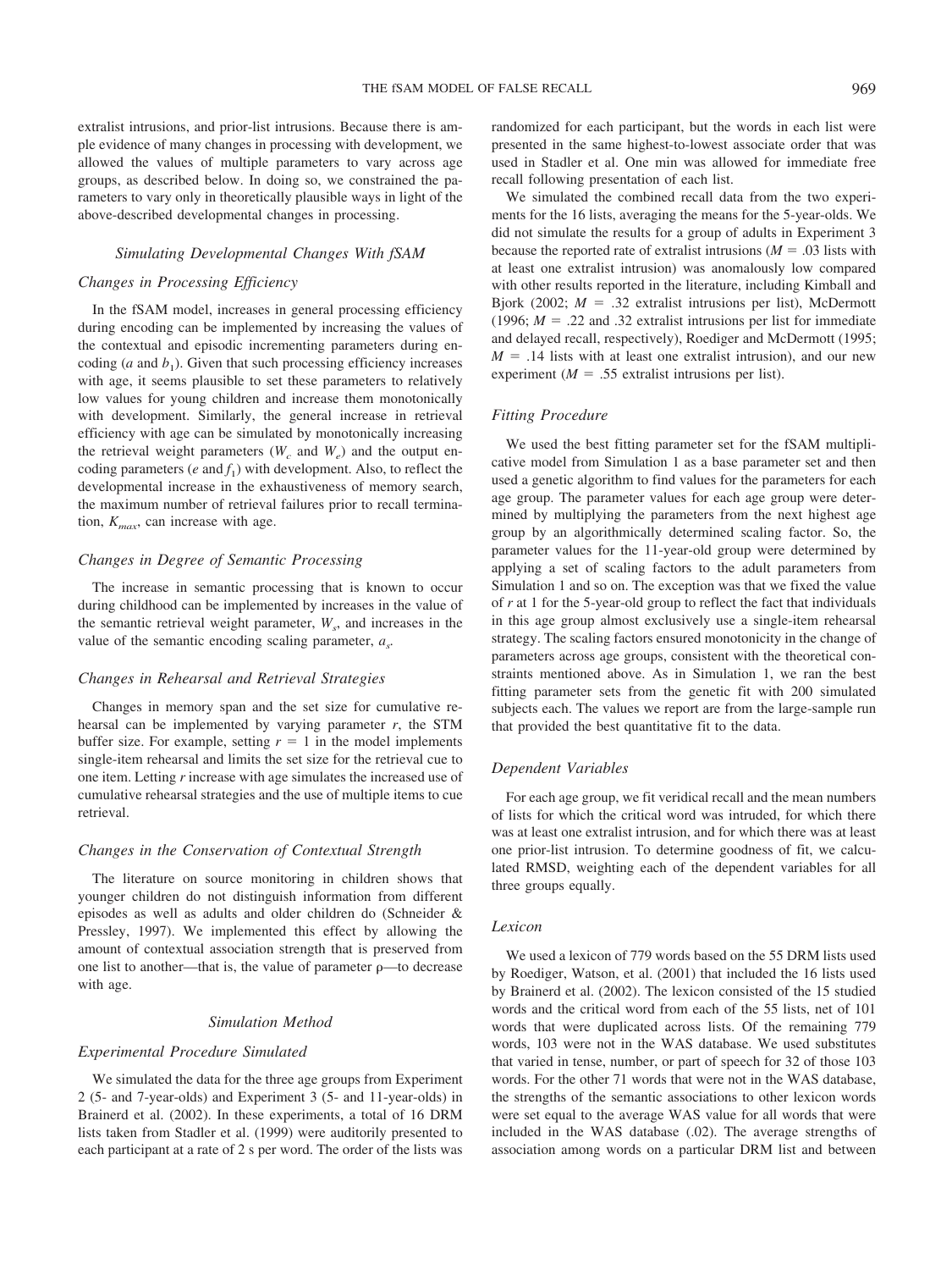extralist intrusions, and prior-list intrusions. Because there is ample evidence of many changes in processing with development, we allowed the values of multiple parameters to vary across age groups, as described below. In doing so, we constrained the parameters to vary only in theoretically plausible ways in light of the above-described developmental changes in processing.

## Simulating Developmental Changes With fSAM

### Changes in Processing Efficiency

In the fSAM model, increases in general processing efficiency during encoding can be implemented by increasing the values of the contextual and episodic incrementing parameters during encoding ($a$ and $b_1$). Given that such processing efficiency increases with age, it seems plausible to set these parameters to relatively low values for young children and increase them monotonically with development. Similarly, the general increase in retrieval efficiency with age can be simulated by monotonically increasing the retrieval weight parameters ($W_c$ and $W_e$) and the output encoding parameters ($e$ and $f_1$) with development. Also, to reflect the developmental increase in the exhaustiveness of memory search, the maximum number of retrieval failures prior to recall termination, $K_{max}$, can increase with age.

### Changes in Degree of Semantic Processing

The increase in semantic processing that is known to occur during childhood can be implemented by increases in the value of the semantic retrieval weight parameter, $W_s$, and increases in the value of the semantic encoding scaling parameter, $a_s$.

### Changes in Rehearsal and Retrieval Strategies

Changes in memory span and the set size for cumulative rehearsal can be implemented by varying parameter $r$, the STM buffer size. For example, setting $r = 1$ in the model implements single-item rehearsal and limits the set size for the retrieval cue to one item. Letting $r$ increase with age simulates the increased use of cumulative rehearsal strategies and the use of multiple items to cue retrieval.

### Changes in the Conservation of Contextual Strength

The literature on source monitoring in children shows that younger children do not distinguish information from different episodes as well as adults and older children do (Schneider & Pressley, 1997). We implemented this effect by allowing the amount of contextual association strength that is preserved from one list to another—that is, the value of parameter $\rho$—to decrease with age.

## Simulation Method

### Experimental Procedure Simulated

We simulated the data for the three age groups from Experiment 2 (5- and 7-year-olds) and Experiment 3 (5- and 11-year-olds) in Brainerd et al. (2002). In these experiments, a total of 16 DRM lists taken from Stadler et al. (1999) were auditorily presented to each participant at a rate of 2 s per word. The order of the lists was randomized for each participant, but the words in each list were presented in the same highest-to-lowest associate order that was used in Stadler et al. One min was allowed for immediate free recall following presentation of each list.

We simulated the combined recall data from the two experiments for the 16 lists, averaging the means for the 5-year-olds. We did not simulate the results for a group of adults in Experiment 3 because the reported rate of extralist intrusions ($M = .03$ lists with at least one extralist intrusion) was anomalously low compared with other results reported in the literature, including Kimball and Bjork (2002; $M = .32$ extralist intrusions per list), McDermott (1996; $M = .22$ and .32 extralist intrusions per list for immediate and delayed recall, respectively), Roediger and McDermott (1995; $M = .14$ lists with at least one extralist intrusion), and our new experiment ($M = .55$ extralist intrusions per list).

### Fitting Procedure

We used the best fitting parameter set for the fSAM multiplicative model from Simulation 1 as a base parameter set and then used a genetic algorithm to find values for the parameters for each age group. The parameter values for each age group were determined by multiplying the parameters from the next highest age group by an algorithmically determined scaling factor. So, the parameter values for the 11-year-old group were determined by applying a set of scaling factors to the adult parameters from Simulation 1 and so on. The exception was that we fixed the value of $r$ at 1 for the 5-year-old group to reflect the fact that individuals in this age group almost exclusively use a single-item rehearsal strategy. The scaling factors ensured monotonicity in the change of parameters across age groups, consistent with the theoretical constraints mentioned above. As in Simulation 1, we ran the best fitting parameter sets from the genetic fit with 200 simulated subjects each. The values we report are from the large-sample run that provided the best quantitative fit to the data.

### Dependent Variables

For each age group, we fit veridical recall and the mean numbers of lists for which the critical word was intruded, for which there was at least one extralist intrusion, and for which there was at least one prior-list intrusion. To determine goodness of fit, we calculated RMSD, weighting each of the dependent variables for all three groups equally.

### Lexicon

We used a lexicon of 779 words based on the 55 DRM lists used by Roediger, Watson, et al. (2001) that included the 16 lists used by Brainerd et al. (2002). The lexicon consisted of the 15 studied words and the critical word from each of the 55 lists, net of 101 words that were duplicated across lists. Of the remaining 779 words, 103 were not in the WAS database. We used substitutes that varied in tense, number, or part of speech for 32 of those 103 words. For the other 71 words that were not in the WAS database, the strengths of the semantic associations to other lexicon words were set equal to the average WAS value for all words that were included in the WAS database (.02). The average strengths of association among words on a particular DRM list and between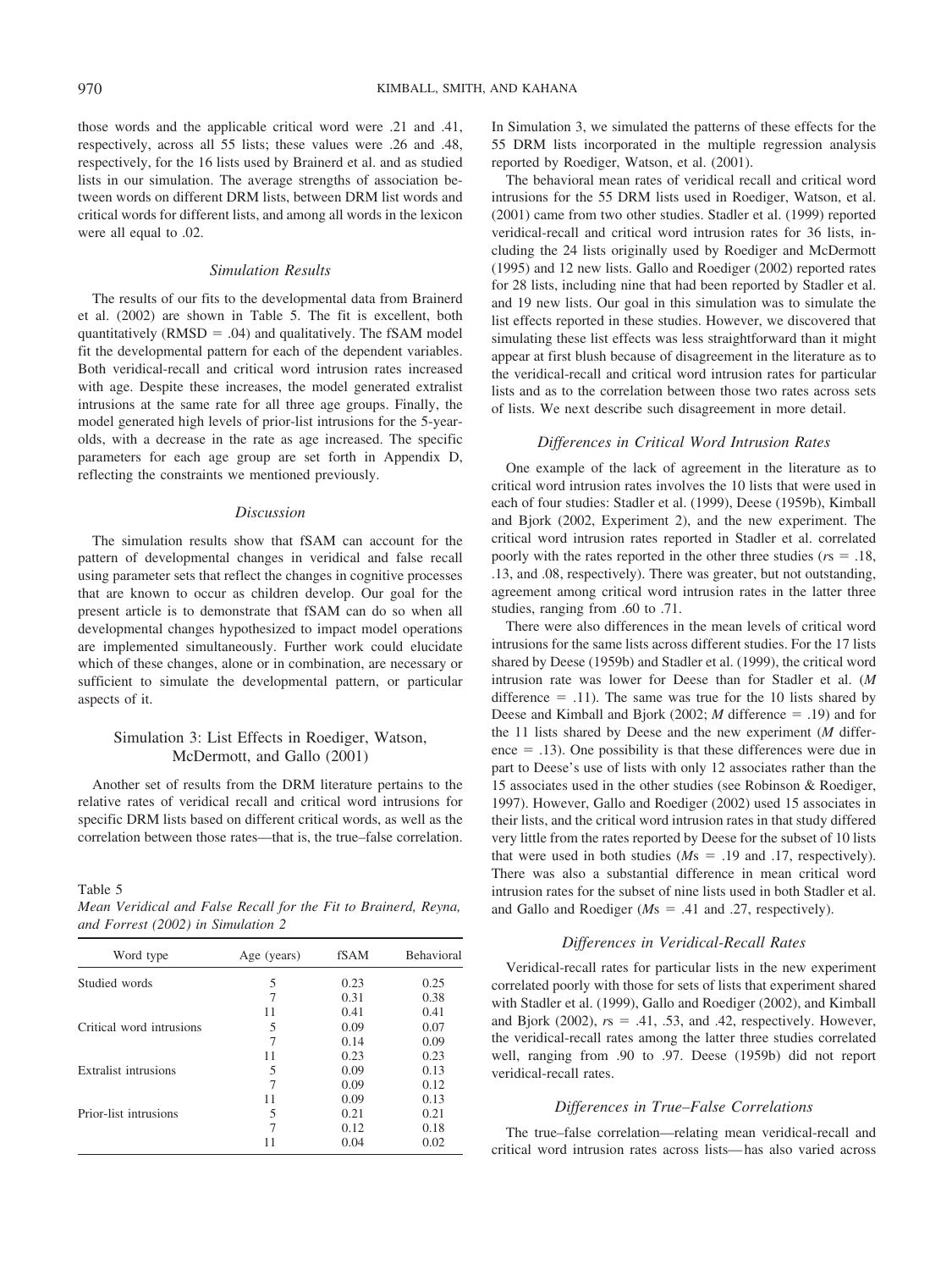those words and the applicable critical word were .21 and .41, respectively, across all 55 lists; these values were .26 and .48, respectively, for the 16 lists used by Brainerd et al. and as studied lists in our simulation. The average strengths of association between words on different DRM lists, between DRM list words and critical words for different lists, and among all words in the lexicon were all equal to .02.

### *Simulation Results*

The results of our fits to the developmental data from Brainerd et al. (2002) are shown in Table 5. The fit is excellent, both quantitatively (RMSD = .04) and qualitatively. The fSAM model fit the developmental pattern for each of the dependent variables. Both veridical-recall and critical word intrusion rates increased with age. Despite these increases, the model generated extralist intrusions at the same rate for all three age groups. Finally, the model generated high levels of prior-list intrusions for the 5-year-olds, with a decrease in the rate as age increased. The specific parameters for each age group are set forth in Appendix D, reflecting the constraints we mentioned previously.

### *Discussion*

The simulation results show that fSAM can account for the pattern of developmental changes in veridical and false recall using parameter sets that reflect the changes in cognitive processes that are known to occur as children develop. Our goal for the present article is to demonstrate that fSAM can do so when all developmental changes hypothesized to impact model operations are implemented simultaneously. Further work could elucidate which of these changes, alone or in combination, are necessary or sufficient to simulate the developmental pattern, or particular aspects of it.

## Simulation 3: List Effects in Roediger, Watson, McDermott, and Gallo (2001)

Another set of results from the DRM literature pertains to the relative rates of veridical recall and critical word intrusions for specific DRM lists based on different critical words, as well as the correlation between those rates—that is, the true–false correlation.

Table 5
*Mean Veridical and False Recall for the Fit to Brainerd, Reyna, and Forrest (2002) in Simulation 2*

| Word type | Age (years) | fSAM | Behavioral |
|---|---|---|---|
| Studied words | 5 | 0.23 | 0.25 |
| | 7 | 0.31 | 0.38 |
| | 11 | 0.41 | 0.41 |
| Critical word intrusions | 5 | 0.09 | 0.07 |
| | 7 | 0.14 | 0.09 |
| | 11 | 0.23 | 0.23 |
| Extralist intrusions | 5 | 0.09 | 0.13 |
| | 7 | 0.09 | 0.12 |
| | 11 | 0.09 | 0.13 |
| Prior-list intrusions | 5 | 0.21 | 0.21 |
| | 7 | 0.12 | 0.18 |
| | 11 | 0.04 | 0.02 |

In Simulation 3, we simulated the patterns of these effects for the 55 DRM lists incorporated in the multiple regression analysis reported by Roediger, Watson, et al. (2001).

The behavioral mean rates of veridical recall and critical word intrusions for the 55 DRM lists used in Roediger, Watson, et al. (2001) came from two other studies. Stadler et al. (1999) reported veridical-recall and critical word intrusion rates for 36 lists, including the 24 lists originally used by Roediger and McDermott (1995) and 12 new lists. Gallo and Roediger (2002) reported rates for 28 lists, including nine that had been reported by Stadler et al. and 19 new lists. Our goal in this simulation was to simulate the list effects reported in these studies. However, we discovered that simulating these list effects was less straightforward than it might appear at first blush because of disagreement in the literature as to the veridical-recall and critical word intrusion rates for particular lists and as to the correlation between those two rates across sets of lists. We next describe such disagreement in more detail.

### *Differences in Critical Word Intrusion Rates*

One example of the lack of agreement in the literature as to critical word intrusion rates involves the 10 lists that were used in each of four studies: Stadler et al. (1999), Deese (1959b), Kimball and Bjork (2002, Experiment 2), and the new experiment. The critical word intrusion rates reported in Stadler et al. correlated poorly with the rates reported in the other three studies (*r*s = .18, .13, and .08, respectively). There was greater, but not outstanding, agreement among critical word intrusion rates in the latter three studies, ranging from .60 to .71.

There were also differences in the mean levels of critical word intrusions for the same lists across different studies. For the 17 lists shared by Deese (1959b) and Stadler et al. (1999), the critical word intrusion rate was lower for Deese than for Stadler et al. (*M* difference = .11). The same was true for the 10 lists shared by Deese and Kimball and Bjork (2002; *M* difference = .19) and for the 11 lists shared by Deese and the new experiment (*M* difference = .13). One possibility is that these differences were due in part to Deese's use of lists with only 12 associates rather than the 15 associates used in the other studies (see Robinson & Roediger, 1997). However, Gallo and Roediger (2002) used 15 associates in their lists, and the critical word intrusion rates in that study differed very little from the rates reported by Deese for the subset of 10 lists that were used in both studies (*M*s = .19 and .17, respectively). There was also a substantial difference in mean critical word intrusion rates for the subset of nine lists used in both Stadler et al. and Gallo and Roediger (*M*s = .41 and .27, respectively).

### *Differences in Veridical-Recall Rates*

Veridical-recall rates for particular lists in the new experiment correlated poorly with those for sets of lists that experiment shared with Stadler et al. (1999), Gallo and Roediger (2002), and Kimball and Bjork (2002), *r*s = .41, .53, and .42, respectively. However, the veridical-recall rates among the latter three studies correlated well, ranging from .90 to .97. Deese (1959b) did not report veridical-recall rates.

### *Differences in True–False Correlations*

The true–false correlation—relating mean veridical-recall and critical word intrusion rates across lists—has also varied across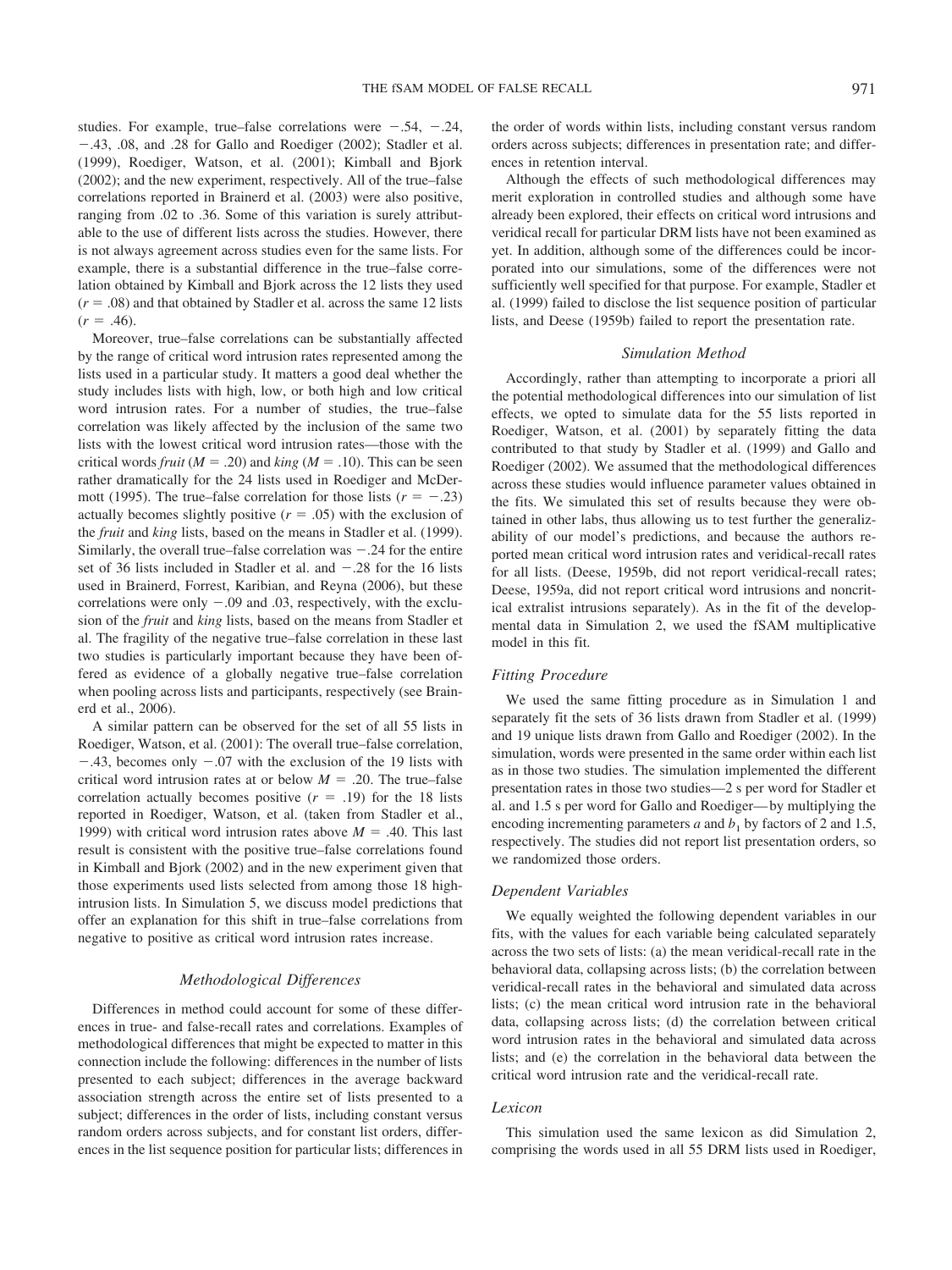studies. For example, true–false correlations were −.54, −.24, −.43, .08, and .28 for Gallo and Roediger (2002); Stadler et al. (1999), Roediger, Watson, et al. (2001); Kimball and Bjork (2002); and the new experiment, respectively. All of the true–false correlations reported in Brainerd et al. (2003) were also positive, ranging from .02 to .36. Some of this variation is surely attributable to the use of different lists across the studies. However, there is not always agreement across studies even for the same lists. For example, there is a substantial difference in the true–false correlation obtained by Kimball and Bjork across the 12 lists they used ($r$ = .08) and that obtained by Stadler et al. across the same 12 lists ($r$ = .46).

Moreover, true–false correlations can be substantially affected by the range of critical word intrusion rates represented among the lists used in a particular study. It matters a good deal whether the study includes lists with high, low, or both high and low critical word intrusion rates. For a number of studies, the true–false correlation was likely affected by the inclusion of the same two lists with the lowest critical word intrusion rates—those with the critical words *fruit* ($M$ = .20) and *king* ($M$ = .10). This can be seen rather dramatically for the 24 lists used in Roediger and McDermott (1995). The true–false correlation for those lists ($r$ = −.23) actually becomes slightly positive ($r$ = .05) with the exclusion of the *fruit* and *king* lists, based on the means in Stadler et al. (1999). Similarly, the overall true–false correlation was −.24 for the entire set of 36 lists included in Stadler et al. and −.28 for the 16 lists used in Brainerd, Forrest, Karibian, and Reyna (2006), but these correlations were only −.09 and .03, respectively, with the exclusion of the *fruit* and *king* lists, based on the means from Stadler et al. The fragility of the negative true–false correlation in these last two studies is particularly important because they have been offered as evidence of a globally negative true–false correlation when pooling across lists and participants, respectively (see Brainerd et al., 2006).

A similar pattern can be observed for the set of all 55 lists in Roediger, Watson, et al. (2001): The overall true–false correlation, −.43, becomes only −.07 with the exclusion of the 19 lists with critical word intrusion rates at or below $M$ = .20. The true–false correlation actually becomes positive ($r$ = .19) for the 18 lists reported in Roediger, Watson, et al. (taken from Stadler et al., 1999) with critical word intrusion rates above $M$ = .40. This last result is consistent with the positive true–false correlations found in Kimball and Bjork (2002) and in the new experiment given that those experiments used lists selected from among those 18 high-intrusion lists. In Simulation 5, we discuss model predictions that offer an explanation for this shift in true–false correlations from negative to positive as critical word intrusion rates increase.

### Methodological Differences

Differences in method could account for some of these differences in true- and false-recall rates and correlations. Examples of methodological differences that might be expected to matter in this connection include the following: differences in the number of lists presented to each subject; differences in the average backward association strength across the entire set of lists presented to a subject; differences in the order of lists, including constant versus random orders across subjects, and for constant list orders, differences in the list sequence position for particular lists; differences in the order of words within lists, including constant versus random orders across subjects; differences in presentation rate; and differences in retention interval.

Although the effects of such methodological differences may merit exploration in controlled studies and although some have already been explored, their effects on critical word intrusions and veridical recall for particular DRM lists have not been examined as yet. In addition, although some of the differences could be incorporated into our simulations, some of the differences were not sufficiently well specified for that purpose. For example, Stadler et al. (1999) failed to disclose the list sequence position of particular lists, and Deese (1959b) failed to report the presentation rate.

### Simulation Method

Accordingly, rather than attempting to incorporate a priori all the potential methodological differences into our simulation of list effects, we opted to simulate data for the 55 lists reported in Roediger, Watson, et al. (2001) by separately fitting the data contributed to that study by Stadler et al. (1999) and Gallo and Roediger (2002). We assumed that the methodological differences across these studies would influence parameter values obtained in the fits. We simulated this set of results because they were obtained in other labs, thus allowing us to test further the generalizability of our model's predictions, and because the authors reported mean critical word intrusion rates and veridical-recall rates for all lists. (Deese, 1959b, did not report veridical-recall rates; Deese, 1959a, did not report critical word intrusions and noncritical extralist intrusions separately). As in the fit of the developmental data in Simulation 2, we used the fSAM multiplicative model in this fit.

#### Fitting Procedure

We used the same fitting procedure as in Simulation 1 and separately fit the sets of 36 lists drawn from Stadler et al. (1999) and 19 unique lists drawn from Gallo and Roediger (2002). In the simulation, words were presented in the same order within each list as in those two studies. The simulation implemented the different presentation rates in those two studies—2 s per word for Stadler et al. and 1.5 s per word for Gallo and Roediger—by multiplying the encoding incrementing parameters $a$ and $b_1$ by factors of 2 and 1.5, respectively. The studies did not report list presentation orders, so we randomized those orders.

#### Dependent Variables

We equally weighted the following dependent variables in our fits, with the values for each variable being calculated separately across the two sets of lists: (a) the mean veridical-recall rate in the behavioral data, collapsing across lists; (b) the correlation between veridical-recall rates in the behavioral and simulated data across lists; (c) the mean critical word intrusion rate in the behavioral data, collapsing across lists; (d) the correlation between critical word intrusion rates in the behavioral and simulated data across lists; and (e) the correlation in the behavioral data between the critical word intrusion rate and the veridical-recall rate.

#### Lexicon

This simulation used the same lexicon as did Simulation 2, comprising the words used in all 55 DRM lists used in Roediger,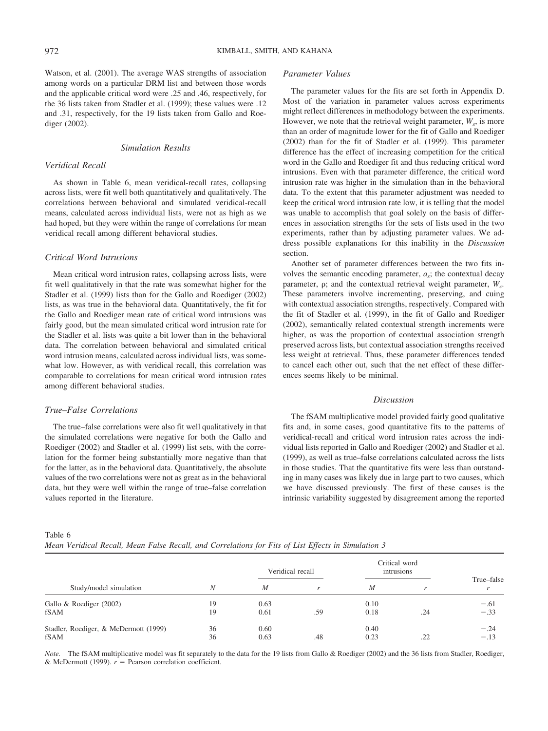Watson, et al. (2001). The average WAS strengths of association among words on a particular DRM list and between those words and the applicable critical word were .25 and .46, respectively, for the 36 lists taken from Stadler et al. (1999); these values were .12 and .31, respectively, for the 19 lists taken from Gallo and Roediger (2002).

### Simulation Results

#### *Veridical Recall*

As shown in Table 6, mean veridical-recall rates, collapsing across lists, were fit well both quantitatively and qualitatively. The correlations between behavioral and simulated veridical-recall means, calculated across individual lists, were not as high as we had hoped, but they were within the range of correlations for mean veridical recall among different behavioral studies.

#### *Critical Word Intrusions*

Mean critical word intrusion rates, collapsing across lists, were fit well qualitatively in that the rate was somewhat higher for the Stadler et al. (1999) lists than for the Gallo and Roediger (2002) lists, as was true in the behavioral data. Quantitatively, the fit for the Gallo and Roediger mean rate of critical word intrusions was fairly good, but the mean simulated critical word intrusion rate for the Stadler et al. lists was quite a bit lower than in the behavioral data. The correlation between behavioral and simulated critical word intrusion means, calculated across individual lists, was somewhat low. However, as with veridical recall, this correlation was comparable to correlations for mean critical word intrusion rates among different behavioral studies.

#### *True–False Correlations*

The true–false correlations were also fit well qualitatively in that the simulated correlations were negative for both the Gallo and Roediger (2002) and Stadler et al. (1999) list sets, with the correlation for the former being substantially more negative than that for the latter, as in the behavioral data. Quantitatively, the absolute values of the two correlations were not as great as in the behavioral data, but they were well within the range of true–false correlation values reported in the literature.

#### *Parameter Values*

The parameter values for the fits are set forth in Appendix D. Most of the variation in parameter values across experiments might reflect differences in methodology between the experiments. However, we note that the retrieval weight parameter, $W_s$, is more than an order of magnitude lower for the fit of Gallo and Roediger (2002) than for the fit of Stadler et al. (1999). This parameter difference has the effect of increasing competition for the critical word in the Gallo and Roediger fit and thus reducing critical word intrusions. Even with that parameter difference, the critical word intrusion rate was higher in the simulation than in the behavioral data. To the extent that this parameter adjustment was needed to keep the critical word intrusion rate low, it is telling that the model was unable to accomplish that goal solely on the basis of differences in association strengths for the sets of lists used in the two experiments, rather than by adjusting parameter values. We address possible explanations for this inability in the *Discussion* section.

Another set of parameter differences between the two fits involves the semantic encoding parameter, $a_s$; the contextual decay parameter, $\rho$; and the contextual retrieval weight parameter, $W_c$. These parameters involve incrementing, preserving, and cuing with contextual association strengths, respectively. Compared with the fit of Stadler et al. (1999), in the fit of Gallo and Roediger (2002), semantically related contextual strength increments were higher, as was the proportion of contextual association strength preserved across lists, but contextual association strengths received less weight at retrieval. Thus, these parameter differences tended to cancel each other out, such that the net effect of these differences seems likely to be minimal.

### Discussion

The fSAM multiplicative model provided fairly good qualitative fits and, in some cases, good quantitative fits to the patterns of veridical-recall and critical word intrusion rates across the individual lists reported in Gallo and Roediger (2002) and Stadler et al. (1999), as well as true–false correlations calculated across the lists in those studies. That the quantitative fits were less than outstanding in many cases was likely due in large part to two causes, which we have discussed previously. The first of these causes is the intrinsic variability suggested by disagreement among the reported

Table 6
*Mean Veridical Recall, Mean False Recall, and Correlations for Fits of List Effects in Simulation 3*

| Study/model simulation | *N* | Veridical recall | | Critical word intrusions | | True–false |
|---|---|---|---|---|---|---|
| | | *M* | *r* | *M* | *r* | *r* |
| Gallo & Roediger (2002) | 19 | 0.63 | | 0.10 | | −.61 |
| fSAM | 19 | 0.61 | .59 | 0.18 | .24 | −.33 |
| Stadler, Roediger, & McDermott (1999) | 36 | 0.60 | | 0.40 | | −.24 |
| fSAM | 36 | 0.63 | .48 | 0.23 | .22 | −.13 |

*Note.* The fSAM multiplicative model was fit separately to the data for the 19 lists from Gallo & Roediger (2002) and the 36 lists from Stadler, Roediger, & McDermott (1999). $r$ = Pearson correlation coefficient.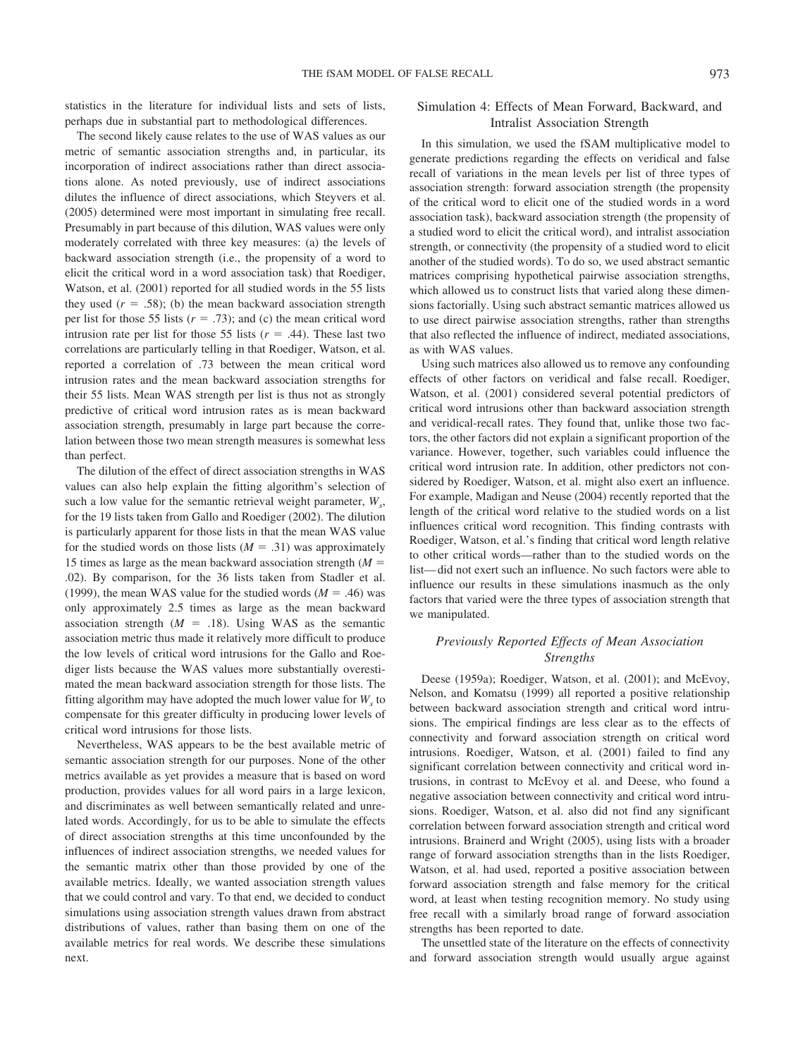statistics in the literature for individual lists and sets of lists, perhaps due in substantial part to methodological differences.

The second likely cause relates to the use of WAS values as our metric of semantic association strengths and, in particular, its incorporation of indirect associations rather than direct associations alone. As noted previously, use of indirect associations dilutes the influence of direct associations, which Steyvers et al. (2005) determined were most important in simulating free recall. Presumably in part because of this dilution, WAS values were only moderately correlated with three key measures: (a) the levels of backward association strength (i.e., the propensity of a word to elicit the critical word in a word association task) that Roediger, Watson, et al. (2001) reported for all studied words in the 55 lists they used ($r = .58$); (b) the mean backward association strength per list for those 55 lists ($r = .73$); and (c) the mean critical word intrusion rate per list for those 55 lists ($r = .44$). These last two correlations are particularly telling in that Roediger, Watson, et al. reported a correlation of .73 between the mean critical word intrusion rates and the mean backward association strengths for their 55 lists. Mean WAS strength per list is thus not as strongly predictive of critical word intrusion rates as is mean backward association strength, presumably in large part because the correlation between those two mean strength measures is somewhat less than perfect.

The dilution of the effect of direct association strengths in WAS values can also help explain the fitting algorithm's selection of such a low value for the semantic retrieval weight parameter, $W_s$, for the 19 lists taken from Gallo and Roediger (2002). The dilution is particularly apparent for those lists in that the mean WAS value for the studied words on those lists ($M = .31$) was approximately 15 times as large as the mean backward association strength ($M = .02$). By comparison, for the 36 lists taken from Stadler et al. (1999), the mean WAS value for the studied words ($M = .46$) was only approximately 2.5 times as large as the mean backward association strength ($M = .18$). Using WAS as the semantic association metric thus made it relatively more difficult to produce the low levels of critical word intrusions for the Gallo and Roediger lists because the WAS values more substantially overestimated the mean backward association strength for those lists. The fitting algorithm may have adopted the much lower value for $W_s$ to compensate for this greater difficulty in producing lower levels of critical word intrusions for those lists.

Nevertheless, WAS appears to be the best available metric of semantic association strength for our purposes. None of the other metrics available as yet provides a measure that is based on word production, provides values for all word pairs in a large lexicon, and discriminates as well between semantically related and unrelated words. Accordingly, for us to be able to simulate the effects of direct association strengths at this time unconfounded by the influences of indirect association strengths, we needed values for the semantic matrix other than those provided by one of the available metrics. Ideally, we wanted association strength values that we could control and vary. To that end, we decided to conduct simulations using association strength values drawn from abstract distributions of values, rather than basing them on one of the available metrics for real words. We describe these simulations next.

## Simulation 4: Effects of Mean Forward, Backward, and Intralist Association Strength

In this simulation, we used the fSAM multiplicative model to generate predictions regarding the effects on veridical and false recall of variations in the mean levels per list of three types of association strength: forward association strength (the propensity of the critical word to elicit one of the studied words in a word association task), backward association strength (the propensity of a studied word to elicit the critical word), and intralist association strength, or connectivity (the propensity of a studied word to elicit another of the studied words). To do so, we used abstract semantic matrices comprising hypothetical pairwise association strengths, which allowed us to construct lists that varied along these dimensions factorially. Using such abstract semantic matrices allowed us to use direct pairwise association strengths, rather than strengths that also reflected the influence of indirect, mediated associations, as with WAS values.

Using such matrices also allowed us to remove any confounding effects of other factors on veridical and false recall. Roediger, Watson, et al. (2001) considered several potential predictors of critical word intrusions other than backward association strength and veridical-recall rates. They found that, unlike those two factors, the other factors did not explain a significant proportion of the variance. However, together, such variables could influence the critical word intrusion rate. In addition, other predictors not considered by Roediger, Watson, et al. might also exert an influence. For example, Madigan and Neuse (2004) recently reported that the length of the critical word relative to the studied words on a list influences critical word recognition. This finding contrasts with Roediger, Watson, et al.'s finding that critical word length relative to other critical words—rather than to the studied words on the list—did not exert such an influence. No such factors were able to influence our results in these simulations inasmuch as the only factors that varied were the three types of association strength that we manipulated.

### *Previously Reported Effects of Mean Association Strengths*

Deese (1959a); Roediger, Watson, et al. (2001); and McEvoy, Nelson, and Komatsu (1999) all reported a positive relationship between backward association strength and critical word intrusions. The empirical findings are less clear as to the effects of connectivity and forward association strength on critical word intrusions. Roediger, Watson, et al. (2001) failed to find any significant correlation between connectivity and critical word intrusions, in contrast to McEvoy et al. and Deese, who found a negative association between connectivity and critical word intrusions. Roediger, Watson, et al. also did not find any significant correlation between forward association strength and critical word intrusions. Brainerd and Wright (2005), using lists with a broader range of forward association strengths than in the lists Roediger, Watson, et al. had used, reported a positive association between forward association strength and false memory for the critical word, at least when testing recognition memory. No study using free recall with a similarly broad range of forward association strengths has been reported to date.

The unsettled state of the literature on the effects of connectivity and forward association strength would usually argue against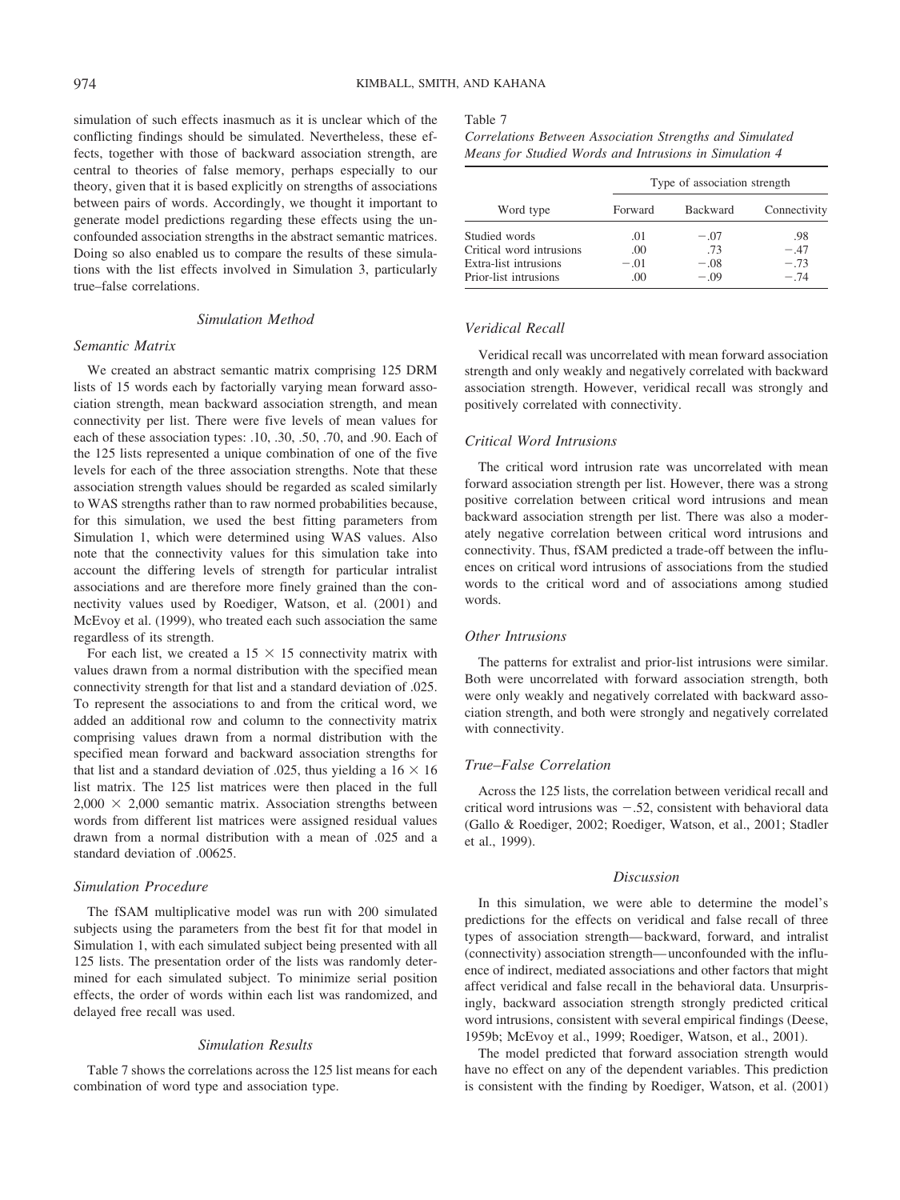simulation of such effects inasmuch as it is unclear which of the conflicting findings should be simulated. Nevertheless, these effects, together with those of backward association strength, are central to theories of false memory, perhaps especially to our theory, given that it is based explicitly on strengths of associations between pairs of words. Accordingly, we thought it important to generate model predictions regarding these effects using the unconfounded association strengths in the abstract semantic matrices. Doing so also enabled us to compare the results of these simulations with the list effects involved in Simulation 3, particularly true–false correlations.

### Simulation Method

#### Semantic Matrix

We created an abstract semantic matrix comprising 125 DRM lists of 15 words each by factorially varying mean forward association strength, mean backward association strength, and mean connectivity per list. There were five levels of mean values for each of these association types: .10, .30, .50, .70, and .90. Each of the 125 lists represented a unique combination of one of the five levels for each of the three association strengths. Note that these association strength values should be regarded as scaled similarly to WAS strengths rather than to raw normed probabilities because, for this simulation, we used the best fitting parameters from Simulation 1, which were determined using WAS values. Also note that the connectivity values for this simulation take into account the differing levels of strength for particular intralist associations and are therefore more finely grained than the connectivity values used by Roediger, Watson, et al. (2001) and McEvoy et al. (1999), who treated each such association the same regardless of its strength.

For each list, we created a $15 \times 15$ connectivity matrix with values drawn from a normal distribution with the specified mean connectivity strength for that list and a standard deviation of .025. To represent the associations to and from the critical word, we added an additional row and column to the connectivity matrix comprising values drawn from a normal distribution with the specified mean forward and backward association strengths for that list and a standard deviation of .025, thus yielding a $16 \times 16$ list matrix. The 125 list matrices were then placed in the full $2{,}000 \times 2{,}000$ semantic matrix. Association strengths between words from different list matrices were assigned residual values drawn from a normal distribution with a mean of .025 and a standard deviation of .00625.

#### Simulation Procedure

The fSAM multiplicative model was run with 200 simulated subjects using the parameters from the best fit for that model in Simulation 1, with each simulated subject being presented with all 125 lists. The presentation order of the lists was randomly determined for each simulated subject. To minimize serial position effects, the order of words within each list was randomized, and delayed free recall was used.

### Simulation Results

Table 7 shows the correlations across the 125 list means for each combination of word type and association type.

Table 7
*Correlations Between Association Strengths and Simulated Means for Studied Words and Intrusions in Simulation 4*

| Word type | Type of association strength | | |
|---|---|---|---|
| | Forward | Backward | Connectivity |
| Studied words | .01 | −.07 | .98 |
| Critical word intrusions | .00 | .73 | −.47 |
| Extra-list intrusions | −.01 | −.08 | −.73 |
| Prior-list intrusions | .00 | −.09 | −.74 |

#### Veridical Recall

Veridical recall was uncorrelated with mean forward association strength and only weakly and negatively correlated with backward association strength. However, veridical recall was strongly and positively correlated with connectivity.

#### Critical Word Intrusions

The critical word intrusion rate was uncorrelated with mean forward association strength per list. However, there was a strong positive correlation between critical word intrusions and mean backward association strength per list. There was also a moderately negative correlation between critical word intrusions and connectivity. Thus, fSAM predicted a trade-off between the influences on critical word intrusions of associations from the studied words to the critical word and of associations among studied words.

#### Other Intrusions

The patterns for extralist and prior-list intrusions were similar. Both were uncorrelated with forward association strength, both were only weakly and negatively correlated with backward association strength, and both were strongly and negatively correlated with connectivity.

#### True–False Correlation

Across the 125 lists, the correlation between veridical recall and critical word intrusions was −.52, consistent with behavioral data (Gallo & Roediger, 2002; Roediger, Watson, et al., 2001; Stadler et al., 1999).

### Discussion

In this simulation, we were able to determine the model's predictions for the effects on veridical and false recall of three types of association strength—backward, forward, and intralist (connectivity) association strength—unconfounded with the influence of indirect, mediated associations and other factors that might affect veridical and false recall in the behavioral data. Unsurprisingly, backward association strength strongly predicted critical word intrusions, consistent with several empirical findings (Deese, 1959b; McEvoy et al., 1999; Roediger, Watson, et al., 2001).

The model predicted that forward association strength would have no effect on any of the dependent variables. This prediction is consistent with the finding by Roediger, Watson, et al. (2001)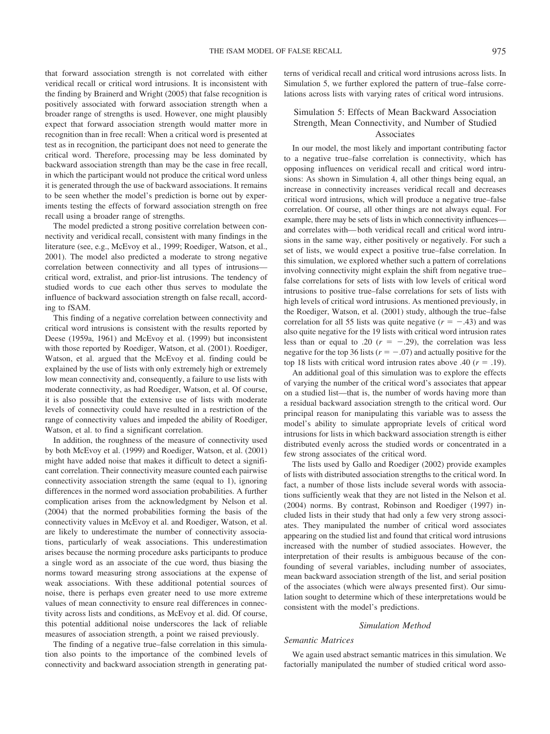that forward association strength is not correlated with either veridical recall or critical word intrusions. It is inconsistent with the finding by Brainerd and Wright (2005) that false recognition is positively associated with forward association strength when a broader range of strengths is used. However, one might plausibly expect that forward association strength would matter more in recognition than in free recall: When a critical word is presented at test as in recognition, the participant does not need to generate the critical word. Therefore, processing may be less dominated by backward association strength than may be the case in free recall, in which the participant would not produce the critical word unless it is generated through the use of backward associations. It remains to be seen whether the model's prediction is borne out by experiments testing the effects of forward association strength on free recall using a broader range of strengths.

The model predicted a strong positive correlation between connectivity and veridical recall, consistent with many findings in the literature (see, e.g., McEvoy et al., 1999; Roediger, Watson, et al., 2001). The model also predicted a moderate to strong negative correlation between connectivity and all types of intrusions—critical word, extralist, and prior-list intrusions. The tendency of studied words to cue each other thus serves to modulate the influence of backward association strength on false recall, according to fSAM.

This finding of a negative correlation between connectivity and critical word intrusions is consistent with the results reported by Deese (1959a, 1961) and McEvoy et al. (1999) but inconsistent with those reported by Roediger, Watson, et al. (2001). Roediger, Watson, et al. argued that the McEvoy et al. finding could be explained by the use of lists with only extremely high or extremely low mean connectivity and, consequently, a failure to use lists with moderate connectivity, as had Roediger, Watson, et al. Of course, it is also possible that the extensive use of lists with moderate levels of connectivity could have resulted in a restriction of the range of connectivity values and impeded the ability of Roediger, Watson, et al. to find a significant correlation.

In addition, the roughness of the measure of connectivity used by both McEvoy et al. (1999) and Roediger, Watson, et al. (2001) might have added noise that makes it difficult to detect a significant correlation. Their connectivity measure counted each pairwise connectivity association strength the same (equal to 1), ignoring differences in the normed word association probabilities. A further complication arises from the acknowledgment by Nelson et al. (2004) that the normed probabilities forming the basis of the connectivity values in McEvoy et al. and Roediger, Watson, et al. are likely to underestimate the number of connectivity associations, particularly of weak associations. This underestimation arises because the norming procedure asks participants to produce a single word as an associate of the cue word, thus biasing the norms toward measuring strong associations at the expense of weak associations. With these additional potential sources of noise, there is perhaps even greater need to use more extreme values of mean connectivity to ensure real differences in connectivity across lists and conditions, as McEvoy et al. did. Of course, this potential additional noise underscores the lack of reliable measures of association strength, a point we raised previously.

The finding of a negative true–false correlation in this simulation also points to the importance of the combined levels of connectivity and backward association strength in generating patterns of veridical recall and critical word intrusions across lists. In Simulation 5, we further explored the pattern of true–false correlations across lists with varying rates of critical word intrusions.

## Simulation 5: Effects of Mean Backward Association Strength, Mean Connectivity, and Number of Studied Associates

In our model, the most likely and important contributing factor to a negative true–false correlation is connectivity, which has opposing influences on veridical recall and critical word intrusions: As shown in Simulation 4, all other things being equal, an increase in connectivity increases veridical recall and decreases critical word intrusions, which will produce a negative true–false correlation. Of course, all other things are not always equal. For example, there may be sets of lists in which connectivity influences—and correlates with—both veridical recall and critical word intrusions in the same way, either positively or negatively. For such a set of lists, we would expect a positive true–false correlation. In this simulation, we explored whether such a pattern of correlations involving connectivity might explain the shift from negative true–false correlations for sets of lists with low levels of critical word intrusions to positive true–false correlations for sets of lists with high levels of critical word intrusions. As mentioned previously, in the Roediger, Watson, et al. (2001) study, although the true–false correlation for all 55 lists was quite negative ($r = -.43$) and was also quite negative for the 19 lists with critical word intrusion rates less than or equal to .20 ($r = -.29$), the correlation was less negative for the top 36 lists ($r = -.07$) and actually positive for the top 18 lists with critical word intrusion rates above .40 ($r = .19$).

An additional goal of this simulation was to explore the effects of varying the number of the critical word's associates that appear on a studied list—that is, the number of words having more than a residual backward association strength to the critical word. Our principal reason for manipulating this variable was to assess the model's ability to simulate appropriate levels of critical word intrusions for lists in which backward association strength is either distributed evenly across the studied words or concentrated in a few strong associates of the critical word.

The lists used by Gallo and Roediger (2002) provide examples of lists with distributed association strengths to the critical word. In fact, a number of those lists include several words with associations sufficiently weak that they are not listed in the Nelson et al. (2004) norms. By contrast, Robinson and Roediger (1997) included lists in their study that had only a few very strong associates. They manipulated the number of critical word associates appearing on the studied list and found that critical word intrusions increased with the number of studied associates. However, the interpretation of their results is ambiguous because of the confounding of several variables, including number of associates, mean backward association strength of the list, and serial position of the associates (which were always presented first). Our simulation sought to determine which of these interpretations would be consistent with the model's predictions.

### *Simulation Method*

#### *Semantic Matrices*

We again used abstract semantic matrices in this simulation. We factorially manipulated the number of studied critical word asso-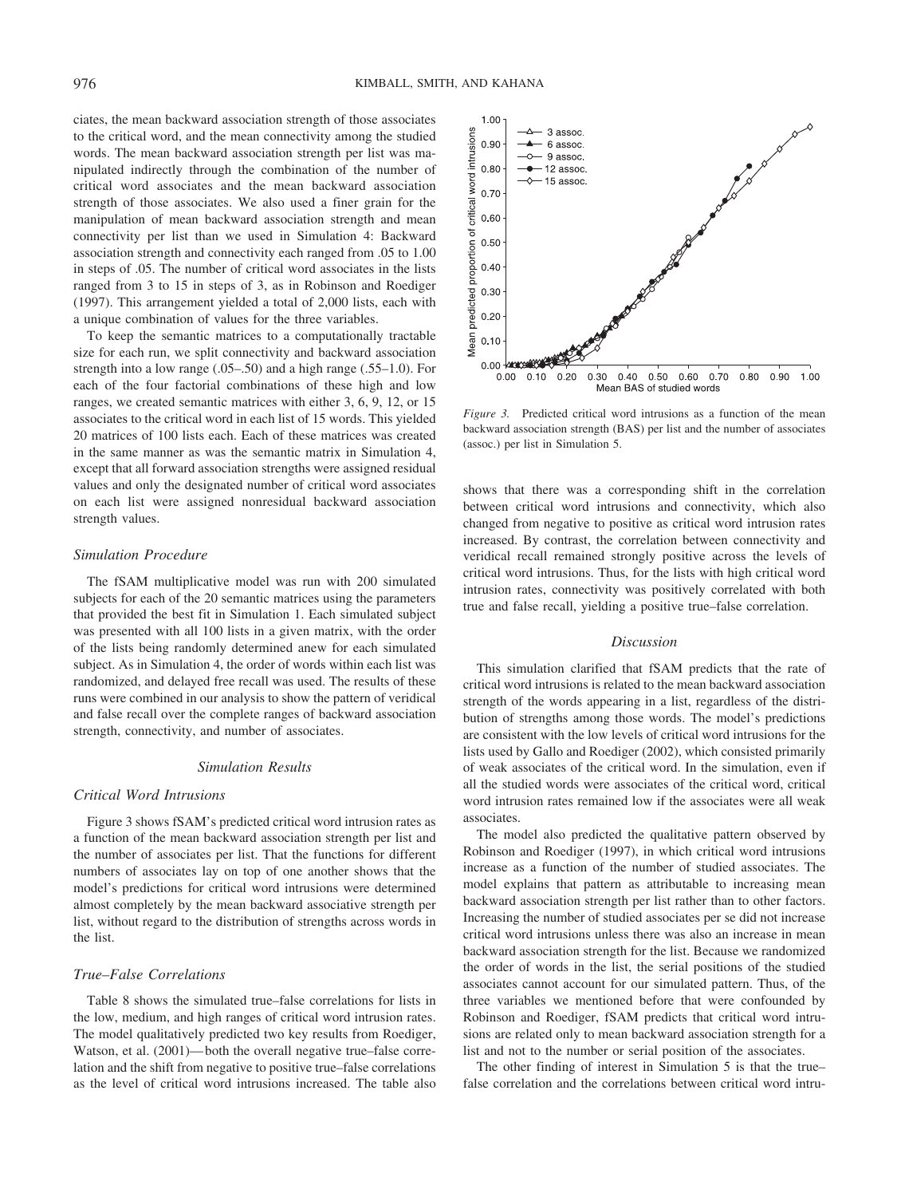ciates, the mean backward association strength of those associates to the critical word, and the mean connectivity among the studied words. The mean backward association strength per list was manipulated indirectly through the combination of the number of critical word associates and the mean backward association strength of those associates. We also used a finer grain for the manipulation of mean backward association strength and mean connectivity per list than we used in Simulation 4: Backward association strength and connectivity each ranged from .05 to 1.00 in steps of .05. The number of critical word associates in the lists ranged from 3 to 15 in steps of 3, as in Robinson and Roediger (1997). This arrangement yielded a total of 2,000 lists, each with a unique combination of values for the three variables.

To keep the semantic matrices to a computationally tractable size for each run, we split connectivity and backward association strength into a low range (.05–.50) and a high range (.55–1.0). For each of the four factorial combinations of these high and low ranges, we created semantic matrices with either 3, 6, 9, 12, or 15 associates to the critical word in each list of 15 words. This yielded 20 matrices of 100 lists each. Each of these matrices was created in the same manner as was the semantic matrix in Simulation 4, except that all forward association strengths were assigned residual values and only the designated number of critical word associates on each list were assigned nonresidual backward association strength values.

### *Simulation Procedure*

The fSAM multiplicative model was run with 200 simulated subjects for each of the 20 semantic matrices using the parameters that provided the best fit in Simulation 1. Each simulated subject was presented with all 100 lists in a given matrix, with the order of the lists being randomly determined anew for each simulated subject. As in Simulation 4, the order of words within each list was randomized, and delayed free recall was used. The results of these runs were combined in our analysis to show the pattern of veridical and false recall over the complete ranges of backward association strength, connectivity, and number of associates.

### *Simulation Results*

### *Critical Word Intrusions*

Figure 3 shows fSAM's predicted critical word intrusion rates as a function of the mean backward association strength per list and the number of associates per list. That the functions for different numbers of associates lay on top of one another shows that the model's predictions for critical word intrusions were determined almost completely by the mean backward associative strength per list, without regard to the distribution of strengths across words in the list.

### *True–False Correlations*

Table 8 shows the simulated true–false correlations for lists in the low, medium, and high ranges of critical word intrusion rates. The model qualitatively predicted two key results from Roediger, Watson, et al. (2001)—both the overall negative true–false correlation and the shift from negative to positive true–false correlations as the level of critical word intrusions increased. The table also shows that there was a corresponding shift in the correlation between critical word intrusions and connectivity, which also changed from negative to positive as critical word intrusion rates increased. By contrast, the correlation between connectivity and veridical recall remained strongly positive across the levels of critical word intrusions. Thus, for the lists with high critical word intrusion rates, connectivity was positively correlated with both true and false recall, yielding a positive true–false correlation.

*Figure 3.* Predicted critical word intrusions as a function of the mean backward association strength (BAS) per list and the number of associates (assoc.) per list in Simulation 5.

### *Discussion*

This simulation clarified that fSAM predicts that the rate of critical word intrusions is related to the mean backward association strength of the words appearing in a list, regardless of the distribution of strengths among those words. The model's predictions are consistent with the low levels of critical word intrusions for the lists used by Gallo and Roediger (2002), which consisted primarily of weak associates of the critical word. In the simulation, even if all the studied words were associates of the critical word, critical word intrusion rates remained low if the associates were all weak associates.

The model also predicted the qualitative pattern observed by Robinson and Roediger (1997), in which critical word intrusions increase as a function of the number of studied associates. The model explains that pattern as attributable to increasing mean backward association strength per list rather than to other factors. Increasing the number of studied associates per se did not increase critical word intrusions unless there was also an increase in mean backward association strength for the list. Because we randomized the order of words in the list, the serial positions of the studied associates cannot account for our simulated pattern. Thus, of the three variables we mentioned before that were confounded by Robinson and Roediger, fSAM predicts that critical word intrusions are related only to mean backward association strength for a list and not to the number or serial position of the associates.

The other finding of interest in Simulation 5 is that the true–false correlation and the correlations between critical word intru-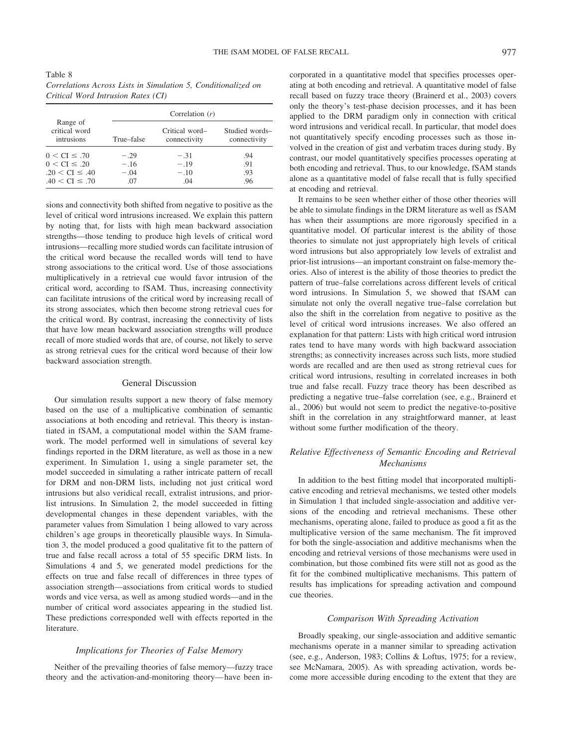Table 8
*Correlations Across Lists in Simulation 5, Conditionalized on Critical Word Intrusion Rates (CI)*

| Range of critical word intrusions | Correlation (*r*) | | |
|---|---|---|---|
| | True–false | Critical word–connectivity | Studied words–connectivity |
| $0 < \text{CI} \leq .70$ | −.29 | −.31 | .94 |
| $0 < \text{CI} \leq .20$ | −.16 | −.19 | .91 |
| $.20 < \text{CI} \leq .40$ | −.04 | −.10 | .93 |
| $.40 < \text{CI} \leq .70$ | .07 | .04 | .96 |

sions and connectivity both shifted from negative to positive as the level of critical word intrusions increased. We explain this pattern by noting that, for lists with high mean backward association strengths—those tending to produce high levels of critical word intrusions—recalling more studied words can facilitate intrusion of the critical word because the recalled words will tend to have strong associations to the critical word. Use of those associations multiplicatively in a retrieval cue would favor intrusion of the critical word, according to fSAM. Thus, increasing connectivity can facilitate intrusions of the critical word by increasing recall of its strong associates, which then become strong retrieval cues for the critical word. By contrast, increasing the connectivity of lists that have low mean backward association strengths will produce recall of more studied words that are, of course, not likely to serve as strong retrieval cues for the critical word because of their low backward association strength.

## General Discussion

Our simulation results support a new theory of false memory based on the use of a multiplicative combination of semantic associations at both encoding and retrieval. This theory is instantiated in fSAM, a computational model within the SAM framework. The model performed well in simulations of several key findings reported in the DRM literature, as well as those in a new experiment. In Simulation 1, using a single parameter set, the model succeeded in simulating a rather intricate pattern of recall for DRM and non-DRM lists, including not just critical word intrusions but also veridical recall, extralist intrusions, and prior-list intrusions. In Simulation 2, the model succeeded in fitting developmental changes in these dependent variables, with the parameter values from Simulation 1 being allowed to vary across children's age groups in theoretically plausible ways. In Simulation 3, the model produced a good qualitative fit to the pattern of true and false recall across a total of 55 specific DRM lists. In Simulations 4 and 5, we generated model predictions for the effects on true and false recall of differences in three types of association strength—associations from critical words to studied words and vice versa, as well as among studied words—and in the number of critical word associates appearing in the studied list. These predictions corresponded well with effects reported in the literature.

### *Implications for Theories of False Memory*

Neither of the prevailing theories of false memory—fuzzy trace theory and the activation-and-monitoring theory—have been incorporated in a quantitative model that specifies processes operating at both encoding and retrieval. A quantitative model of false recall based on fuzzy trace theory (Brainerd et al., 2003) covers only the theory's test-phase decision processes, and it has been applied to the DRM paradigm only in connection with critical word intrusions and veridical recall. In particular, that model does not quantitatively specify encoding processes such as those involved in the creation of gist and verbatim traces during study. By contrast, our model quantitatively specifies processes operating at both encoding and retrieval. Thus, to our knowledge, fSAM stands alone as a quantitative model of false recall that is fully specified at encoding and retrieval.

It remains to be seen whether either of those other theories will be able to simulate findings in the DRM literature as well as fSAM has when their assumptions are more rigorously specified in a quantitative model. Of particular interest is the ability of those theories to simulate not just appropriately high levels of critical word intrusions but also appropriately low levels of extralist and prior-list intrusions—an important constraint on false-memory theories. Also of interest is the ability of those theories to predict the pattern of true–false correlations across different levels of critical word intrusions. In Simulation 5, we showed that fSAM can simulate not only the overall negative true–false correlation but also the shift in the correlation from negative to positive as the level of critical word intrusions increases. We also offered an explanation for that pattern: Lists with high critical word intrusion rates tend to have many words with high backward association strengths; as connectivity increases across such lists, more studied words are recalled and are then used as strong retrieval cues for critical word intrusions, resulting in correlated increases in both true and false recall. Fuzzy trace theory has been described as predicting a negative true–false correlation (see, e.g., Brainerd et al., 2006) but would not seem to predict the negative-to-positive shift in the correlation in any straightforward manner, at least without some further modification of the theory.

### *Relative Effectiveness of Semantic Encoding and Retrieval Mechanisms*

In addition to the best fitting model that incorporated multiplicative encoding and retrieval mechanisms, we tested other models in Simulation 1 that included single-association and additive versions of the encoding and retrieval mechanisms. These other mechanisms, operating alone, failed to produce as good a fit as the multiplicative version of the same mechanism. The fit improved for both the single-association and additive mechanisms when the encoding and retrieval versions of those mechanisms were used in combination, but those combined fits were still not as good as the fit for the combined multiplicative mechanisms. This pattern of results has implications for spreading activation and compound cue theories.

### *Comparison With Spreading Activation*

Broadly speaking, our single-association and additive semantic mechanisms operate in a manner similar to spreading activation (see, e.g., Anderson, 1983; Collins & Loftus, 1975; for a review, see McNamara, 2005). As with spreading activation, words become more accessible during encoding to the extent that they are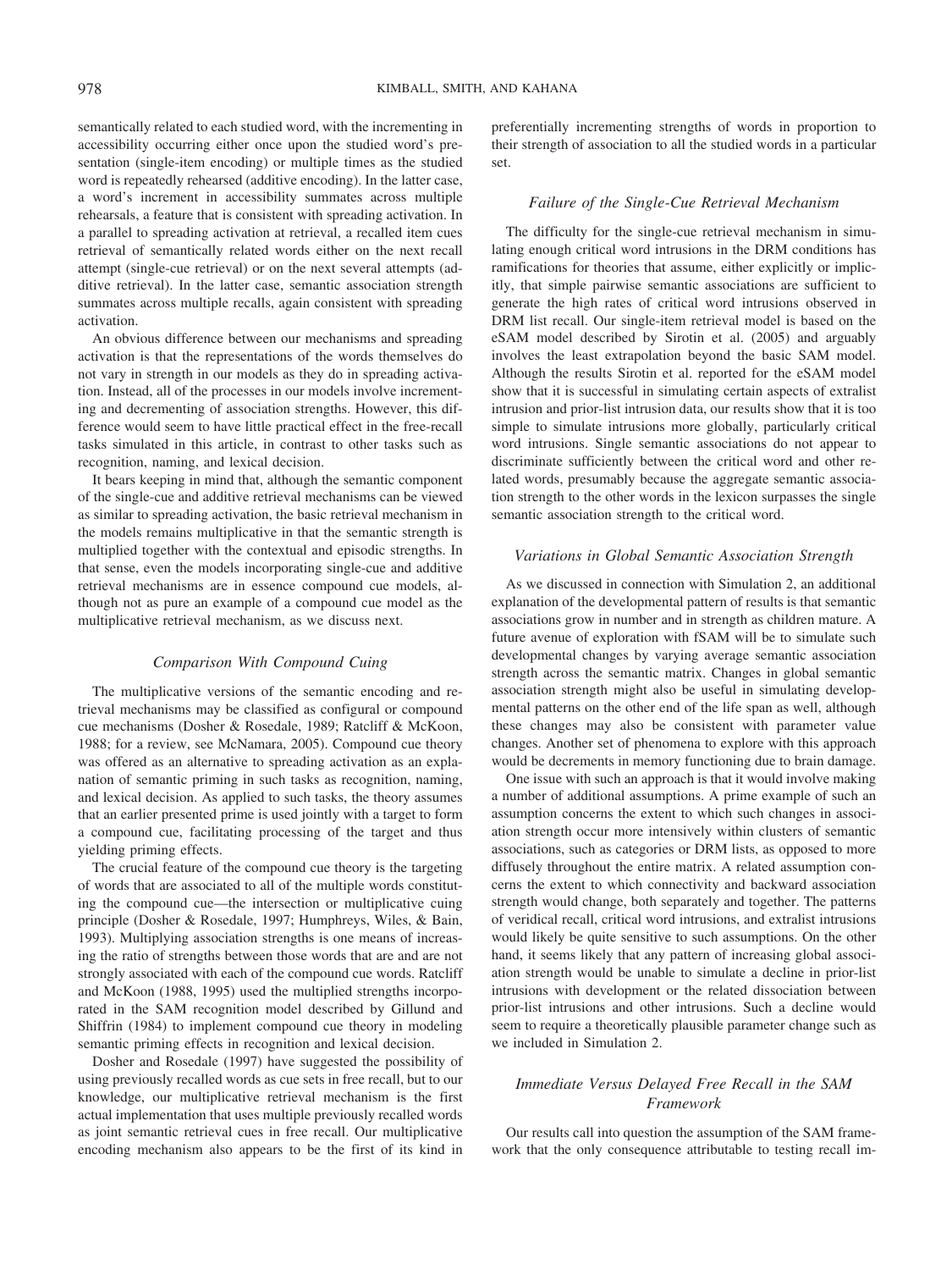semantically related to each studied word, with the incrementing in accessibility occurring either once upon the studied word's presentation (single-item encoding) or multiple times as the studied word is repeatedly rehearsed (additive encoding). In the latter case, a word's increment in accessibility summates across multiple rehearsals, a feature that is consistent with spreading activation. In a parallel to spreading activation at retrieval, a recalled item cues retrieval of semantically related words either on the next recall attempt (single-cue retrieval) or on the next several attempts (additive retrieval). In the latter case, semantic association strength summates across multiple recalls, again consistent with spreading activation.

An obvious difference between our mechanisms and spreading activation is that the representations of the words themselves do not vary in strength in our models as they do in spreading activation. Instead, all of the processes in our models involve incrementing and decrementing of association strengths. However, this difference would seem to have little practical effect in the free-recall tasks simulated in this article, in contrast to other tasks such as recognition, naming, and lexical decision.

It bears keeping in mind that, although the semantic component of the single-cue and additive retrieval mechanisms can be viewed as similar to spreading activation, the basic retrieval mechanism in the models remains multiplicative in that the semantic strength is multiplied together with the contextual and episodic strengths. In that sense, even the models incorporating single-cue and additive retrieval mechanisms are in essence compound cue models, although not as pure an example of a compound cue model as the multiplicative retrieval mechanism, as we discuss next.

### *Comparison With Compound Cuing*

The multiplicative versions of the semantic encoding and retrieval mechanisms may be classified as configural or compound cue mechanisms (Dosher & Rosedale, 1989; Ratcliff & McKoon, 1988; for a review, see McNamara, 2005). Compound cue theory was offered as an alternative to spreading activation as an explanation of semantic priming in such tasks as recognition, naming, and lexical decision. As applied to such tasks, the theory assumes that an earlier presented prime is used jointly with a target to form a compound cue, facilitating processing of the target and thus yielding priming effects.

The crucial feature of the compound cue theory is the targeting of words that are associated to all of the multiple words constituting the compound cue—the intersection or multiplicative cuing principle (Dosher & Rosedale, 1997; Humphreys, Wiles, & Bain, 1993). Multiplying association strengths is one means of increasing the ratio of strengths between those words that are and are not strongly associated with each of the compound cue words. Ratcliff and McKoon (1988, 1995) used the multiplied strengths incorporated in the SAM recognition model described by Gillund and Shiffrin (1984) to implement compound cue theory in modeling semantic priming effects in recognition and lexical decision.

Dosher and Rosedale (1997) have suggested the possibility of using previously recalled words as cue sets in free recall, but to our knowledge, our multiplicative retrieval mechanism is the first actual implementation that uses multiple previously recalled words as joint semantic retrieval cues in free recall. Our multiplicative encoding mechanism also appears to be the first of its kind in preferentially incrementing strengths of words in proportion to their strength of association to all the studied words in a particular set.

### *Failure of the Single-Cue Retrieval Mechanism*

The difficulty for the single-cue retrieval mechanism in simulating enough critical word intrusions in the DRM conditions has ramifications for theories that assume, either explicitly or implicitly, that simple pairwise semantic associations are sufficient to generate the high rates of critical word intrusions observed in DRM list recall. Our single-item retrieval model is based on the eSAM model described by Sirotin et al. (2005) and arguably involves the least extrapolation beyond the basic SAM model. Although the results Sirotin et al. reported for the eSAM model show that it is successful in simulating certain aspects of extralist intrusion and prior-list intrusion data, our results show that it is too simple to simulate intrusions more globally, particularly critical word intrusions. Single semantic associations do not appear to discriminate sufficiently between the critical word and other related words, presumably because the aggregate semantic association strength to the other words in the lexicon surpasses the single semantic association strength to the critical word.

### *Variations in Global Semantic Association Strength*

As we discussed in connection with Simulation 2, an additional explanation of the developmental pattern of results is that semantic associations grow in number and in strength as children mature. A future avenue of exploration with fSAM will be to simulate such developmental changes by varying average semantic association strength across the semantic matrix. Changes in global semantic association strength might also be useful in simulating developmental patterns on the other end of the life span as well, although these changes may also be consistent with parameter value changes. Another set of phenomena to explore with this approach would be decrements in memory functioning due to brain damage.

One issue with such an approach is that it would involve making a number of additional assumptions. A prime example of such an assumption concerns the extent to which such changes in association strength occur more intensively within clusters of semantic associations, such as categories or DRM lists, as opposed to more diffusely throughout the entire matrix. A related assumption concerns the extent to which connectivity and backward association strength would change, both separately and together. The patterns of veridical recall, critical word intrusions, and extralist intrusions would likely be quite sensitive to such assumptions. On the other hand, it seems likely that any pattern of increasing global association strength would be unable to simulate a decline in prior-list intrusions with development or the related dissociation between prior-list intrusions and other intrusions. Such a decline would seem to require a theoretically plausible parameter change such as we included in Simulation 2.

### *Immediate Versus Delayed Free Recall in the SAM Framework*

Our results call into question the assumption of the SAM framework that the only consequence attributable to testing recall im-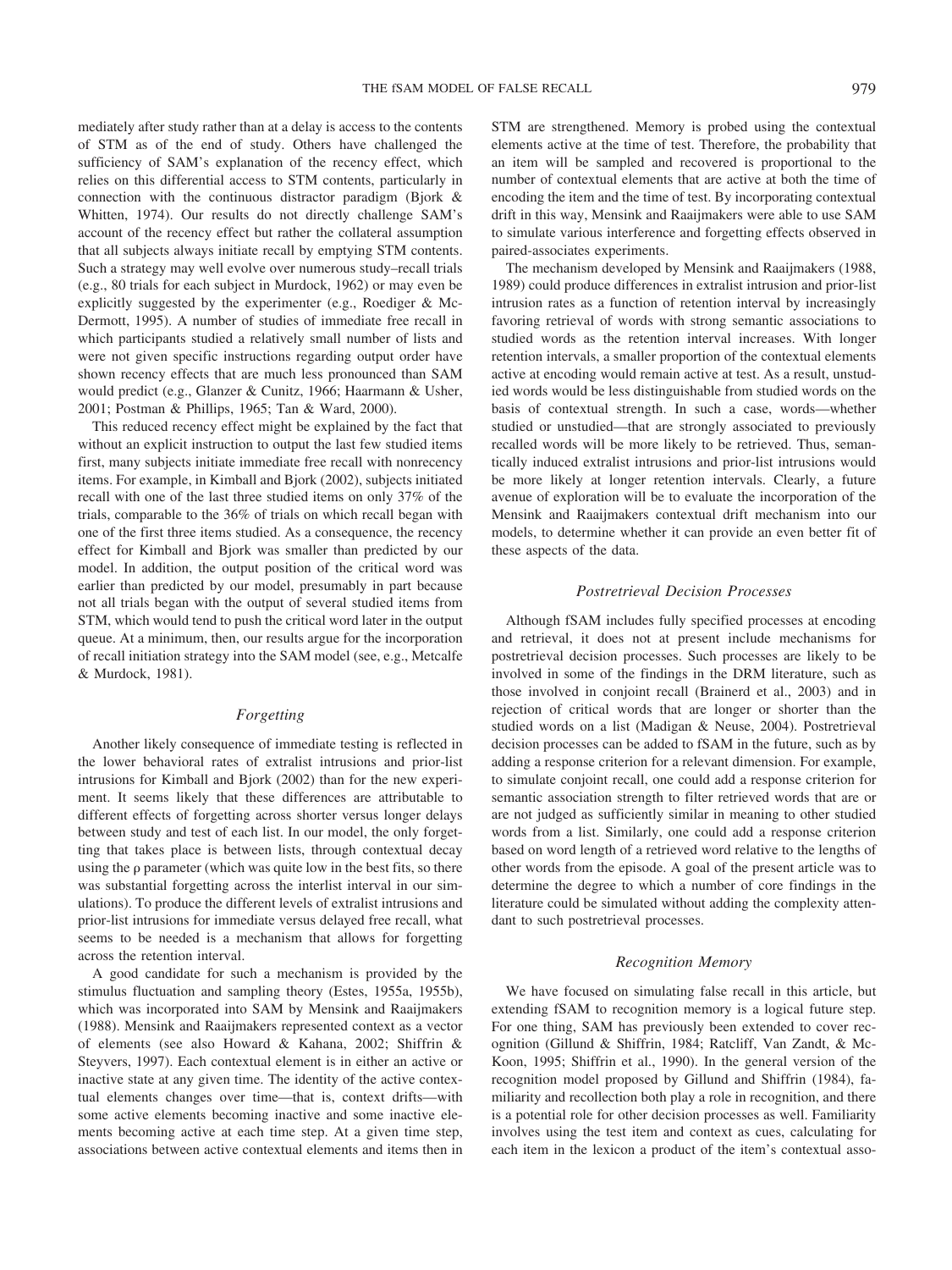mediately after study rather than at a delay is access to the contents of STM as of the end of study. Others have challenged the sufficiency of SAM's explanation of the recency effect, which relies on this differential access to STM contents, particularly in connection with the continuous distractor paradigm (Bjork & Whitten, 1974). Our results do not directly challenge SAM's account of the recency effect but rather the collateral assumption that all subjects always initiate recall by emptying STM contents. Such a strategy may well evolve over numerous study–recall trials (e.g., 80 trials for each subject in Murdock, 1962) or may even be explicitly suggested by the experimenter (e.g., Roediger & McDermott, 1995). A number of studies of immediate free recall in which participants studied a relatively small number of lists and were not given specific instructions regarding output order have shown recency effects that are much less pronounced than SAM would predict (e.g., Glanzer & Cunitz, 1966; Haarmann & Usher, 2001; Postman & Phillips, 1965; Tan & Ward, 2000).

This reduced recency effect might be explained by the fact that without an explicit instruction to output the last few studied items first, many subjects initiate immediate free recall with nonrecency items. For example, in Kimball and Bjork (2002), subjects initiated recall with one of the last three studied items on only 37% of the trials, comparable to the 36% of trials on which recall began with one of the first three items studied. As a consequence, the recency effect for Kimball and Bjork was smaller than predicted by our model. In addition, the output position of the critical word was earlier than predicted by our model, presumably in part because not all trials began with the output of several studied items from STM, which would tend to push the critical word later in the output queue. At a minimum, then, our results argue for the incorporation of recall initiation strategy into the SAM model (see, e.g., Metcalfe & Murdock, 1981).

### *Forgetting*

Another likely consequence of immediate testing is reflected in the lower behavioral rates of extralist intrusions and prior-list intrusions for Kimball and Bjork (2002) than for the new experiment. It seems likely that these differences are attributable to different effects of forgetting across shorter versus longer delays between study and test of each list. In our model, the only forgetting that takes place is between lists, through contextual decay using the $\rho$ parameter (which was quite low in the best fits, so there was substantial forgetting across the interlist interval in our simulations). To produce the different levels of extralist intrusions and prior-list intrusions for immediate versus delayed free recall, what seems to be needed is a mechanism that allows for forgetting across the retention interval.

A good candidate for such a mechanism is provided by the stimulus fluctuation and sampling theory (Estes, 1955a, 1955b), which was incorporated into SAM by Mensink and Raaijmakers (1988). Mensink and Raaijmakers represented context as a vector of elements (see also Howard & Kahana, 2002; Shiffrin & Steyvers, 1997). Each contextual element is in either an active or inactive state at any given time. The identity of the active contextual elements changes over time—that is, context drifts—with some active elements becoming inactive and some inactive elements becoming active at each time step. At a given time step, associations between active contextual elements and items then in STM are strengthened. Memory is probed using the contextual elements active at the time of test. Therefore, the probability that an item will be sampled and recovered is proportional to the number of contextual elements that are active at both the time of encoding the item and the time of test. By incorporating contextual drift in this way, Mensink and Raaijmakers were able to use SAM to simulate various interference and forgetting effects observed in paired-associates experiments.

The mechanism developed by Mensink and Raaijmakers (1988, 1989) could produce differences in extralist intrusion and prior-list intrusion rates as a function of retention interval by increasingly favoring retrieval of words with strong semantic associations to studied words as the retention interval increases. With longer retention intervals, a smaller proportion of the contextual elements active at encoding would remain active at test. As a result, unstudied words would be less distinguishable from studied words on the basis of contextual strength. In such a case, words—whether studied or unstudied—that are strongly associated to previously recalled words will be more likely to be retrieved. Thus, semantically induced extralist intrusions and prior-list intrusions would be more likely at longer retention intervals. Clearly, a future avenue of exploration will be to evaluate the incorporation of the Mensink and Raaijmakers contextual drift mechanism into our models, to determine whether it can provide an even better fit of these aspects of the data.

### *Postretrieval Decision Processes*

Although fSAM includes fully specified processes at encoding and retrieval, it does not at present include mechanisms for postretrieval decision processes. Such processes are likely to be involved in some of the findings in the DRM literature, such as those involved in conjoint recall (Brainerd et al., 2003) and in rejection of critical words that are longer or shorter than the studied words on a list (Madigan & Neuse, 2004). Postretrieval decision processes can be added to fSAM in the future, such as by adding a response criterion for a relevant dimension. For example, to simulate conjoint recall, one could add a response criterion for semantic association strength to filter retrieved words that are or are not judged as sufficiently similar in meaning to other studied words from a list. Similarly, one could add a response criterion based on word length of a retrieved word relative to the lengths of other words from the episode. A goal of the present article was to determine the degree to which a number of core findings in the literature could be simulated without adding the complexity attendant to such postretrieval processes.

### *Recognition Memory*

We have focused on simulating false recall in this article, but extending fSAM to recognition memory is a logical future step. For one thing, SAM has previously been extended to cover recognition (Gillund & Shiffrin, 1984; Ratcliff, Van Zandt, & McKoon, 1995; Shiffrin et al., 1990). In the general version of the recognition model proposed by Gillund and Shiffrin (1984), familiarity and recollection both play a role in recognition, and there is a potential role for other decision processes as well. Familiarity involves using the test item and context as cues, calculating for each item in the lexicon a product of the item's contextual asso-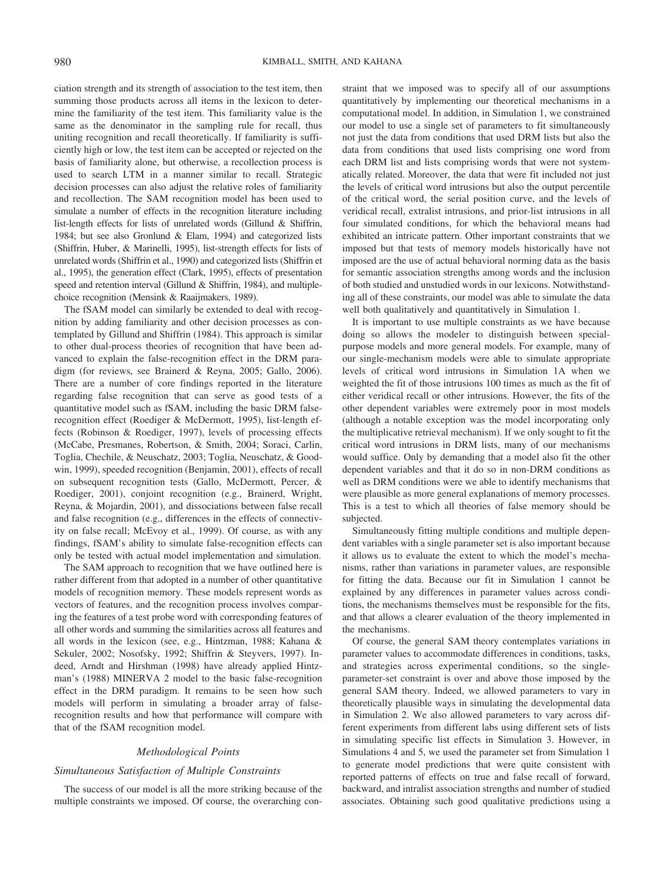ciation strength and its strength of association to the test item, then summing those products across all items in the lexicon to determine the familiarity of the test item. This familiarity value is the same as the denominator in the sampling rule for recall, thus uniting recognition and recall theoretically. If familiarity is sufficiently high or low, the test item can be accepted or rejected on the basis of familiarity alone, but otherwise, a recollection process is used to search LTM in a manner similar to recall. Strategic decision processes can also adjust the relative roles of familiarity and recollection. The SAM recognition model has been used to simulate a number of effects in the recognition literature including list-length effects for lists of unrelated words (Gillund & Shiffrin, 1984; but see also Gronlund & Elam, 1994) and categorized lists (Shiffrin, Huber, & Marinelli, 1995), list-strength effects for lists of unrelated words (Shiffrin et al., 1990) and categorized lists (Shiffrin et al., 1995), the generation effect (Clark, 1995), effects of presentation speed and retention interval (Gillund & Shiffrin, 1984), and multiple-choice recognition (Mensink & Raaijmakers, 1989).

The fSAM model can similarly be extended to deal with recognition by adding familiarity and other decision processes as contemplated by Gillund and Shiffrin (1984). This approach is similar to other dual-process theories of recognition that have been advanced to explain the false-recognition effect in the DRM paradigm (for reviews, see Brainerd & Reyna, 2005; Gallo, 2006). There are a number of core findings reported in the literature regarding false recognition that can serve as good tests of a quantitative model such as fSAM, including the basic DRM false-recognition effect (Roediger & McDermott, 1995), list-length effects (Robinson & Roediger, 1997), levels of processing effects (McCabe, Presmanes, Robertson, & Smith, 2004; Soraci, Carlin, Toglia, Chechile, & Neuschatz, 2003; Toglia, Neuschatz, & Goodwin, 1999), speeded recognition (Benjamin, 2001), effects of recall on subsequent recognition tests (Gallo, McDermott, Percer, & Roediger, 2001), conjoint recognition (e.g., Brainerd, Wright, Reyna, & Mojardin, 2001), and dissociations between false recall and false recognition (e.g., differences in the effects of connectivity on false recall; McEvoy et al., 1999). Of course, as with any findings, fSAM's ability to simulate false-recognition effects can only be tested with actual model implementation and simulation.

The SAM approach to recognition that we have outlined here is rather different from that adopted in a number of other quantitative models of recognition memory. These models represent words as vectors of features, and the recognition process involves comparing the features of a test probe word with corresponding features of all other words and summing the similarities across all features and all words in the lexicon (see, e.g., Hintzman, 1988; Kahana & Sekuler, 2002; Nosofsky, 1992; Shiffrin & Steyvers, 1997). Indeed, Arndt and Hirshman (1998) have already applied Hintzman's (1988) MINERVA 2 model to the basic false-recognition effect in the DRM paradigm. It remains to be seen how such models will perform in simulating a broader array of false-recognition results and how that performance will compare with that of the fSAM recognition model.

## Methodological Points

### Simultaneous Satisfaction of Multiple Constraints

The success of our model is all the more striking because of the multiple constraints we imposed. Of course, the overarching constraint that we imposed was to specify all of our assumptions quantitatively by implementing our theoretical mechanisms in a computational model. In addition, in Simulation 1, we constrained our model to use a single set of parameters to fit simultaneously not just the data from conditions that used DRM lists but also the data from conditions that used lists comprising one word from each DRM list and lists comprising words that were not systematically related. Moreover, the data that were fit included not just the levels of critical word intrusions but also the output percentile of the critical word, the serial position curve, and the levels of veridical recall, extralist intrusions, and prior-list intrusions in all four simulated conditions, for which the behavioral means had exhibited an intricate pattern. Other important constraints that we imposed but that tests of memory models historically have not imposed are the use of actual behavioral norming data as the basis for semantic association strengths among words and the inclusion of both studied and unstudied words in our lexicons. Notwithstanding all of these constraints, our model was able to simulate the data well both qualitatively and quantitatively in Simulation 1.

It is important to use multiple constraints as we have because doing so allows the modeler to distinguish between special-purpose models and more general models. For example, many of our single-mechanism models were able to simulate appropriate levels of critical word intrusions in Simulation 1A when we weighted the fit of those intrusions 100 times as much as the fit of either veridical recall or other intrusions. However, the fits of the other dependent variables were extremely poor in most models (although a notable exception was the model incorporating only the multiplicative retrieval mechanism). If we only sought to fit the critical word intrusions in DRM lists, many of our mechanisms would suffice. Only by demanding that a model also fit the other dependent variables and that it do so in non-DRM conditions as well as DRM conditions were we able to identify mechanisms that were plausible as more general explanations of memory processes. This is a test to which all theories of false memory should be subjected.

Simultaneously fitting multiple conditions and multiple dependent variables with a single parameter set is also important because it allows us to evaluate the extent to which the model's mechanisms, rather than variations in parameter values, are responsible for fitting the data. Because our fit in Simulation 1 cannot be explained by any differences in parameter values across conditions, the mechanisms themselves must be responsible for the fits, and that allows a clearer evaluation of the theory implemented in the mechanisms.

Of course, the general SAM theory contemplates variations in parameter values to accommodate differences in conditions, tasks, and strategies across experimental conditions, so the single-parameter-set constraint is over and above those imposed by the general SAM theory. Indeed, we allowed parameters to vary in theoretically plausible ways in simulating the developmental data in Simulation 2. We also allowed parameters to vary across different experiments from different labs using different sets of lists in simulating specific list effects in Simulation 3. However, in Simulations 4 and 5, we used the parameter set from Simulation 1 to generate model predictions that were quite consistent with reported patterns of effects on true and false recall of forward, backward, and intralist association strengths and number of studied associates. Obtaining such good qualitative predictions using a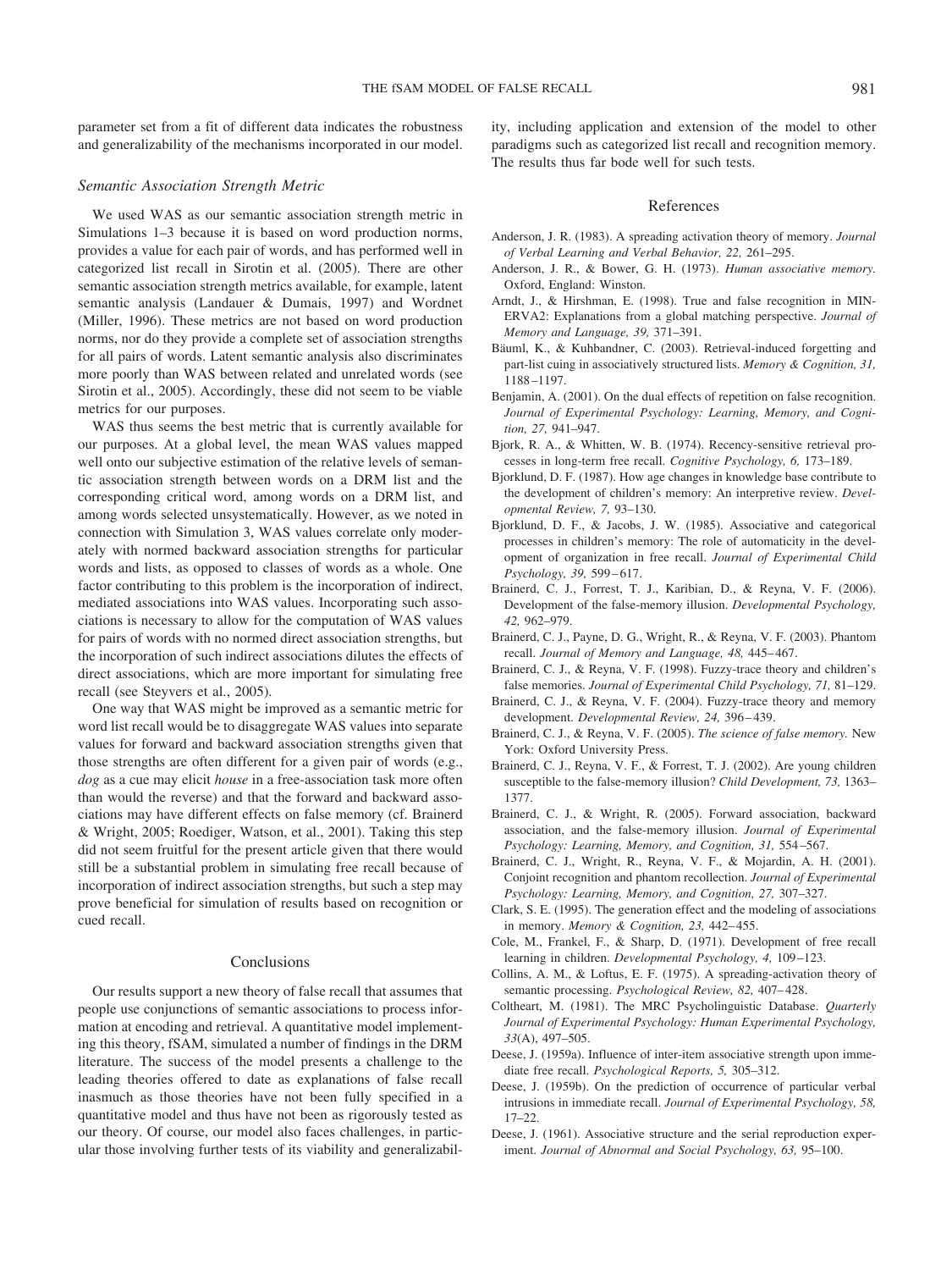parameter set from a fit of different data indicates the robustness and generalizability of the mechanisms incorporated in our model.

### *Semantic Association Strength Metric*

We used WAS as our semantic association strength metric in Simulations 1–3 because it is based on word production norms, provides a value for each pair of words, and has performed well in categorized list recall in Sirotin et al. (2005). There are other semantic association strength metrics available, for example, latent semantic analysis (Landauer & Dumais, 1997) and Wordnet (Miller, 1996). These metrics are not based on word production norms, nor do they provide a complete set of association strengths for all pairs of words. Latent semantic analysis also discriminates more poorly than WAS between related and unrelated words (see Sirotin et al., 2005). Accordingly, these did not seem to be viable metrics for our purposes.

WAS thus seems the best metric that is currently available for our purposes. At a global level, the mean WAS values mapped well onto our subjective estimation of the relative levels of semantic association strength between words on a DRM list and the corresponding critical word, among words on a DRM list, and among words selected unsystematically. However, as we noted in connection with Simulation 3, WAS values correlate only moderately with normed backward association strengths for particular words and lists, as opposed to classes of words as a whole. One factor contributing to this problem is the incorporation of indirect, mediated associations into WAS values. Incorporating such associations is necessary to allow for the computation of WAS values for pairs of words with no normed direct association strengths, but the incorporation of such indirect associations dilutes the effects of direct associations, which are more important for simulating free recall (see Steyvers et al., 2005).

One way that WAS might be improved as a semantic metric for word list recall would be to disaggregate WAS values into separate values for forward and backward association strengths given that those strengths are often different for a given pair of words (e.g., *dog* as a cue may elicit *house* in a free-association task more often than would the reverse) and that the forward and backward associations may have different effects on false memory (cf. Brainerd & Wright, 2005; Roediger, Watson, et al., 2001). Taking this step did not seem fruitful for the present article given that there would still be a substantial problem in simulating free recall because of incorporation of indirect association strengths, but such a step may prove beneficial for simulation of results based on recognition or cued recall.

## Conclusions

Our results support a new theory of false recall that assumes that people use conjunctions of semantic associations to process information at encoding and retrieval. A quantitative model implementing this theory, fSAM, simulated a number of findings in the DRM literature. The success of the model presents a challenge to the leading theories offered to date as explanations of false recall inasmuch as those theories have not been fully specified in a quantitative model and thus have not been as rigorously tested as our theory. Of course, our model also faces challenges, in particular those involving further tests of its viability and generalizability, including application and extension of the model to other paradigms such as categorized list recall and recognition memory. The results thus far bode well for such tests.

## References

Anderson, J. R. (1983). A spreading activation theory of memory. *Journal of Verbal Learning and Verbal Behavior, 22,* 261–295.

Anderson, J. R., & Bower, G. H. (1973). *Human associative memory.* Oxford, England: Winston.

Arndt, J., & Hirshman, E. (1998). True and false recognition in MINERVA2: Explanations from a global matching perspective. *Journal of Memory and Language, 39,* 371–391.

Bäuml, K., & Kuhbandner, C. (2003). Retrieval-induced forgetting and part-list cuing in associatively structured lists. *Memory & Cognition, 31,* 1188–1197.

Benjamin, A. (2001). On the dual effects of repetition on false recognition. *Journal of Experimental Psychology: Learning, Memory, and Cognition, 27,* 941–947.

Bjork, R. A., & Whitten, W. B. (1974). Recency-sensitive retrieval processes in long-term free recall. *Cognitive Psychology, 6,* 173–189.

Bjorklund, D. F. (1987). How age changes in knowledge base contribute to the development of children's memory: An interpretive review. *Developmental Review, 7,* 93–130.

Bjorklund, D. F., & Jacobs, J. W. (1985). Associative and categorical processes in children's memory: The role of automaticity in the development of organization in free recall. *Journal of Experimental Child Psychology, 39,* 599–617.

Brainerd, C. J., Forrest, T. J., Karibian, D., & Reyna, V. F. (2006). Development of the false-memory illusion. *Developmental Psychology, 42,* 962–979.

Brainerd, C. J., Payne, D. G., Wright, R., & Reyna, V. F. (2003). Phantom recall. *Journal of Memory and Language, 48,* 445–467.

Brainerd, C. J., & Reyna, V. F. (1998). Fuzzy-trace theory and children's false memories. *Journal of Experimental Child Psychology, 71,* 81–129.

Brainerd, C. J., & Reyna, V. F. (2004). Fuzzy-trace theory and memory development. *Developmental Review, 24,* 396–439.

Brainerd, C. J., & Reyna, V. F. (2005). *The science of false memory.* New York: Oxford University Press.

Brainerd, C. J., Reyna, V. F., & Forrest, T. J. (2002). Are young children susceptible to the false-memory illusion? *Child Development, 73,* 1363–1377.

Brainerd, C. J., & Wright, R. (2005). Forward association, backward association, and the false-memory illusion. *Journal of Experimental Psychology: Learning, Memory, and Cognition, 31,* 554–567.

Brainerd, C. J., Wright, R., Reyna, V. F., & Mojardin, A. H. (2001). Conjoint recognition and phantom recollection. *Journal of Experimental Psychology: Learning, Memory, and Cognition, 27,* 307–327.

Clark, S. E. (1995). The generation effect and the modeling of associations in memory. *Memory & Cognition, 23,* 442–455.

Cole, M., Frankel, F., & Sharp, D. (1971). Development of free recall learning in children. *Developmental Psychology, 4,* 109–123.

Collins, A. M., & Loftus, E. F. (1975). A spreading-activation theory of semantic processing. *Psychological Review, 82,* 407–428.

Coltheart, M. (1981). The MRC Psycholinguistic Database. *Quarterly Journal of Experimental Psychology: Human Experimental Psychology, 33*(A), 497–505.

Deese, J. (1959a). Influence of inter-item associative strength upon immediate free recall. *Psychological Reports, 5,* 305–312.

Deese, J. (1959b). On the prediction of occurrence of particular verbal intrusions in immediate recall. *Journal of Experimental Psychology, 58,* 17–22.

Deese, J. (1961). Associative structure and the serial reproduction experiment. *Journal of Abnormal and Social Psychology, 63,* 95–100.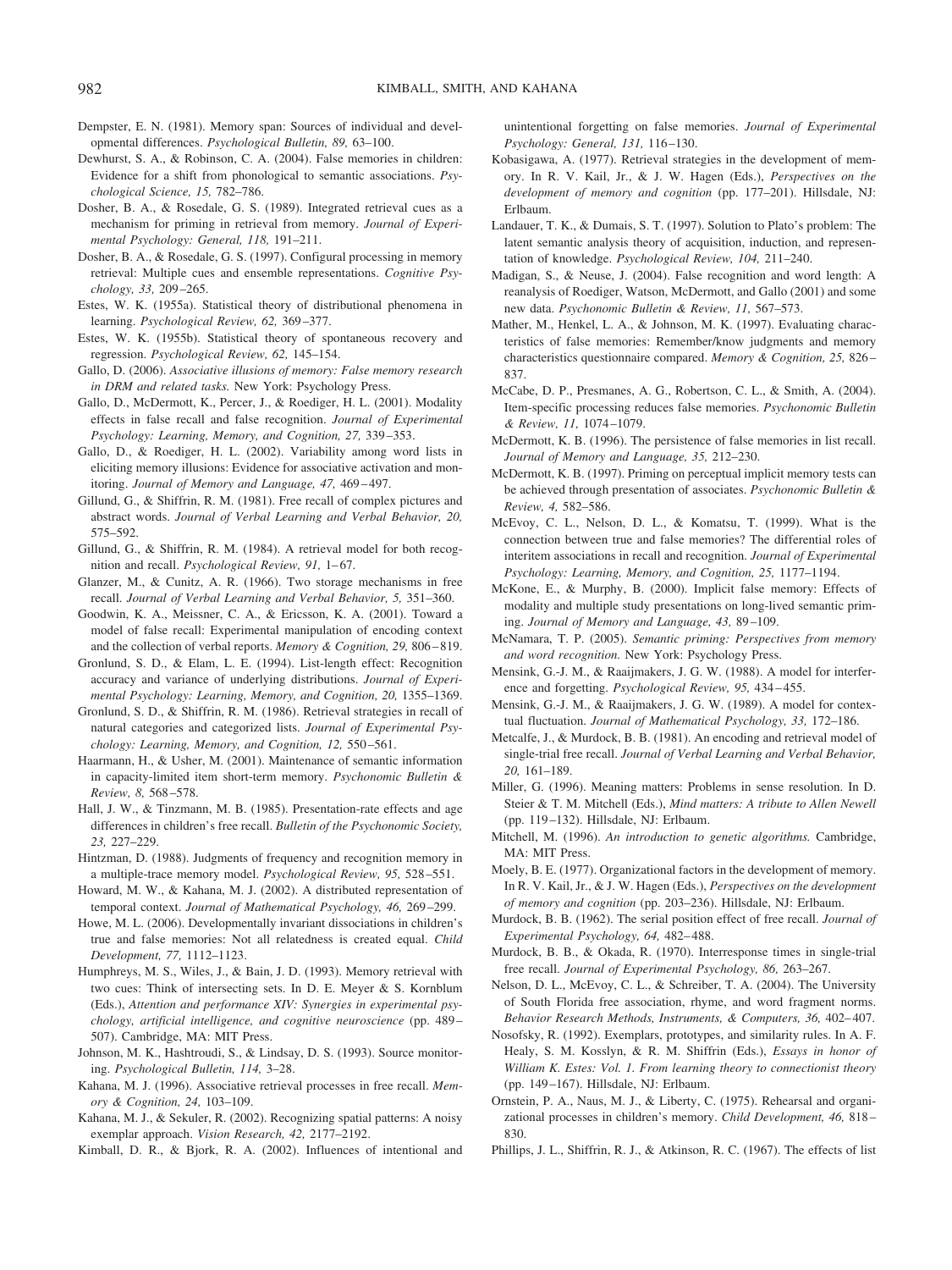Dempster, E. N. (1981). Memory span: Sources of individual and developmental differences. *Psychological Bulletin, 89,* 63–100.

Dewhurst, S. A., & Robinson, C. A. (2004). False memories in children: Evidence for a shift from phonological to semantic associations. *Psychological Science, 15,* 782–786.

Dosher, B. A., & Rosedale, G. S. (1989). Integrated retrieval cues as a mechanism for priming in retrieval from memory. *Journal of Experimental Psychology: General, 118,* 191–211.

Dosher, B. A., & Rosedale, G. S. (1997). Configural processing in memory retrieval: Multiple cues and ensemble representations. *Cognitive Psychology, 33,* 209–265.

Estes, W. K. (1955a). Statistical theory of distributional phenomena in learning. *Psychological Review, 62,* 369–377.

Estes, W. K. (1955b). Statistical theory of spontaneous recovery and regression. *Psychological Review, 62,* 145–154.

Gallo, D. (2006). *Associative illusions of memory: False memory research in DRM and related tasks.* New York: Psychology Press.

Gallo, D., McDermott, K., Percer, J., & Roediger, H. L. (2001). Modality effects in false recall and false recognition. *Journal of Experimental Psychology: Learning, Memory, and Cognition, 27,* 339–353.

Gallo, D., & Roediger, H. L. (2002). Variability among word lists in eliciting memory illusions: Evidence for associative activation and monitoring. *Journal of Memory and Language, 47,* 469–497.

Gillund, G., & Shiffrin, R. M. (1981). Free recall of complex pictures and abstract words. *Journal of Verbal Learning and Verbal Behavior, 20,* 575–592.

Gillund, G., & Shiffrin, R. M. (1984). A retrieval model for both recognition and recall. *Psychological Review, 91,* 1–67.

Glanzer, M., & Cunitz, A. R. (1966). Two storage mechanisms in free recall. *Journal of Verbal Learning and Verbal Behavior, 5,* 351–360.

Goodwin, K. A., Meissner, C. A., & Ericsson, K. A. (2001). Toward a model of false recall: Experimental manipulation of encoding context and the collection of verbal reports. *Memory & Cognition, 29,* 806–819.

Gronlund, S. D., & Elam, L. E. (1994). List-length effect: Recognition accuracy and variance of underlying distributions. *Journal of Experimental Psychology: Learning, Memory, and Cognition, 20,* 1355–1369.

Gronlund, S. D., & Shiffrin, R. M. (1986). Retrieval strategies in recall of natural categories and categorized lists. *Journal of Experimental Psychology: Learning, Memory, and Cognition, 12,* 550–561.

Haarmann, H., & Usher, M. (2001). Maintenance of semantic information in capacity-limited item short-term memory. *Psychonomic Bulletin & Review, 8,* 568–578.

Hall, J. W., & Tinzmann, M. B. (1985). Presentation-rate effects and age differences in children's free recall. *Bulletin of the Psychonomic Society, 23,* 227–229.

Hintzman, D. (1988). Judgments of frequency and recognition memory in a multiple-trace memory model. *Psychological Review, 95,* 528–551.

Howard, M. W., & Kahana, M. J. (2002). A distributed representation of temporal context. *Journal of Mathematical Psychology, 46,* 269–299.

Howe, M. L. (2006). Developmentally invariant dissociations in children's true and false memories: Not all relatedness is created equal. *Child Development, 77,* 1112–1123.

Humphreys, M. S., Wiles, J., & Bain, J. D. (1993). Memory retrieval with two cues: Think of intersecting sets. In D. E. Meyer & S. Kornblum (Eds.), *Attention and performance XIV: Synergies in experimental psychology, artificial intelligence, and cognitive neuroscience* (pp. 489–507). Cambridge, MA: MIT Press.

Johnson, M. K., Hashtroudi, S., & Lindsay, D. S. (1993). Source monitoring. *Psychological Bulletin, 114,* 3–28.

Kahana, M. J. (1996). Associative retrieval processes in free recall. *Memory & Cognition, 24,* 103–109.

Kahana, M. J., & Sekuler, R. (2002). Recognizing spatial patterns: A noisy exemplar approach. *Vision Research, 42,* 2177–2192.

Kimball, D. R., & Bjork, R. A. (2002). Influences of intentional and unintentional forgetting on false memories. *Journal of Experimental Psychology: General, 131,* 116–130.

Kobasigawa, A. (1977). Retrieval strategies in the development of memory. In R. V. Kail, Jr., & J. W. Hagen (Eds.), *Perspectives on the development of memory and cognition* (pp. 177–201). Hillsdale, NJ: Erlbaum.

Landauer, T. K., & Dumais, S. T. (1997). Solution to Plato's problem: The latent semantic analysis theory of acquisition, induction, and representation of knowledge. *Psychological Review, 104,* 211–240.

Madigan, S., & Neuse, J. (2004). False recognition and word length: A reanalysis of Roediger, Watson, McDermott, and Gallo (2001) and some new data. *Psychonomic Bulletin & Review, 11,* 567–573.

Mather, M., Henkel, L. A., & Johnson, M. K. (1997). Evaluating characteristics of false memories: Remember/know judgments and memory characteristics questionnaire compared. *Memory & Cognition, 25,* 826–837.

McCabe, D. P., Presmanes, A. G., Robertson, C. L., & Smith, A. (2004). Item-specific processing reduces false memories. *Psychonomic Bulletin & Review, 11,* 1074–1079.

McDermott, K. B. (1996). The persistence of false memories in list recall. *Journal of Memory and Language, 35,* 212–230.

McDermott, K. B. (1997). Priming on perceptual implicit memory tests can be achieved through presentation of associates. *Psychonomic Bulletin & Review, 4,* 582–586.

McEvoy, C. L., Nelson, D. L., & Komatsu, T. (1999). What is the connection between true and false memories? The differential roles of interitem associations in recall and recognition. *Journal of Experimental Psychology: Learning, Memory, and Cognition, 25,* 1177–1194.

McKone, E., & Murphy, B. (2000). Implicit false memory: Effects of modality and multiple study presentations on long-lived semantic priming. *Journal of Memory and Language, 43,* 89–109.

McNamara, T. P. (2005). *Semantic priming: Perspectives from memory and word recognition.* New York: Psychology Press.

Mensink, G.-J. M., & Raaijmakers, J. G. W. (1988). A model for interference and forgetting. *Psychological Review, 95,* 434–455.

Mensink, G.-J. M., & Raaijmakers, J. G. W. (1989). A model for contextual fluctuation. *Journal of Mathematical Psychology, 33,* 172–186.

Metcalfe, J., & Murdock, B. B. (1981). An encoding and retrieval model of single-trial free recall. *Journal of Verbal Learning and Verbal Behavior, 20,* 161–189.

Miller, G. (1996). Meaning matters: Problems in sense resolution. In D. Steier & T. M. Mitchell (Eds.), *Mind matters: A tribute to Allen Newell* (pp. 119–132). Hillsdale, NJ: Erlbaum.

Mitchell, M. (1996). *An introduction to genetic algorithms.* Cambridge, MA: MIT Press.

Moely, B. E. (1977). Organizational factors in the development of memory. In R. V. Kail, Jr., & J. W. Hagen (Eds.), *Perspectives on the development of memory and cognition* (pp. 203–236). Hillsdale, NJ: Erlbaum.

Murdock, B. B. (1962). The serial position effect of free recall. *Journal of Experimental Psychology, 64,* 482–488.

Murdock, B. B., & Okada, R. (1970). Interresponse times in single-trial free recall. *Journal of Experimental Psychology, 86,* 263–267.

Nelson, D. L., McEvoy, C. L., & Schreiber, T. A. (2004). The University of South Florida free association, rhyme, and word fragment norms. *Behavior Research Methods, Instruments, & Computers, 36,* 402–407.

Nosofsky, R. (1992). Exemplars, prototypes, and similarity rules. In A. F. Healy, S. M. Kosslyn, & R. M. Shiffrin (Eds.), *Essays in honor of William K. Estes: Vol. 1. From learning theory to connectionist theory* (pp. 149–167). Hillsdale, NJ: Erlbaum.

Ornstein, P. A., Naus, M. J., & Liberty, C. (1975). Rehearsal and organizational processes in children's memory. *Child Development, 46,* 818–830.

Phillips, J. L., Shiffrin, R. J., & Atkinson, R. C. (1967). The effects of list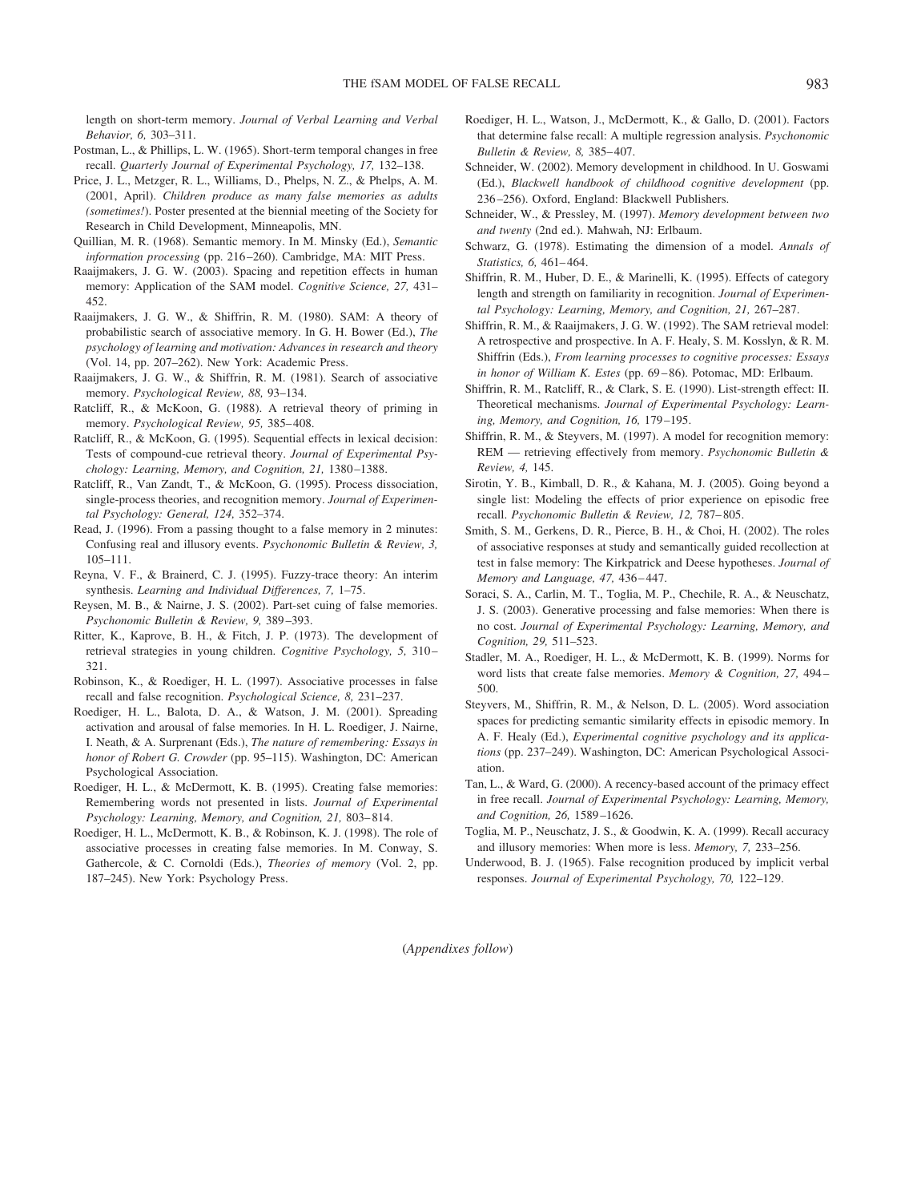length on short-term memory. *Journal of Verbal Learning and Verbal Behavior, 6,* 303–311.

Postman, L., & Phillips, L. W. (1965). Short-term temporal changes in free recall. *Quarterly Journal of Experimental Psychology, 17,* 132–138.

Price, J. L., Metzger, R. L., Williams, D., Phelps, N. Z., & Phelps, A. M. (2001, April). *Children produce as many false memories as adults (sometimes!)*. Poster presented at the biennial meeting of the Society for Research in Child Development, Minneapolis, MN.

Quillian, M. R. (1968). Semantic memory. In M. Minsky (Ed.), *Semantic information processing* (pp. 216–260). Cambridge, MA: MIT Press.

Raaijmakers, J. G. W. (2003). Spacing and repetition effects in human memory: Application of the SAM model. *Cognitive Science, 27,* 431–452.

Raaijmakers, J. G. W., & Shiffrin, R. M. (1980). SAM: A theory of probabilistic search of associative memory. In G. H. Bower (Ed.), *The psychology of learning and motivation: Advances in research and theory* (Vol. 14, pp. 207–262). New York: Academic Press.

Raaijmakers, J. G. W., & Shiffrin, R. M. (1981). Search of associative memory. *Psychological Review, 88,* 93–134.

Ratcliff, R., & McKoon, G. (1988). A retrieval theory of priming in memory. *Psychological Review, 95,* 385–408.

Ratcliff, R., & McKoon, G. (1995). Sequential effects in lexical decision: Tests of compound-cue retrieval theory. *Journal of Experimental Psychology: Learning, Memory, and Cognition, 21,* 1380–1388.

Ratcliff, R., Van Zandt, T., & McKoon, G. (1995). Process dissociation, single-process theories, and recognition memory. *Journal of Experimental Psychology: General, 124,* 352–374.

Read, J. (1996). From a passing thought to a false memory in 2 minutes: Confusing real and illusory events. *Psychonomic Bulletin & Review, 3,* 105–111.

Reyna, V. F., & Brainerd, C. J. (1995). Fuzzy-trace theory: An interim synthesis. *Learning and Individual Differences, 7,* 1–75.

Reysen, M. B., & Nairne, J. S. (2002). Part-set cuing of false memories. *Psychonomic Bulletin & Review, 9,* 389–393.

Ritter, K., Kaprove, B. H., & Fitch, J. P. (1973). The development of retrieval strategies in young children. *Cognitive Psychology, 5,* 310–321.

Robinson, K., & Roediger, H. L. (1997). Associative processes in false recall and false recognition. *Psychological Science, 8,* 231–237.

Roediger, H. L., Balota, D. A., & Watson, J. M. (2001). Spreading activation and arousal of false memories. In H. L. Roediger, J. Nairne, I. Neath, & A. Surprenant (Eds.), *The nature of remembering: Essays in honor of Robert G. Crowder* (pp. 95–115). Washington, DC: American Psychological Association.

Roediger, H. L., & McDermott, K. B. (1995). Creating false memories: Remembering words not presented in lists. *Journal of Experimental Psychology: Learning, Memory, and Cognition, 21,* 803–814.

Roediger, H. L., McDermott, K. B., & Robinson, K. J. (1998). The role of associative processes in creating false memories. In M. Conway, S. Gathercole, & C. Cornoldi (Eds.), *Theories of memory* (Vol. 2, pp. 187–245). New York: Psychology Press.

Roediger, H. L., Watson, J., McDermott, K., & Gallo, D. (2001). Factors that determine false recall: A multiple regression analysis. *Psychonomic Bulletin & Review, 8,* 385–407.

Schneider, W. (2002). Memory development in childhood. In U. Goswami (Ed.), *Blackwell handbook of childhood cognitive development* (pp. 236–256). Oxford, England: Blackwell Publishers.

Schneider, W., & Pressley, M. (1997). *Memory development between two and twenty* (2nd ed.). Mahwah, NJ: Erlbaum.

Schwarz, G. (1978). Estimating the dimension of a model. *Annals of Statistics, 6,* 461–464.

Shiffrin, R. M., Huber, D. E., & Marinelli, K. (1995). Effects of category length and strength on familiarity in recognition. *Journal of Experimental Psychology: Learning, Memory, and Cognition, 21,* 267–287.

Shiffrin, R. M., & Raaijmakers, J. G. W. (1992). The SAM retrieval model: A retrospective and prospective. In A. F. Healy, S. M. Kosslyn, & R. M. Shiffrin (Eds.), *From learning processes to cognitive processes: Essays in honor of William K. Estes* (pp. 69–86). Potomac, MD: Erlbaum.

Shiffrin, R. M., Ratcliff, R., & Clark, S. E. (1990). List-strength effect: II. Theoretical mechanisms. *Journal of Experimental Psychology: Learning, Memory, and Cognition, 16,* 179–195.

Shiffrin, R. M., & Steyvers, M. (1997). A model for recognition memory: REM — retrieving effectively from memory. *Psychonomic Bulletin & Review, 4,* 145.

Sirotin, Y. B., Kimball, D. R., & Kahana, M. J. (2005). Going beyond a single list: Modeling the effects of prior experience on episodic free recall. *Psychonomic Bulletin & Review, 12,* 787–805.

Smith, S. M., Gerkens, D. R., Pierce, B. H., & Choi, H. (2002). The roles of associative responses at study and semantically guided recollection at test in false memory: The Kirkpatrick and Deese hypotheses. *Journal of Memory and Language, 47,* 436–447.

Soraci, S. A., Carlin, M. T., Toglia, M. P., Chechile, R. A., & Neuschatz, J. S. (2003). Generative processing and false memories: When there is no cost. *Journal of Experimental Psychology: Learning, Memory, and Cognition, 29,* 511–523.

Stadler, M. A., Roediger, H. L., & McDermott, K. B. (1999). Norms for word lists that create false memories. *Memory & Cognition, 27,* 494–500.

Steyvers, M., Shiffrin, R. M., & Nelson, D. L. (2005). Word association spaces for predicting semantic similarity effects in episodic memory. In A. F. Healy (Ed.), *Experimental cognitive psychology and its applications* (pp. 237–249). Washington, DC: American Psychological Association.

Tan, L., & Ward, G. (2000). A recency-based account of the primacy effect in free recall. *Journal of Experimental Psychology: Learning, Memory, and Cognition, 26,* 1589–1626.

Toglia, M. P., Neuschatz, J. S., & Goodwin, K. A. (1999). Recall accuracy and illusory memories: When more is less. *Memory, 7,* 233–256.

Underwood, B. J. (1965). False recognition produced by implicit verbal responses. *Journal of Experimental Psychology, 70,* 122–129.

(*Appendixes follow*)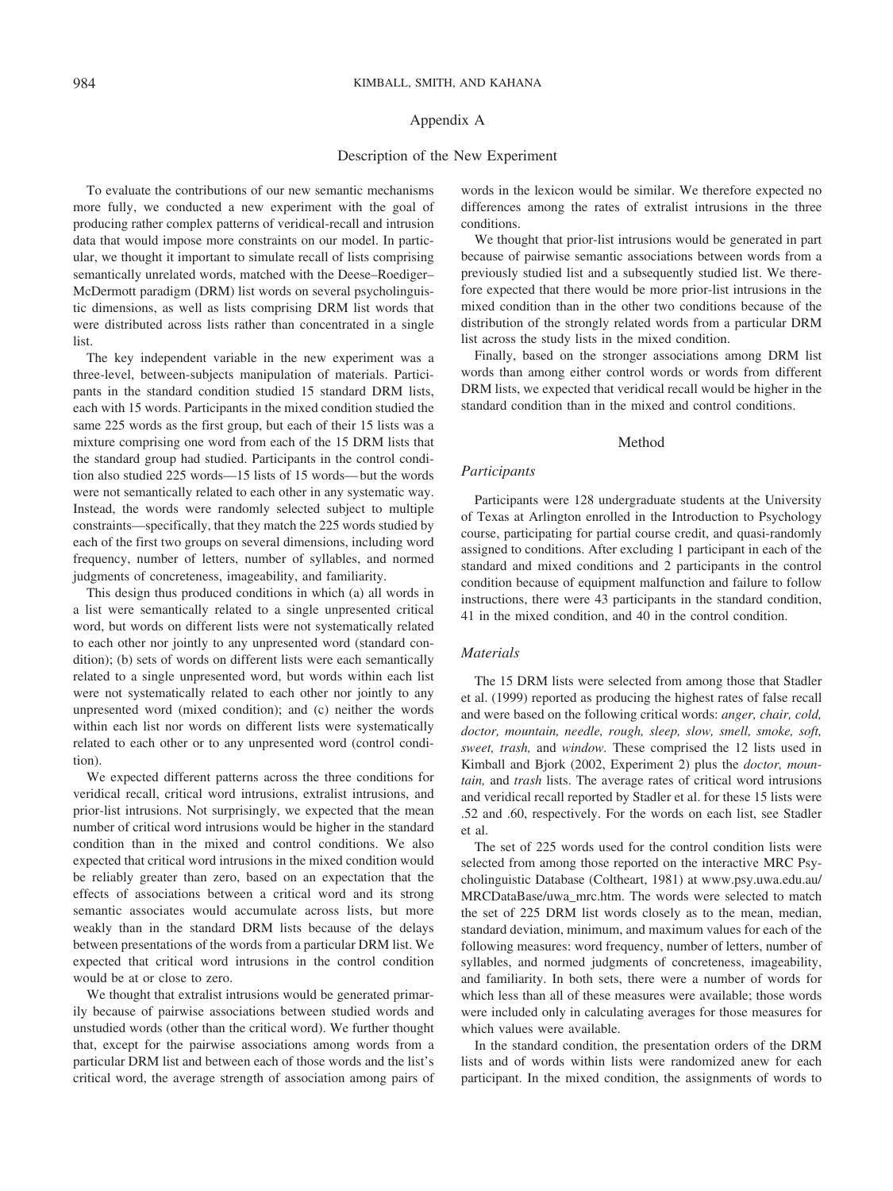# Appendix A

## Description of the New Experiment

To evaluate the contributions of our new semantic mechanisms more fully, we conducted a new experiment with the goal of producing rather complex patterns of veridical-recall and intrusion data that would impose more constraints on our model. In particular, we thought it important to simulate recall of lists comprising semantically unrelated words, matched with the Deese–Roediger–McDermott paradigm (DRM) list words on several psycholinguistic dimensions, as well as lists comprising DRM list words that were distributed across lists rather than concentrated in a single list.

The key independent variable in the new experiment was a three-level, between-subjects manipulation of materials. Participants in the standard condition studied 15 standard DRM lists, each with 15 words. Participants in the mixed condition studied the same 225 words as the first group, but each of their 15 lists was a mixture comprising one word from each of the 15 DRM lists that the standard group had studied. Participants in the control condition also studied 225 words—15 lists of 15 words—but the words were not semantically related to each other in any systematic way. Instead, the words were randomly selected subject to multiple constraints—specifically, that they match the 225 words studied by each of the first two groups on several dimensions, including word frequency, number of letters, number of syllables, and normed judgments of concreteness, imageability, and familiarity.

This design thus produced conditions in which (a) all words in a list were semantically related to a single unpresented critical word, but words on different lists were not systematically related to each other nor jointly to any unpresented word (standard condition); (b) sets of words on different lists were each semantically related to a single unpresented word, but words within each list were not systematically related to each other nor jointly to any unpresented word (mixed condition); and (c) neither the words within each list nor words on different lists were systematically related to each other or to any unpresented word (control condition).

We expected different patterns across the three conditions for veridical recall, critical word intrusions, extralist intrusions, and prior-list intrusions. Not surprisingly, we expected that the mean number of critical word intrusions would be higher in the standard condition than in the mixed and control conditions. We also expected that critical word intrusions in the mixed condition would be reliably greater than zero, based on an expectation that the effects of associations between a critical word and its strong semantic associates would accumulate across lists, but more weakly than in the standard DRM lists because of the delays between presentations of the words from a particular DRM list. We expected that critical word intrusions in the control condition would be at or close to zero.

We thought that extralist intrusions would be generated primarily because of pairwise associations between studied words and unstudied words (other than the critical word). We further thought that, except for the pairwise associations among words from a particular DRM list and between each of those words and the list's critical word, the average strength of association among pairs of words in the lexicon would be similar. We therefore expected no differences among the rates of extralist intrusions in the three conditions.

We thought that prior-list intrusions would be generated in part because of pairwise semantic associations between words from a previously studied list and a subsequently studied list. We therefore expected that there would be more prior-list intrusions in the mixed condition than in the other two conditions because of the distribution of the strongly related words from a particular DRM list across the study lists in the mixed condition.

Finally, based on the stronger associations among DRM list words than among either control words or words from different DRM lists, we expected that veridical recall would be higher in the standard condition than in the mixed and control conditions.

## Method

### *Participants*

Participants were 128 undergraduate students at the University of Texas at Arlington enrolled in the Introduction to Psychology course, participating for partial course credit, and quasi-randomly assigned to conditions. After excluding 1 participant in each of the standard and mixed conditions and 2 participants in the control condition because of equipment malfunction and failure to follow instructions, there were 43 participants in the standard condition, 41 in the mixed condition, and 40 in the control condition.

### *Materials*

The 15 DRM lists were selected from among those that Stadler et al. (1999) reported as producing the highest rates of false recall and were based on the following critical words: *anger, chair, cold, doctor, mountain, needle, rough, sleep, slow, smell, smoke, soft, sweet, trash,* and *window.* These comprised the 12 lists used in Kimball and Bjork (2002, Experiment 2) plus the *doctor, mountain,* and *trash* lists. The average rates of critical word intrusions and veridical recall reported by Stadler et al. for these 15 lists were .52 and .60, respectively. For the words on each list, see Stadler et al.

The set of 225 words used for the control condition lists were selected from among those reported on the interactive MRC Psycholinguistic Database (Coltheart, 1981) at www.psy.uwa.edu.au/MRCDataBase/uwa_mrc.htm. The words were selected to match the set of 225 DRM list words closely as to the mean, median, standard deviation, minimum, and maximum values for each of the following measures: word frequency, number of letters, number of syllables, and normed judgments of concreteness, imageability, and familiarity. In both sets, there were a number of words for which less than all of these measures were available; those words were included only in calculating averages for those measures for which values were available.

In the standard condition, the presentation orders of the DRM lists and of words within lists were randomized anew for each participant. In the mixed condition, the assignments of words to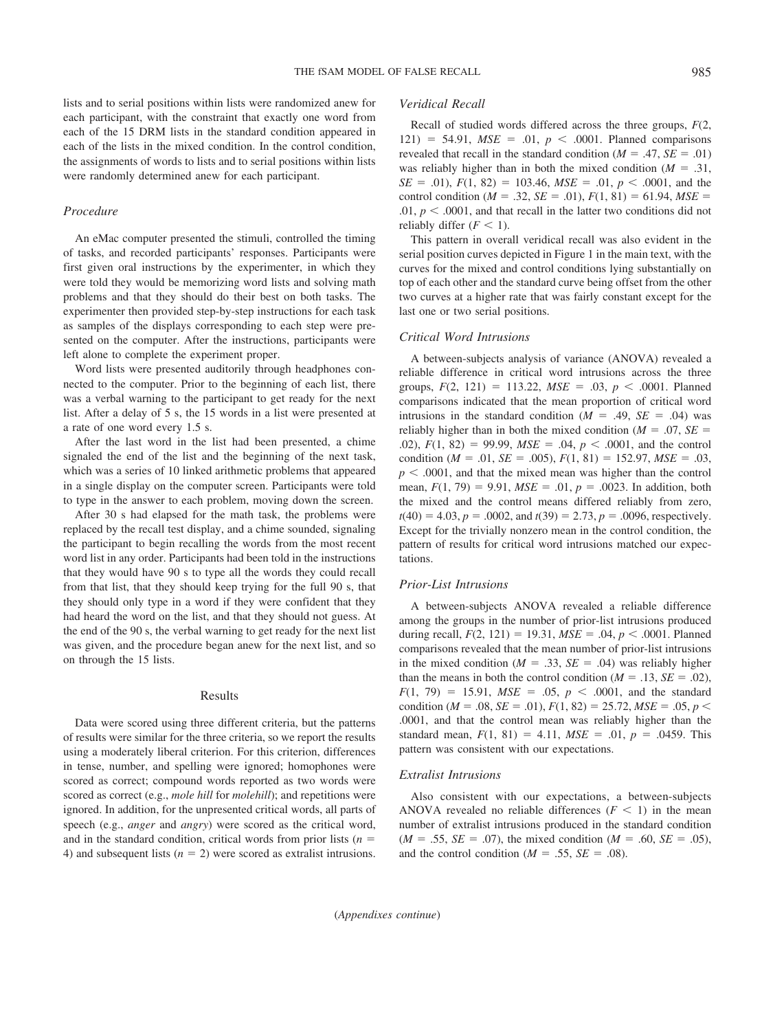lists and to serial positions within lists were randomized anew for each participant, with the constraint that exactly one word from each of the 15 DRM lists in the standard condition appeared in each of the lists in the mixed condition. In the control condition, the assignments of words to lists and to serial positions within lists were randomly determined anew for each participant.

### *Procedure*

An eMac computer presented the stimuli, controlled the timing of tasks, and recorded participants' responses. Participants were first given oral instructions by the experimenter, in which they were told they would be memorizing word lists and solving math problems and that they should do their best on both tasks. The experimenter then provided step-by-step instructions for each task as samples of the displays corresponding to each step were presented on the computer. After the instructions, participants were left alone to complete the experiment proper.

Word lists were presented auditorily through headphones connected to the computer. Prior to the beginning of each list, there was a verbal warning to the participant to get ready for the next list. After a delay of 5 s, the 15 words in a list were presented at a rate of one word every 1.5 s.

After the last word in the list had been presented, a chime signaled the end of the list and the beginning of the next task, which was a series of 10 linked arithmetic problems that appeared in a single display on the computer screen. Participants were told to type in the answer to each problem, moving down the screen.

After 30 s had elapsed for the math task, the problems were replaced by the recall test display, and a chime sounded, signaling the participant to begin recalling the words from the most recent word list in any order. Participants had been told in the instructions that they would have 90 s to type all the words they could recall from that list, that they should keep trying for the full 90 s, that they should only type in a word if they were confident that they had heard the word on the list, and that they should not guess. At the end of the 90 s, the verbal warning to get ready for the next list was given, and the procedure began anew for the next list, and so on through the 15 lists.

## Results

Data were scored using three different criteria, but the patterns of results were similar for the three criteria, so we report the results using a moderately liberal criterion. For this criterion, differences in tense, number, and spelling were ignored; homophones were scored as correct; compound words reported as two words were scored as correct (e.g., *mole hill* for *molehill*); and repetitions were ignored. In addition, for the unpresented critical words, all parts of speech (e.g., *anger* and *angry*) were scored as the critical word, and in the standard condition, critical words from prior lists ($n$ = 4) and subsequent lists ($n$ = 2) were scored as extralist intrusions.

### *Veridical Recall*

Recall of studied words differed across the three groups, $F(2, 121) = 54.91$, $MSE = .01$, $p < .0001$. Planned comparisons revealed that recall in the standard condition ($M = .47$, $SE = .01$) was reliably higher than in both the mixed condition ($M = .31$, $SE = .01$), $F(1, 82) = 103.46$, $MSE = .01$, $p < .0001$, and the control condition ($M = .32$, $SE = .01$), $F(1, 81) = 61.94$, $MSE = .01$, $p < .0001$, and that recall in the latter two conditions did not reliably differ ($F < 1$).

This pattern in overall veridical recall was also evident in the serial position curves depicted in Figure 1 in the main text, with the curves for the mixed and control conditions lying substantially on top of each other and the standard curve being offset from the other two curves at a higher rate that was fairly constant except for the last one or two serial positions.

### *Critical Word Intrusions*

A between-subjects analysis of variance (ANOVA) revealed a reliable difference in critical word intrusions across the three groups, $F(2, 121) = 113.22$, $MSE = .03$, $p < .0001$. Planned comparisons indicated that the mean proportion of critical word intrusions in the standard condition ($M = .49$, $SE = .04$) was reliably higher than in both the mixed condition ($M = .07$, $SE = .02$), $F(1, 82) = 99.99$, $MSE = .04$, $p < .0001$, and the control condition ($M = .01$, $SE = .005$), $F(1, 81) = 152.97$, $MSE = .03$, $p < .0001$, and that the mixed mean was higher than the control mean, $F(1, 79) = 9.91$, $MSE = .01$, $p = .0023$. In addition, both the mixed and the control means differed reliably from zero, $t(40) = 4.03$, $p = .0002$, and $t(39) = 2.73$, $p = .0096$, respectively. Except for the trivially nonzero mean in the control condition, the pattern of results for critical word intrusions matched our expectations.

### *Prior-List Intrusions*

A between-subjects ANOVA revealed a reliable difference among the groups in the number of prior-list intrusions produced during recall, $F(2, 121) = 19.31$, $MSE = .04$, $p < .0001$. Planned comparisons revealed that the mean number of prior-list intrusions in the mixed condition ($M = .33$, $SE = .04$) was reliably higher than the means in both the control condition ($M = .13$, $SE = .02$), $F(1, 79) = 15.91$, $MSE = .05$, $p < .0001$, and the standard condition ($M = .08$, $SE = .01$), $F(1, 82) = 25.72$, $MSE = .05$, $p < .0001$, and that the control mean was reliably higher than the standard mean, $F(1, 81) = 4.11$, $MSE = .01$, $p = .0459$. This pattern was consistent with our expectations.

### *Extralist Intrusions*

Also consistent with our expectations, a between-subjects ANOVA revealed no reliable differences ($F < 1$) in the mean number of extralist intrusions produced in the standard condition ($M = .55$, $SE = .07$), the mixed condition ($M = .60$, $SE = .05$), and the control condition ($M = .55$, $SE = .08$).

(*Appendixes continue*)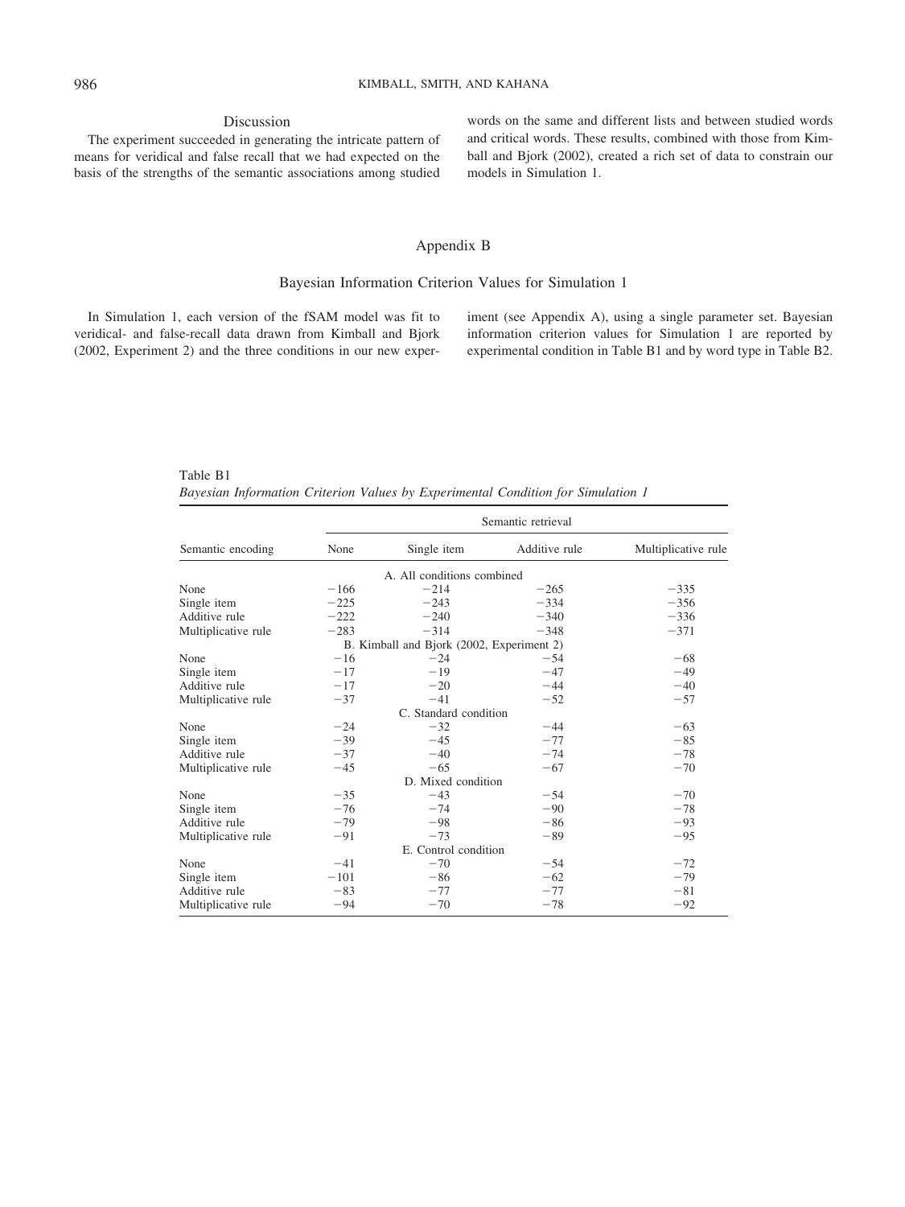### Discussion

The experiment succeeded in generating the intricate pattern of means for veridical and false recall that we had expected on the basis of the strengths of the semantic associations among studied words on the same and different lists and between studied words and critical words. These results, combined with those from Kimball and Bjork (2002), created a rich set of data to constrain our models in Simulation 1.

## Appendix B

### Bayesian Information Criterion Values for Simulation 1

In Simulation 1, each version of the fSAM model was fit to veridical- and false-recall data drawn from Kimball and Bjork (2002, Experiment 2) and the three conditions in our new experiment (see Appendix A), using a single parameter set. Bayesian information criterion values for Simulation 1 are reported by experimental condition in Table B1 and by word type in Table B2.

Table B1
*Bayesian Information Criterion Values by Experimental Condition for Simulation 1*

| | Semantic retrieval | | | |
|---|---|---|---|---|
| Semantic encoding | None | Single item | Additive rule | Multiplicative rule |
| **A. All conditions combined** | | | | |
| None | −166 | −214 | −265 | −335 |
| Single item | −225 | −243 | −334 | −356 |
| Additive rule | −222 | −240 | −340 | −336 |
| Multiplicative rule | −283 | −314 | −348 | −371 |
| **B. Kimball and Bjork (2002, Experiment 2)** | | | | |
| None | −16 | −24 | −54 | −68 |
| Single item | −17 | −19 | −47 | −49 |
| Additive rule | −17 | −20 | −44 | −40 |
| Multiplicative rule | −37 | −41 | −52 | −57 |
| **C. Standard condition** | | | | |
| None | −24 | −32 | −44 | −63 |
| Single item | −39 | −45 | −77 | −85 |
| Additive rule | −37 | −40 | −74 | −78 |
| Multiplicative rule | −45 | −65 | −67 | −70 |
| **D. Mixed condition** | | | | |
| None | −35 | −43 | −54 | −70 |
| Single item | −76 | −74 | −90 | −78 |
| Additive rule | −79 | −98 | −86 | −93 |
| Multiplicative rule | −91 | −73 | −89 | −95 |
| **E. Control condition** | | | | |
| None | −41 | −70 | −54 | −72 |
| Single item | −101 | −86 | −62 | −79 |
| Additive rule | −83 | −77 | −77 | −81 |
| Multiplicative rule | −94 | −70 | −78 | −92 |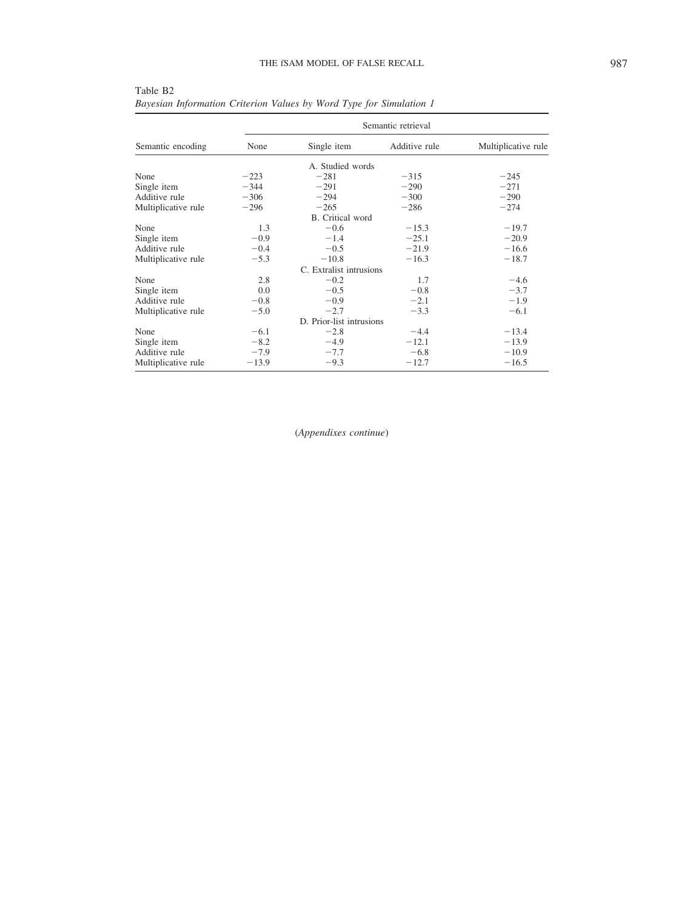Table B2
*Bayesian Information Criterion Values by Word Type for Simulation 1*

| Semantic encoding | Semantic retrieval | | | |
|---|---|---|---|---|
| | None | Single item | Additive rule | Multiplicative rule |
| | | A. Studied words | | |
| None | −223 | −281 | −315 | −245 |
| Single item | −344 | −291 | −290 | −271 |
| Additive rule | −306 | −294 | −300 | −290 |
| Multiplicative rule | −296 | −265 | −286 | −274 |
| | | B. Critical word | | |
| None | 1.3 | −0.6 | −15.3 | −19.7 |
| Single item | −0.9 | −1.4 | −25.1 | −20.9 |
| Additive rule | −0.4 | −0.5 | −21.9 | −16.6 |
| Multiplicative rule | −5.3 | −10.8 | −16.3 | −18.7 |
| | | C. Extralist intrusions | | |
| None | 2.8 | −0.2 | 1.7 | −4.6 |
| Single item | 0.0 | −0.5 | −0.8 | −3.7 |
| Additive rule | −0.8 | −0.9 | −2.1 | −1.9 |
| Multiplicative rule | −5.0 | −2.7 | −3.3 | −6.1 |
| | | D. Prior-list intrusions | | |
| None | −6.1 | −2.8 | −4.4 | −13.4 |
| Single item | −8.2 | −4.9 | −12.1 | −13.9 |
| Additive rule | −7.9 | −7.7 | −6.8 | −10.9 |
| Multiplicative rule | −13.9 | −9.3 | −12.7 | −16.5 |

(*Appendixes continue*)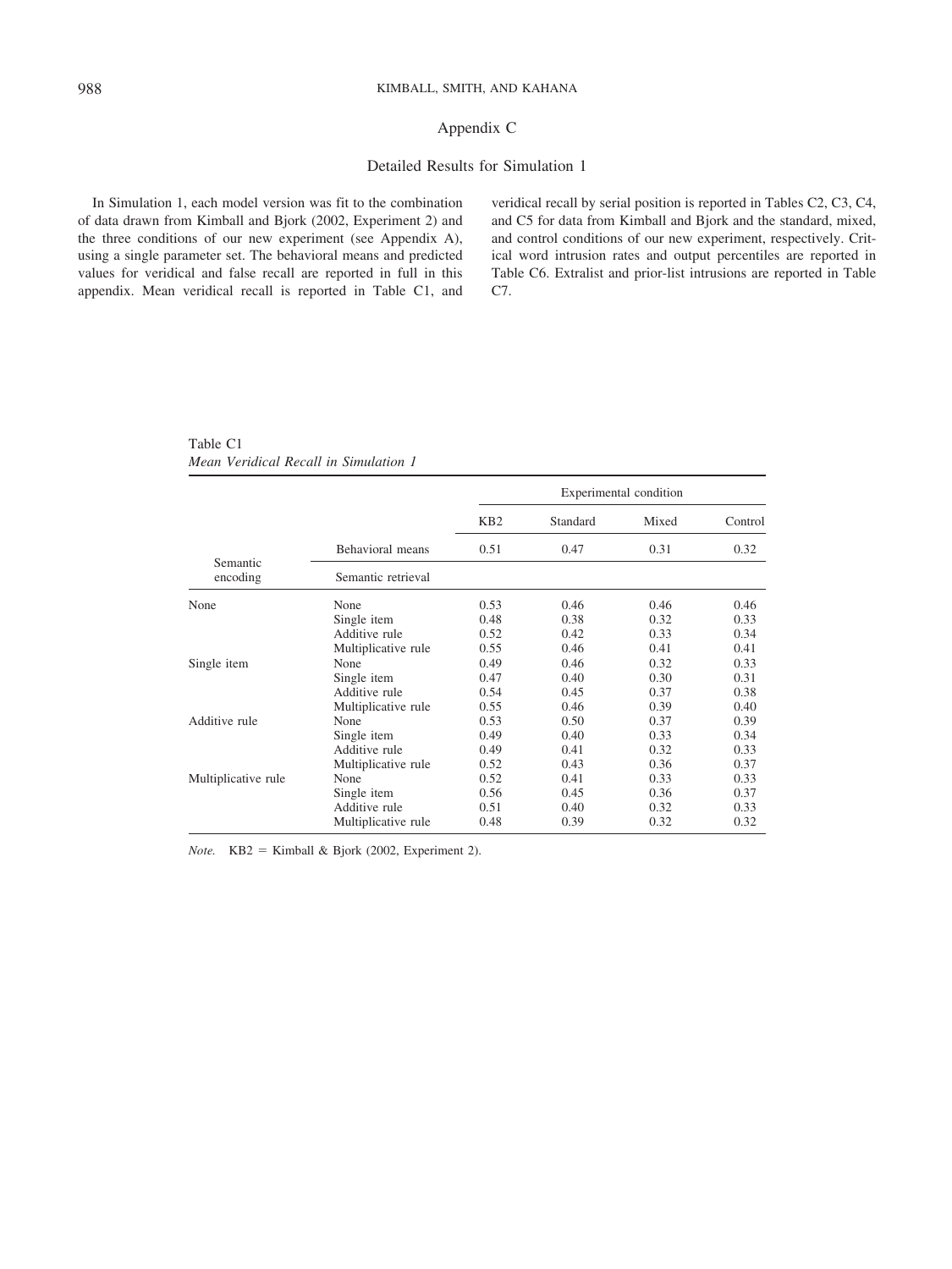# Appendix C

## Detailed Results for Simulation 1

In Simulation 1, each model version was fit to the combination of data drawn from Kimball and Bjork (2002, Experiment 2) and the three conditions of our new experiment (see Appendix A), using a single parameter set. The behavioral means and predicted values for veridical and false recall are reported in full in this appendix. Mean veridical recall is reported in Table C1, and veridical recall by serial position is reported in Tables C2, C3, C4, and C5 for data from Kimball and Bjork and the standard, mixed, and control conditions of our new experiment, respectively. Critical word intrusion rates and output percentiles are reported in Table C6. Extralist and prior-list intrusions are reported in Table C7.

Table C1
*Mean Veridical Recall in Simulation 1*

| | | Experimental condition | | | |
|---|---|---|---|---|---|
| | | KB2 | Standard | Mixed | Control |
| | Behavioral means | 0.51 | 0.47 | 0.31 | 0.32 |
| Semantic encoding | Semantic retrieval | | | | |
| None | None | 0.53 | 0.46 | 0.46 | 0.46 |
| | Single item | 0.48 | 0.38 | 0.32 | 0.33 |
| | Additive rule | 0.52 | 0.42 | 0.33 | 0.34 |
| | Multiplicative rule | 0.55 | 0.46 | 0.41 | 0.41 |
| Single item | None | 0.49 | 0.46 | 0.32 | 0.33 |
| | Single item | 0.47 | 0.40 | 0.30 | 0.31 |
| | Additive rule | 0.54 | 0.45 | 0.37 | 0.38 |
| | Multiplicative rule | 0.55 | 0.46 | 0.39 | 0.40 |
| Additive rule | None | 0.53 | 0.50 | 0.37 | 0.39 |
| | Single item | 0.49 | 0.40 | 0.33 | 0.34 |
| | Additive rule | 0.49 | 0.41 | 0.32 | 0.33 |
| | Multiplicative rule | 0.52 | 0.43 | 0.36 | 0.37 |
| Multiplicative rule | None | 0.52 | 0.41 | 0.33 | 0.33 |
| | Single item | 0.56 | 0.45 | 0.36 | 0.37 |
| | Additive rule | 0.51 | 0.40 | 0.32 | 0.33 |
| | Multiplicative rule | 0.48 | 0.39 | 0.32 | 0.32 |

*Note.* KB2 = Kimball & Bjork (2002, Experiment 2).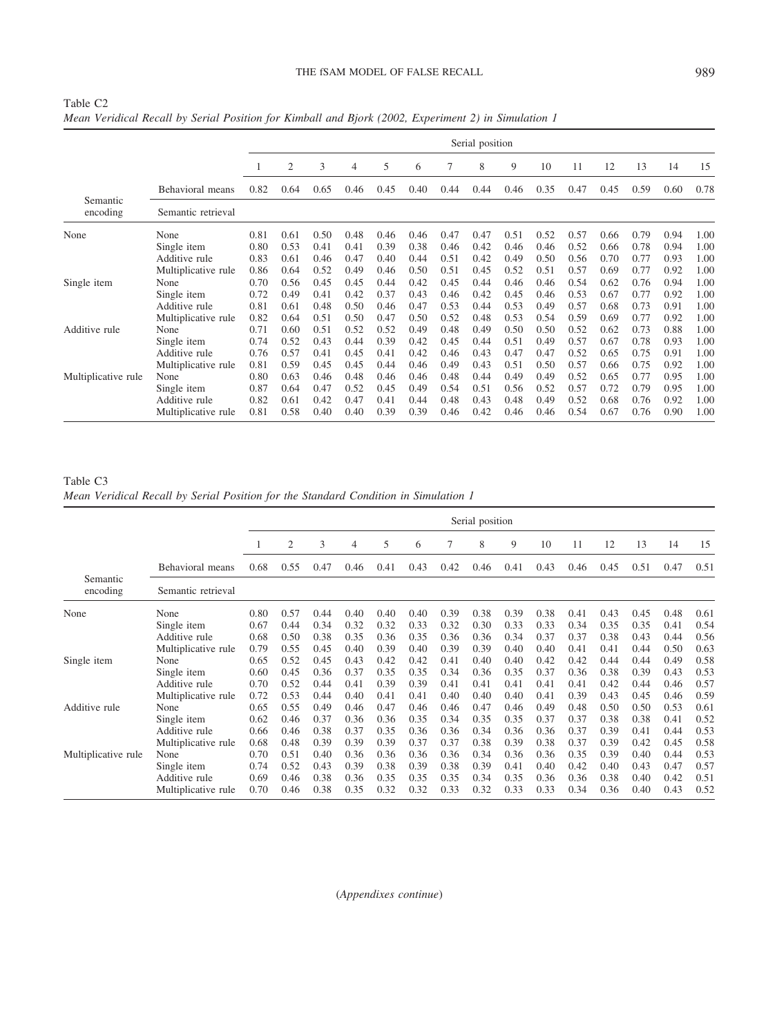Table C2
*Mean Veridical Recall by Serial Position for Kimball and Bjork (2002, Experiment 2) in Simulation 1*

| | | Serial position | | | | | | | | | | | | | | |
|---|---|---|---|---|---|---|---|---|---|---|---|---|---|---|---|---|
| | | 1 | 2 | 3 | 4 | 5 | 6 | 7 | 8 | 9 | 10 | 11 | 12 | 13 | 14 | 15 |
| | Behavioral means | 0.82 | 0.64 | 0.65 | 0.46 | 0.45 | 0.40 | 0.44 | 0.44 | 0.46 | 0.35 | 0.47 | 0.45 | 0.59 | 0.60 | 0.78 |
| Semantic encoding | Semantic retrieval | | | | | | | | | | | | | | | |
| None | None | 0.81 | 0.61 | 0.50 | 0.48 | 0.46 | 0.46 | 0.47 | 0.47 | 0.51 | 0.52 | 0.57 | 0.66 | 0.79 | 0.94 | 1.00 |
| | Single item | 0.80 | 0.53 | 0.41 | 0.41 | 0.39 | 0.38 | 0.46 | 0.42 | 0.46 | 0.46 | 0.52 | 0.66 | 0.78 | 0.94 | 1.00 |
| | Additive rule | 0.83 | 0.61 | 0.46 | 0.47 | 0.40 | 0.44 | 0.51 | 0.42 | 0.49 | 0.50 | 0.56 | 0.70 | 0.77 | 0.93 | 1.00 |
| | Multiplicative rule | 0.86 | 0.64 | 0.52 | 0.49 | 0.46 | 0.50 | 0.51 | 0.45 | 0.52 | 0.51 | 0.57 | 0.69 | 0.77 | 0.92 | 1.00 |
| Single item | None | 0.70 | 0.56 | 0.45 | 0.45 | 0.44 | 0.42 | 0.45 | 0.44 | 0.46 | 0.46 | 0.54 | 0.62 | 0.76 | 0.94 | 1.00 |
| | Single item | 0.72 | 0.49 | 0.41 | 0.42 | 0.37 | 0.43 | 0.46 | 0.42 | 0.45 | 0.46 | 0.53 | 0.67 | 0.77 | 0.92 | 1.00 |
| | Additive rule | 0.81 | 0.61 | 0.48 | 0.50 | 0.46 | 0.47 | 0.53 | 0.44 | 0.53 | 0.49 | 0.57 | 0.68 | 0.73 | 0.91 | 1.00 |
| | Multiplicative rule | 0.82 | 0.64 | 0.51 | 0.50 | 0.47 | 0.50 | 0.52 | 0.48 | 0.53 | 0.54 | 0.59 | 0.69 | 0.77 | 0.92 | 1.00 |
| Additive rule | None | 0.71 | 0.60 | 0.51 | 0.52 | 0.52 | 0.49 | 0.48 | 0.49 | 0.50 | 0.50 | 0.52 | 0.62 | 0.73 | 0.88 | 1.00 |
| | Single item | 0.74 | 0.52 | 0.43 | 0.44 | 0.39 | 0.42 | 0.45 | 0.44 | 0.51 | 0.49 | 0.57 | 0.67 | 0.78 | 0.93 | 1.00 |
| | Additive rule | 0.76 | 0.57 | 0.41 | 0.45 | 0.41 | 0.42 | 0.46 | 0.43 | 0.47 | 0.47 | 0.52 | 0.65 | 0.75 | 0.91 | 1.00 |
| | Multiplicative rule | 0.81 | 0.59 | 0.45 | 0.45 | 0.44 | 0.46 | 0.49 | 0.43 | 0.51 | 0.50 | 0.57 | 0.66 | 0.75 | 0.92 | 1.00 |
| Multiplicative rule | None | 0.80 | 0.63 | 0.46 | 0.48 | 0.46 | 0.46 | 0.48 | 0.44 | 0.49 | 0.49 | 0.52 | 0.65 | 0.77 | 0.95 | 1.00 |
| | Single item | 0.87 | 0.64 | 0.47 | 0.52 | 0.45 | 0.49 | 0.54 | 0.51 | 0.56 | 0.52 | 0.57 | 0.72 | 0.79 | 0.95 | 1.00 |
| | Additive rule | 0.82 | 0.61 | 0.42 | 0.47 | 0.41 | 0.44 | 0.48 | 0.43 | 0.48 | 0.49 | 0.52 | 0.68 | 0.76 | 0.92 | 1.00 |
| | Multiplicative rule | 0.81 | 0.58 | 0.40 | 0.40 | 0.39 | 0.39 | 0.46 | 0.42 | 0.46 | 0.46 | 0.54 | 0.67 | 0.76 | 0.90 | 1.00 |

Table C3
*Mean Veridical Recall by Serial Position for the Standard Condition in Simulation 1*

| | | Serial position | | | | | | | | | | | | | | |
|---|---|---|---|---|---|---|---|---|---|---|---|---|---|---|---|---|
| | | 1 | 2 | 3 | 4 | 5 | 6 | 7 | 8 | 9 | 10 | 11 | 12 | 13 | 14 | 15 |
| | Behavioral means | 0.68 | 0.55 | 0.47 | 0.46 | 0.41 | 0.43 | 0.42 | 0.46 | 0.41 | 0.43 | 0.46 | 0.45 | 0.51 | 0.47 | 0.51 |
| Semantic encoding | Semantic retrieval | | | | | | | | | | | | | | | |
| None | None | 0.80 | 0.57 | 0.44 | 0.40 | 0.40 | 0.40 | 0.39 | 0.38 | 0.39 | 0.38 | 0.41 | 0.43 | 0.45 | 0.48 | 0.61 |
| | Single item | 0.67 | 0.44 | 0.34 | 0.32 | 0.32 | 0.33 | 0.32 | 0.30 | 0.33 | 0.33 | 0.34 | 0.35 | 0.35 | 0.41 | 0.54 |
| | Additive rule | 0.68 | 0.50 | 0.38 | 0.35 | 0.36 | 0.35 | 0.36 | 0.36 | 0.34 | 0.37 | 0.37 | 0.38 | 0.43 | 0.44 | 0.56 |
| | Multiplicative rule | 0.79 | 0.55 | 0.45 | 0.40 | 0.39 | 0.40 | 0.39 | 0.39 | 0.40 | 0.40 | 0.41 | 0.41 | 0.44 | 0.50 | 0.63 |
| Single item | None | 0.65 | 0.52 | 0.45 | 0.43 | 0.42 | 0.42 | 0.41 | 0.40 | 0.40 | 0.42 | 0.42 | 0.44 | 0.44 | 0.49 | 0.58 |
| | Single item | 0.60 | 0.45 | 0.36 | 0.37 | 0.35 | 0.35 | 0.34 | 0.36 | 0.35 | 0.37 | 0.36 | 0.38 | 0.39 | 0.43 | 0.53 |
| | Additive rule | 0.70 | 0.52 | 0.44 | 0.41 | 0.39 | 0.39 | 0.41 | 0.41 | 0.41 | 0.41 | 0.41 | 0.42 | 0.44 | 0.46 | 0.57 |
| | Multiplicative rule | 0.72 | 0.53 | 0.44 | 0.40 | 0.41 | 0.41 | 0.40 | 0.40 | 0.40 | 0.41 | 0.39 | 0.43 | 0.45 | 0.46 | 0.59 |
| Additive rule | None | 0.65 | 0.55 | 0.49 | 0.46 | 0.47 | 0.46 | 0.46 | 0.47 | 0.46 | 0.49 | 0.48 | 0.50 | 0.50 | 0.53 | 0.61 |
| | Single item | 0.62 | 0.46 | 0.37 | 0.36 | 0.36 | 0.35 | 0.34 | 0.35 | 0.35 | 0.37 | 0.37 | 0.38 | 0.38 | 0.41 | 0.52 |
| | Additive rule | 0.66 | 0.46 | 0.38 | 0.37 | 0.35 | 0.36 | 0.36 | 0.34 | 0.36 | 0.36 | 0.37 | 0.39 | 0.41 | 0.44 | 0.53 |
| | Multiplicative rule | 0.68 | 0.48 | 0.39 | 0.39 | 0.39 | 0.37 | 0.37 | 0.38 | 0.39 | 0.38 | 0.37 | 0.39 | 0.42 | 0.45 | 0.58 |
| Multiplicative rule | None | 0.70 | 0.51 | 0.40 | 0.36 | 0.36 | 0.36 | 0.36 | 0.34 | 0.36 | 0.36 | 0.35 | 0.39 | 0.40 | 0.44 | 0.53 |
| | Single item | 0.74 | 0.52 | 0.43 | 0.39 | 0.38 | 0.39 | 0.38 | 0.39 | 0.41 | 0.40 | 0.42 | 0.40 | 0.43 | 0.47 | 0.57 |
| | Additive rule | 0.69 | 0.46 | 0.38 | 0.36 | 0.35 | 0.35 | 0.35 | 0.34 | 0.35 | 0.36 | 0.36 | 0.38 | 0.40 | 0.42 | 0.51 |
| | Multiplicative rule | 0.70 | 0.46 | 0.38 | 0.35 | 0.32 | 0.32 | 0.33 | 0.32 | 0.33 | 0.33 | 0.34 | 0.36 | 0.40 | 0.43 | 0.52 |

(*Appendixes continue*)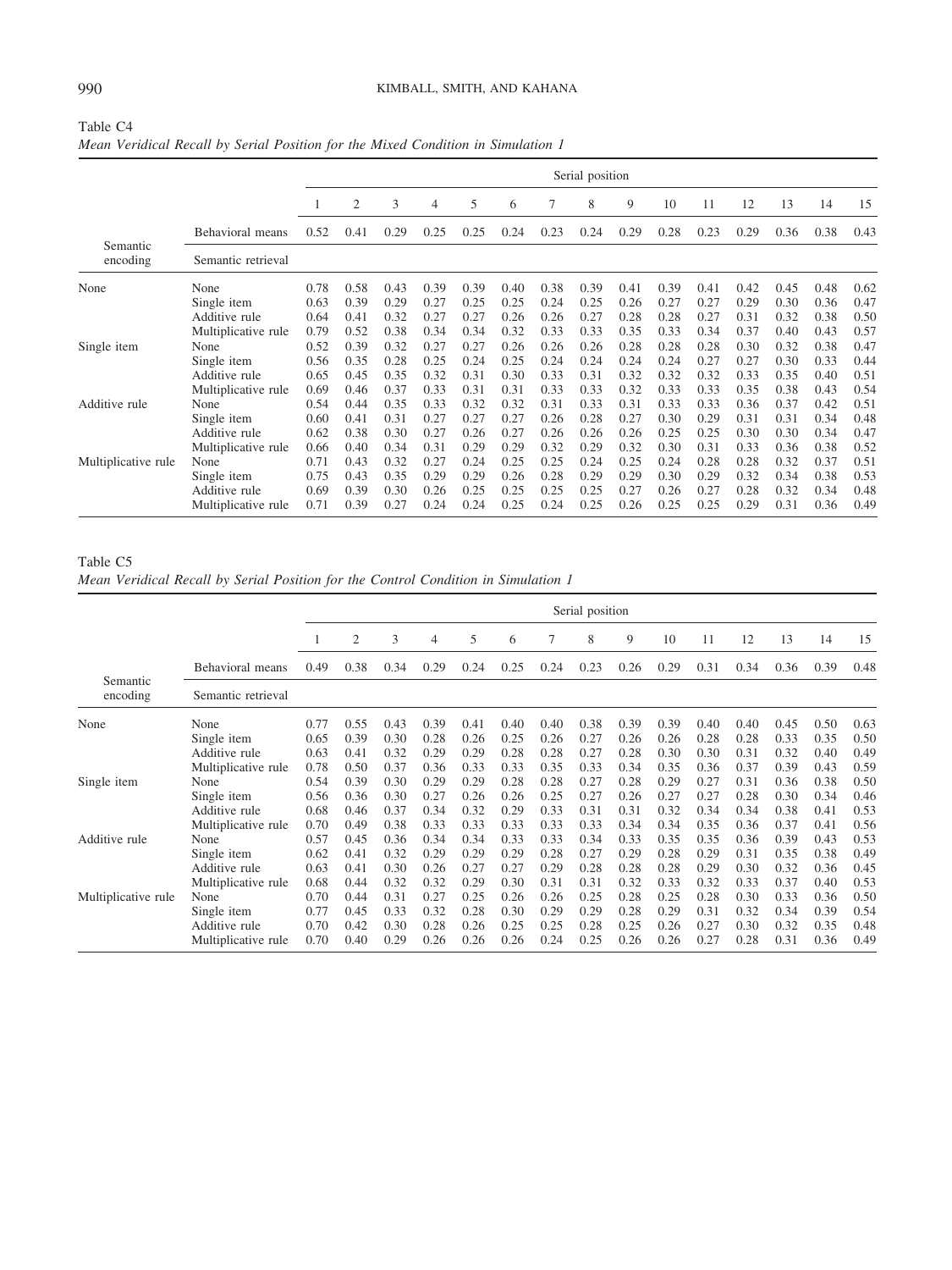Table C4

*Mean Veridical Recall by Serial Position for the Mixed Condition in Simulation 1*

| Semantic encoding | Semantic retrieval | 1 | 2 | 3 | 4 | 5 | 6 | 7 | 8 | 9 | 10 | 11 | 12 | 13 | 14 | 15 |
|---|---|---|---|---|---|---|---|---|---|---|---|---|---|---|---|---|
| | | Serial position | | | | | | | | | | | | | | |
| | Behavioral means | 0.52 | 0.41 | 0.29 | 0.25 | 0.25 | 0.24 | 0.23 | 0.24 | 0.29 | 0.28 | 0.23 | 0.29 | 0.36 | 0.38 | 0.43 |
| None | None | 0.78 | 0.58 | 0.43 | 0.39 | 0.39 | 0.40 | 0.38 | 0.39 | 0.41 | 0.39 | 0.41 | 0.42 | 0.45 | 0.48 | 0.62 |
| | Single item | 0.63 | 0.39 | 0.29 | 0.27 | 0.25 | 0.25 | 0.24 | 0.25 | 0.26 | 0.27 | 0.27 | 0.29 | 0.30 | 0.36 | 0.47 |
| | Additive rule | 0.64 | 0.41 | 0.32 | 0.27 | 0.27 | 0.26 | 0.26 | 0.27 | 0.28 | 0.28 | 0.27 | 0.31 | 0.32 | 0.38 | 0.50 |
| | Multiplicative rule | 0.79 | 0.52 | 0.38 | 0.34 | 0.34 | 0.32 | 0.33 | 0.33 | 0.35 | 0.33 | 0.34 | 0.37 | 0.40 | 0.43 | 0.57 |
| Single item | None | 0.52 | 0.39 | 0.32 | 0.27 | 0.27 | 0.26 | 0.26 | 0.26 | 0.28 | 0.28 | 0.28 | 0.30 | 0.32 | 0.38 | 0.47 |
| | Single item | 0.56 | 0.35 | 0.28 | 0.25 | 0.24 | 0.25 | 0.24 | 0.24 | 0.24 | 0.24 | 0.27 | 0.27 | 0.30 | 0.33 | 0.44 |
| | Additive rule | 0.65 | 0.45 | 0.35 | 0.32 | 0.31 | 0.30 | 0.33 | 0.31 | 0.32 | 0.32 | 0.32 | 0.33 | 0.35 | 0.40 | 0.51 |
| | Multiplicative rule | 0.69 | 0.46 | 0.37 | 0.33 | 0.31 | 0.31 | 0.33 | 0.33 | 0.32 | 0.33 | 0.33 | 0.35 | 0.38 | 0.43 | 0.54 |
| Additive rule | None | 0.54 | 0.44 | 0.35 | 0.33 | 0.32 | 0.32 | 0.31 | 0.33 | 0.31 | 0.33 | 0.33 | 0.36 | 0.37 | 0.42 | 0.51 |
| | Single item | 0.60 | 0.41 | 0.31 | 0.27 | 0.27 | 0.27 | 0.26 | 0.28 | 0.27 | 0.30 | 0.29 | 0.31 | 0.31 | 0.34 | 0.48 |
| | Additive rule | 0.62 | 0.38 | 0.30 | 0.27 | 0.26 | 0.27 | 0.26 | 0.26 | 0.26 | 0.25 | 0.25 | 0.30 | 0.30 | 0.34 | 0.47 |
| | Multiplicative rule | 0.66 | 0.40 | 0.34 | 0.31 | 0.29 | 0.29 | 0.32 | 0.29 | 0.32 | 0.30 | 0.31 | 0.33 | 0.36 | 0.38 | 0.52 |
| Multiplicative rule | None | 0.71 | 0.43 | 0.32 | 0.27 | 0.24 | 0.25 | 0.25 | 0.24 | 0.25 | 0.24 | 0.28 | 0.28 | 0.32 | 0.37 | 0.51 |
| | Single item | 0.75 | 0.43 | 0.35 | 0.29 | 0.29 | 0.26 | 0.28 | 0.29 | 0.29 | 0.30 | 0.29 | 0.32 | 0.34 | 0.38 | 0.53 |
| | Additive rule | 0.69 | 0.39 | 0.30 | 0.26 | 0.25 | 0.25 | 0.25 | 0.25 | 0.27 | 0.26 | 0.27 | 0.28 | 0.32 | 0.34 | 0.48 |
| | Multiplicative rule | 0.71 | 0.39 | 0.27 | 0.24 | 0.24 | 0.25 | 0.24 | 0.25 | 0.26 | 0.25 | 0.25 | 0.29 | 0.31 | 0.36 | 0.49 |

Table C5

*Mean Veridical Recall by Serial Position for the Control Condition in Simulation 1*

| Semantic encoding | Semantic retrieval | 1 | 2 | 3 | 4 | 5 | 6 | 7 | 8 | 9 | 10 | 11 | 12 | 13 | 14 | 15 |
|---|---|---|---|---|---|---|---|---|---|---|---|---|---|---|---|---|
| | | Serial position | | | | | | | | | | | | | | |
| | Behavioral means | 0.49 | 0.38 | 0.34 | 0.29 | 0.24 | 0.25 | 0.24 | 0.23 | 0.26 | 0.29 | 0.31 | 0.34 | 0.36 | 0.39 | 0.48 |
| None | None | 0.77 | 0.55 | 0.43 | 0.39 | 0.41 | 0.40 | 0.40 | 0.38 | 0.39 | 0.39 | 0.40 | 0.40 | 0.45 | 0.50 | 0.63 |
| | Single item | 0.65 | 0.39 | 0.30 | 0.28 | 0.26 | 0.25 | 0.26 | 0.27 | 0.26 | 0.26 | 0.28 | 0.28 | 0.33 | 0.35 | 0.50 |
| | Additive rule | 0.63 | 0.41 | 0.32 | 0.29 | 0.29 | 0.28 | 0.28 | 0.27 | 0.28 | 0.30 | 0.30 | 0.31 | 0.32 | 0.40 | 0.49 |
| | Multiplicative rule | 0.78 | 0.50 | 0.37 | 0.36 | 0.33 | 0.33 | 0.35 | 0.33 | 0.34 | 0.35 | 0.36 | 0.37 | 0.39 | 0.43 | 0.59 |
| Single item | None | 0.54 | 0.39 | 0.30 | 0.29 | 0.29 | 0.28 | 0.28 | 0.27 | 0.28 | 0.29 | 0.27 | 0.31 | 0.36 | 0.38 | 0.50 |
| | Single item | 0.56 | 0.36 | 0.30 | 0.27 | 0.26 | 0.26 | 0.25 | 0.27 | 0.26 | 0.27 | 0.27 | 0.28 | 0.30 | 0.34 | 0.46 |
| | Additive rule | 0.68 | 0.46 | 0.37 | 0.34 | 0.32 | 0.29 | 0.33 | 0.31 | 0.31 | 0.32 | 0.34 | 0.34 | 0.38 | 0.41 | 0.53 |
| | Multiplicative rule | 0.70 | 0.49 | 0.38 | 0.33 | 0.33 | 0.33 | 0.33 | 0.33 | 0.34 | 0.34 | 0.35 | 0.36 | 0.37 | 0.41 | 0.56 |
| Additive rule | None | 0.57 | 0.45 | 0.36 | 0.34 | 0.34 | 0.33 | 0.33 | 0.34 | 0.33 | 0.35 | 0.35 | 0.36 | 0.39 | 0.43 | 0.53 |
| | Single item | 0.62 | 0.41 | 0.32 | 0.29 | 0.29 | 0.29 | 0.28 | 0.27 | 0.29 | 0.28 | 0.29 | 0.31 | 0.35 | 0.38 | 0.49 |
| | Additive rule | 0.63 | 0.41 | 0.30 | 0.26 | 0.27 | 0.27 | 0.29 | 0.28 | 0.28 | 0.28 | 0.29 | 0.30 | 0.32 | 0.36 | 0.45 |
| | Multiplicative rule | 0.68 | 0.44 | 0.32 | 0.32 | 0.29 | 0.30 | 0.31 | 0.31 | 0.32 | 0.33 | 0.32 | 0.33 | 0.37 | 0.40 | 0.53 |
| Multiplicative rule | None | 0.70 | 0.44 | 0.31 | 0.27 | 0.25 | 0.26 | 0.26 | 0.25 | 0.28 | 0.25 | 0.28 | 0.30 | 0.33 | 0.36 | 0.50 |
| | Single item | 0.77 | 0.45 | 0.33 | 0.32 | 0.28 | 0.30 | 0.29 | 0.29 | 0.28 | 0.29 | 0.31 | 0.32 | 0.34 | 0.39 | 0.54 |
| | Additive rule | 0.70 | 0.42 | 0.30 | 0.28 | 0.26 | 0.25 | 0.25 | 0.28 | 0.25 | 0.26 | 0.27 | 0.30 | 0.32 | 0.35 | 0.48 |
| | Multiplicative rule | 0.70 | 0.40 | 0.29 | 0.26 | 0.26 | 0.26 | 0.24 | 0.25 | 0.26 | 0.26 | 0.27 | 0.28 | 0.31 | 0.36 | 0.49 |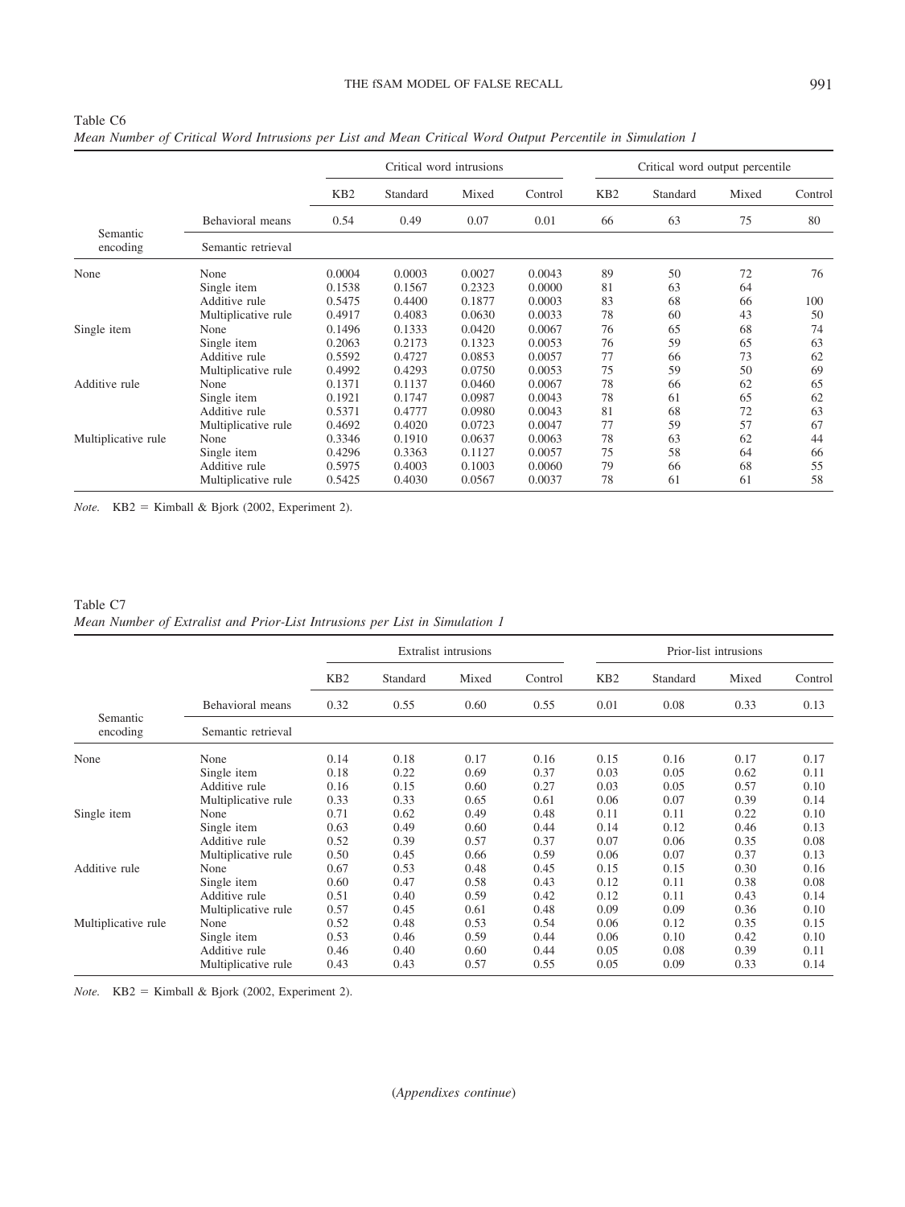Table C6
*Mean Number of Critical Word Intrusions per List and Mean Critical Word Output Percentile in Simulation 1*

| Semantic encoding | Semantic retrieval | Critical word intrusions | | | | Critical word output percentile | | | |
|---|---|---|---|---|---|---|---|---|---|
| | | KB2 | Standard | Mixed | Control | KB2 | Standard | Mixed | Control |
| | Behavioral means | 0.54 | 0.49 | 0.07 | 0.01 | 66 | 63 | 75 | 80 |
| None | None | 0.0004 | 0.0003 | 0.0027 | 0.0043 | 89 | 50 | 72 | 76 |
| | Single item | 0.1538 | 0.1567 | 0.2323 | 0.0000 | 81 | 63 | 64 | |
| | Additive rule | 0.5475 | 0.4400 | 0.1877 | 0.0003 | 83 | 68 | 66 | 100 |
| | Multiplicative rule | 0.4917 | 0.4083 | 0.0630 | 0.0033 | 78 | 60 | 43 | 50 |
| Single item | None | 0.1496 | 0.1333 | 0.0420 | 0.0067 | 76 | 65 | 68 | 74 |
| | Single item | 0.2063 | 0.2173 | 0.1323 | 0.0053 | 76 | 59 | 65 | 63 |
| | Additive rule | 0.5592 | 0.4727 | 0.0853 | 0.0057 | 77 | 66 | 73 | 62 |
| | Multiplicative rule | 0.4992 | 0.4293 | 0.0750 | 0.0053 | 75 | 59 | 50 | 69 |
| Additive rule | None | 0.1371 | 0.1137 | 0.0460 | 0.0067 | 78 | 66 | 62 | 65 |
| | Single item | 0.1921 | 0.1747 | 0.0987 | 0.0043 | 78 | 61 | 65 | 62 |
| | Additive rule | 0.5371 | 0.4777 | 0.0980 | 0.0043 | 81 | 68 | 72 | 63 |
| | Multiplicative rule | 0.4692 | 0.4020 | 0.0723 | 0.0047 | 77 | 59 | 57 | 67 |
| Multiplicative rule | None | 0.3346 | 0.1910 | 0.0637 | 0.0063 | 78 | 63 | 62 | 44 |
| | Single item | 0.4296 | 0.3363 | 0.1127 | 0.0057 | 75 | 58 | 64 | 66 |
| | Additive rule | 0.5975 | 0.4003 | 0.1003 | 0.0060 | 79 | 66 | 68 | 55 |
| | Multiplicative rule | 0.5425 | 0.4030 | 0.0567 | 0.0037 | 78 | 61 | 61 | 58 |

*Note.* KB2 = Kimball & Bjork (2002, Experiment 2).

Table C7
*Mean Number of Extralist and Prior-List Intrusions per List in Simulation 1*

| Semantic encoding | Semantic retrieval | Extralist intrusions | | | | Prior-list intrusions | | | |
|---|---|---|---|---|---|---|---|---|---|
| | | KB2 | Standard | Mixed | Control | KB2 | Standard | Mixed | Control |
| | Behavioral means | 0.32 | 0.55 | 0.60 | 0.55 | 0.01 | 0.08 | 0.33 | 0.13 |
| None | None | 0.14 | 0.18 | 0.17 | 0.16 | 0.15 | 0.16 | 0.17 | 0.17 |
| | Single item | 0.18 | 0.22 | 0.69 | 0.37 | 0.03 | 0.05 | 0.62 | 0.11 |
| | Additive rule | 0.16 | 0.15 | 0.60 | 0.27 | 0.03 | 0.05 | 0.57 | 0.10 |
| | Multiplicative rule | 0.33 | 0.33 | 0.65 | 0.61 | 0.06 | 0.07 | 0.39 | 0.14 |
| Single item | None | 0.71 | 0.62 | 0.49 | 0.48 | 0.11 | 0.11 | 0.22 | 0.10 |
| | Single item | 0.63 | 0.49 | 0.60 | 0.44 | 0.14 | 0.12 | 0.46 | 0.13 |
| | Additive rule | 0.52 | 0.39 | 0.57 | 0.37 | 0.07 | 0.06 | 0.35 | 0.08 |
| | Multiplicative rule | 0.50 | 0.45 | 0.66 | 0.59 | 0.06 | 0.07 | 0.37 | 0.13 |
| Additive rule | None | 0.67 | 0.53 | 0.48 | 0.45 | 0.15 | 0.15 | 0.30 | 0.16 |
| | Single item | 0.60 | 0.47 | 0.58 | 0.43 | 0.12 | 0.11 | 0.38 | 0.08 |
| | Additive rule | 0.51 | 0.40 | 0.59 | 0.42 | 0.12 | 0.11 | 0.43 | 0.14 |
| | Multiplicative rule | 0.57 | 0.45 | 0.61 | 0.48 | 0.09 | 0.09 | 0.36 | 0.10 |
| Multiplicative rule | None | 0.52 | 0.48 | 0.53 | 0.54 | 0.06 | 0.12 | 0.35 | 0.15 |
| | Single item | 0.53 | 0.46 | 0.59 | 0.44 | 0.06 | 0.10 | 0.42 | 0.10 |
| | Additive rule | 0.46 | 0.40 | 0.60 | 0.44 | 0.05 | 0.08 | 0.39 | 0.11 |
| | Multiplicative rule | 0.43 | 0.43 | 0.57 | 0.55 | 0.05 | 0.09 | 0.33 | 0.14 |

*Note.* KB2 = Kimball & Bjork (2002, Experiment 2).

(*Appendixes continue*)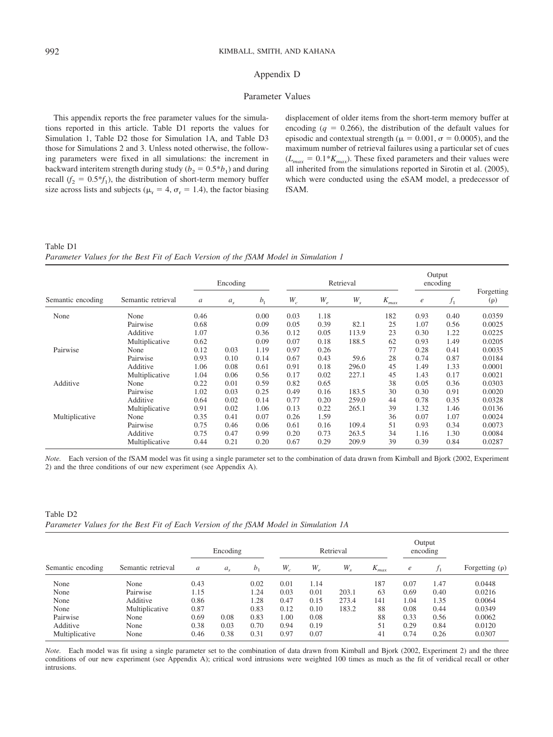## Appendix D

## Parameter Values

This appendix reports the free parameter values for the simulations reported in this article. Table D1 reports the values for Simulation 1, Table D2 those for Simulation 1A, and Table D3 those for Simulations 2 and 3. Unless noted otherwise, the following parameters were fixed in all simulations: the increment in backward interitem strength during study ($b_2 = 0.5*b_1$) and during recall ($f_2 = 0.5*f_1$), the distribution of short-term memory buffer size across lists and subjects ($\mu_r = 4$, $\sigma_r = 1.4$), the factor biasing displacement of older items from the short-term memory buffer at encoding ($q = 0.266$), the distribution of the default values for episodic and contextual strength ($\mu = 0.001$, $\sigma = 0.0005$), and the maximum number of retrieval failures using a particular set of cues ($L_{max} = 0.1*K_{max}$). These fixed parameters and their values were all inherited from the simulations reported in Sirotin et al. (2005), which were conducted using the eSAM model, a predecessor of fSAM.

Table D1
*Parameter Values for the Best Fit of Each Version of the fSAM Model in Simulation 1*

| | | Encoding | | | Retrieval | | | | Output encoding | | |
|---|---|---|---|---|---|---|---|---|---|---|---|
| Semantic encoding | Semantic retrieval | $a$ | $a_s$ | $b_1$ | $W_c$ | $W_e$ | $W_s$ | $K_{max}$ | $e$ | $f_1$ | Forgetting ($\rho$) |
| None | None | 0.46 | | 0.00 | 0.03 | 1.18 | | 182 | 0.93 | 0.40 | 0.0359 |
| | Pairwise | 0.68 | | 0.09 | 0.05 | 0.39 | 82.1 | 25 | 1.07 | 0.56 | 0.0025 |
| | Additive | 1.07 | | 0.36 | 0.12 | 0.05 | 113.9 | 23 | 0.30 | 1.22 | 0.0225 |
| | Multiplicative | 0.62 | | 0.09 | 0.07 | 0.18 | 188.5 | 62 | 0.93 | 1.49 | 0.0205 |
| Pairwise | None | 0.12 | 0.03 | 1.19 | 0.97 | 0.26 | | 77 | 0.28 | 0.41 | 0.0035 |
| | Pairwise | 0.93 | 0.10 | 0.14 | 0.67 | 0.43 | 59.6 | 28 | 0.74 | 0.87 | 0.0184 |
| | Additive | 1.06 | 0.08 | 0.61 | 0.91 | 0.18 | 296.0 | 45 | 1.49 | 1.33 | 0.0001 |
| | Multiplicative | 1.04 | 0.06 | 0.56 | 0.17 | 0.02 | 227.1 | 45 | 1.43 | 0.17 | 0.0021 |
| Additive | None | 0.22 | 0.01 | 0.59 | 0.82 | 0.65 | | 38 | 0.05 | 0.36 | 0.0303 |
| | Pairwise | 1.02 | 0.03 | 0.25 | 0.49 | 0.16 | 183.5 | 30 | 0.30 | 0.91 | 0.0020 |
| | Additive | 0.64 | 0.02 | 0.14 | 0.77 | 0.20 | 259.0 | 44 | 0.78 | 0.35 | 0.0328 |
| | Multiplicative | 0.91 | 0.02 | 1.06 | 0.13 | 0.22 | 265.1 | 39 | 1.32 | 1.46 | 0.0136 |
| Multiplicative | None | 0.35 | 0.41 | 0.07 | 0.26 | 1.59 | | 36 | 0.07 | 1.07 | 0.0024 |
| | Pairwise | 0.75 | 0.46 | 0.06 | 0.61 | 0.16 | 109.4 | 51 | 0.93 | 0.34 | 0.0073 |
| | Additive | 0.75 | 0.47 | 0.99 | 0.20 | 0.73 | 263.5 | 34 | 1.16 | 1.30 | 0.0084 |
| | Multiplicative | 0.44 | 0.21 | 0.20 | 0.67 | 0.29 | 209.9 | 39 | 0.39 | 0.84 | 0.0287 |

*Note.* Each version of the fSAM model was fit using a single parameter set to the combination of data drawn from Kimball and Bjork (2002, Experiment 2) and the three conditions of our new experiment (see Appendix A).

Table D2
*Parameter Values for the Best Fit of Each Version of the fSAM Model in Simulation 1A*

| | | Encoding | | | Retrieval | | | | Output encoding | | |
|---|---|---|---|---|---|---|---|---|---|---|---|
| Semantic encoding | Semantic retrieval | $a$ | $a_s$ | $b_1$ | $W_c$ | $W_e$ | $W_s$ | $K_{max}$ | $e$ | $f_1$ | Forgetting ($\rho$) |
| None | None | 0.43 | | 0.02 | 0.01 | 1.14 | | 187 | 0.07 | 1.47 | 0.0448 |
| None | Pairwise | 1.15 | | 1.24 | 0.03 | 0.01 | 203.1 | 63 | 0.69 | 0.40 | 0.0216 |
| None | Additive | 0.86 | | 1.28 | 0.47 | 0.15 | 273.4 | 141 | 1.04 | 1.35 | 0.0064 |
| None | Multiplicative | 0.87 | | 0.83 | 0.12 | 0.10 | 183.2 | 88 | 0.08 | 0.44 | 0.0349 |
| Pairwise | None | 0.69 | 0.08 | 0.83 | 1.00 | 0.08 | | 88 | 0.33 | 0.56 | 0.0062 |
| Additive | None | 0.38 | 0.03 | 0.70 | 0.94 | 0.19 | | 51 | 0.29 | 0.84 | 0.0120 |
| Multiplicative | None | 0.46 | 0.38 | 0.31 | 0.97 | 0.07 | | 41 | 0.74 | 0.26 | 0.0307 |

*Note.* Each model was fit using a single parameter set to the combination of data drawn from Kimball and Bjork (2002, Experiment 2) and the three conditions of our new experiment (see Appendix A); critical word intrusions were weighted 100 times as much as the fit of veridical recall or other intrusions.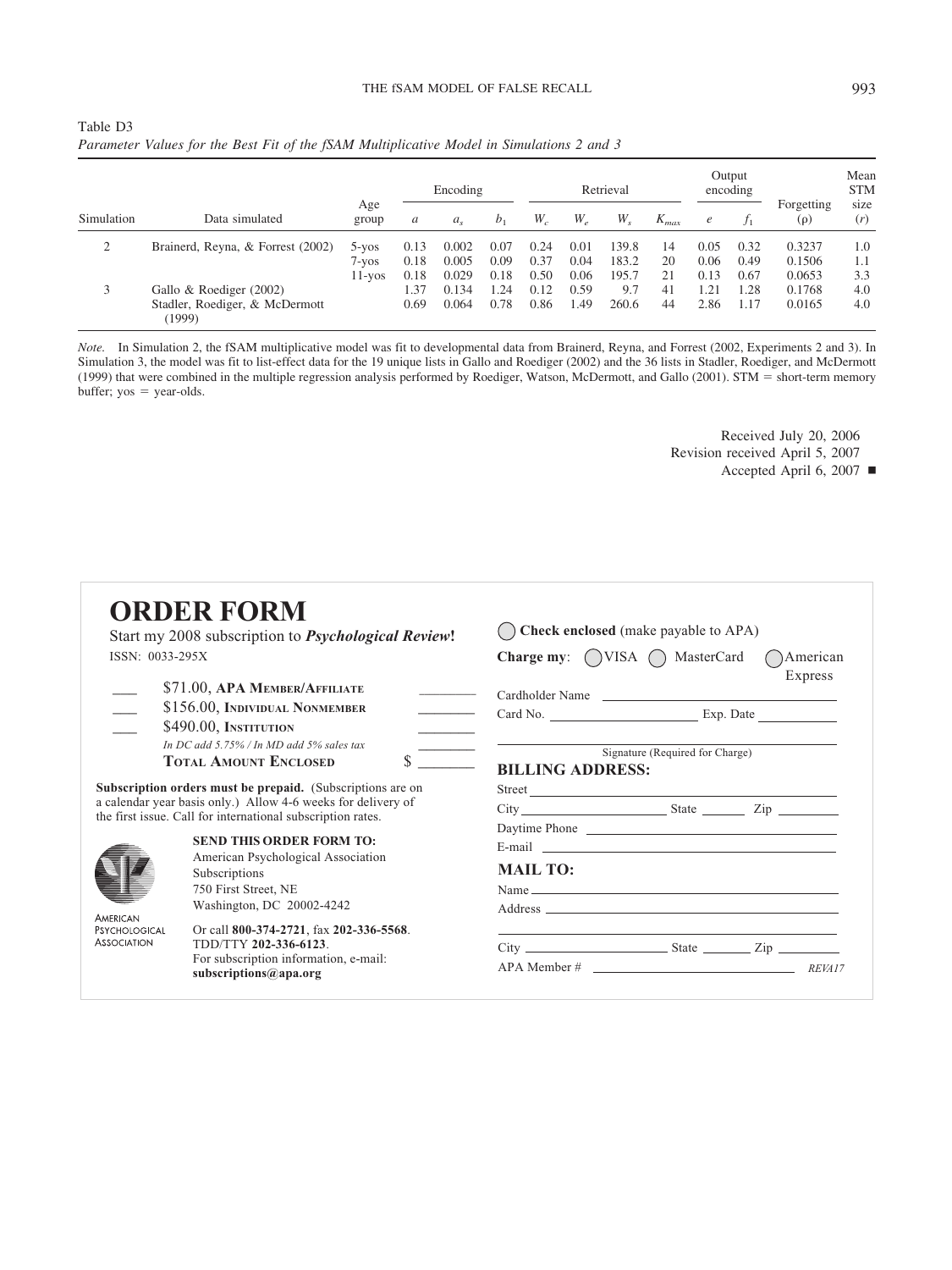Table D3
*Parameter Values for the Best Fit of the fSAM Multiplicative Model in Simulations 2 and 3*

| Simulation | Data simulated | Age group | Encoding | | | Retrieval | | | | Output encoding | | Forgetting ($\rho$) | Mean STM size ($r$) |
|---|---|---|---|---|---|---|---|---|---|---|---|---|---|
| | | | $a$ | $a_s$ | $b_1$ | $W_c$ | $W_e$ | $W_s$ | $K_{max}$ | $e$ | $f_1$ | | |
| 2 | Brainerd, Reyna, & Forrest (2002) | 5-yos | 0.13 | 0.002 | 0.07 | 0.24 | 0.01 | 139.8 | 14 | 0.05 | 0.32 | 0.3237 | 1.0 |
| | | 7-yos | 0.18 | 0.005 | 0.09 | 0.37 | 0.04 | 183.2 | 20 | 0.06 | 0.49 | 0.1506 | 1.1 |
| | | 11-yos | 0.18 | 0.029 | 0.18 | 0.50 | 0.06 | 195.7 | 21 | 0.13 | 0.67 | 0.0653 | 3.3 |
| 3 | Gallo & Roediger (2002) | | 1.37 | 0.134 | 1.24 | 0.12 | 0.59 | 9.7 | 41 | 1.21 | 1.28 | 0.1768 | 4.0 |
| | Stadler, Roediger, & McDermott (1999) | | 0.69 | 0.064 | 0.78 | 0.86 | 1.49 | 260.6 | 44 | 2.86 | 1.17 | 0.0165 | 4.0 |

*Note.* In Simulation 2, the fSAM multiplicative model was fit to developmental data from Brainerd, Reyna, and Forrest (2002, Experiments 2 and 3). In Simulation 3, the model was fit to list-effect data for the 19 unique lists in Gallo and Roediger (2002) and the 36 lists in Stadler, Roediger, and McDermott (1999) that were combined in the multiple regression analysis performed by Roediger, Watson, McDermott, and Gallo (2001). STM = short-term memory buffer; yos = year-olds.

Received July 20, 2006
Revision received April 5, 2007
Accepted April 6, 2007 ■

# ORDER FORM

Start my 2008 subscription to ***Psychological Review*!**
ISSN: 0033-295X

___ $71.00, **APA MEMBER/AFFILIATE** ________
___ $156.00, **INDIVIDUAL NONMEMBER** ________
___ $490.00, **INSTITUTION** ________
*In DC add 5.75% / In MD add 5% sales tax* ________
**TOTAL AMOUNT ENCLOSED** $ ________

**Subscription orders must be prepaid.** (Subscriptions are on a calendar year basis only.) Allow 4-6 weeks for delivery of the first issue. Call for international subscription rates.

**SEND THIS ORDER FORM TO:**
American Psychological Association
Subscriptions
750 First Street, NE
Washington, DC 20002-4242

AMERICAN PSYCHOLOGICAL ASSOCIATION

Or call **800-374-2721**, fax **202-336-5568**.
TDD/TTY **202-336-6123**.
For subscription information, e-mail:
**subscriptions@apa.org**

◯ **Check enclosed** (make payable to APA)

**Charge my**: ◯ VISA ◯ MasterCard ◯ American Express

Cardholder Name ____________________
Card No. ____________________ Exp. Date __________

____________________
Signature (Required for Charge)

**BILLING ADDRESS:**

Street ____________________
City ____________ State ______ Zip ________
Daytime Phone ____________________
E-mail ____________________

**MAIL TO:**

Name ____________________
Address ____________________
____________________
City ____________ State ______ Zip ________
APA Member # ____________________ *REVA17*